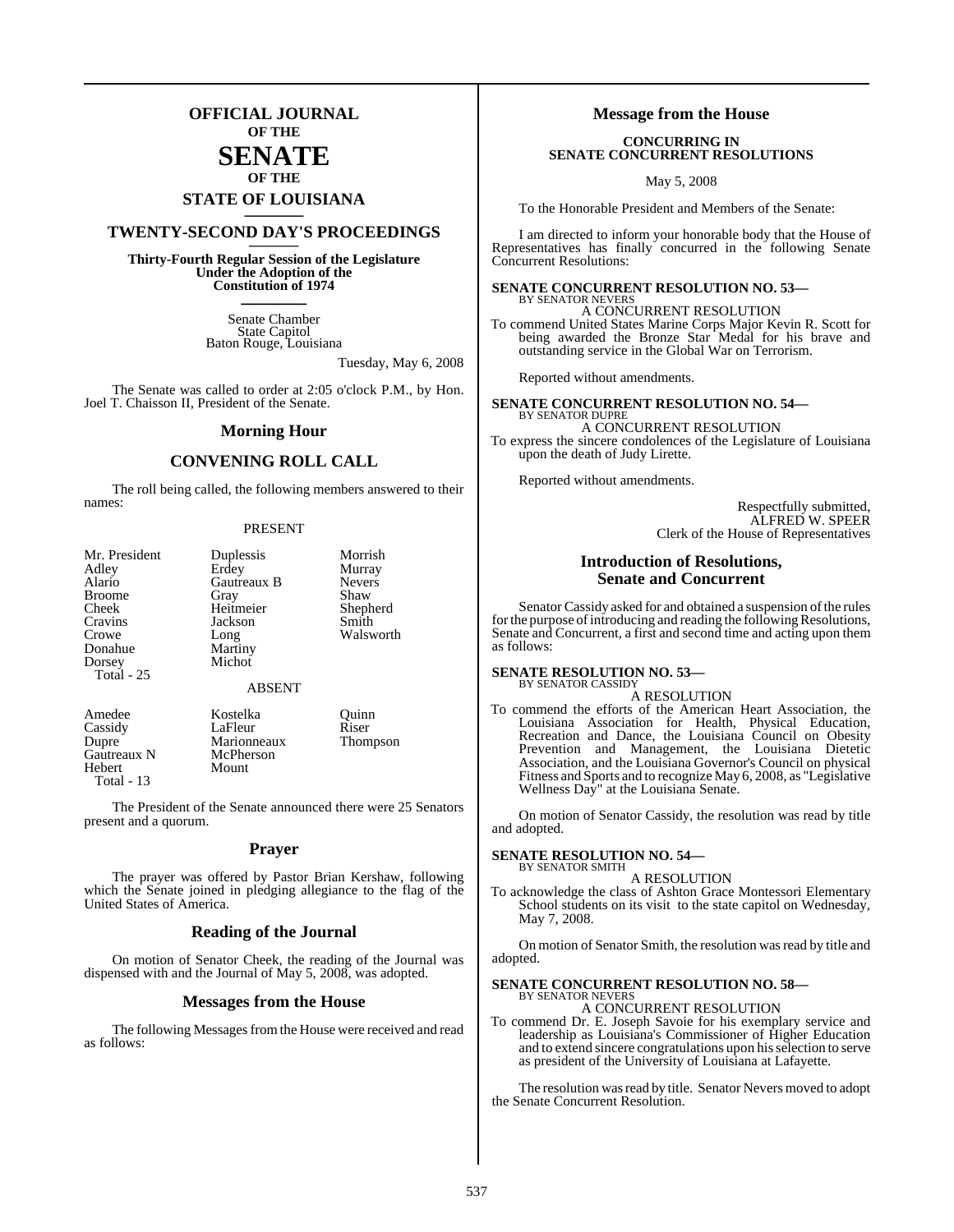# OFFICIAL JOURNAL OF THE SENATE OF THE STATE OF LOUISIANA

## TWENTY-SECOND DAY'S PROCEEDINGS

**Thirty-Fourth Regular Session of the Legislature Under the Adoption of the Constitution of 1974**

Senate Chamber
State Capitol
Baton Rouge, Louisiana

Tuesday, May 6, 2008

The Senate was called to order at 2:05 o'clock P.M., by Hon. Joel T. Chaisson II, President of the Senate.

## Morning Hour

## CONVENING ROLL CALL

The roll being called, the following members answered to their names:

PRESENT

| | | |
|---|---|---|
| Mr. President | Duplessis | Morrish |
| Adley | Erdey | Murray |
| Alario | Gautreaux B | Nevers |
| Broome | Gray | Shaw |
| Cheek | Heitmeier | Shepherd |
| Cravins | Jackson | Smith |
| Crowe | Long | Walsworth |
| Donahue | Martiny | |
| Dorsey | Michot | |
| Total - 25 | | |

ABSENT

| | | |
|---|---|---|
| Amedee | Kostelka | Quinn |
| Cassidy | LaFleur | Riser |
| Dupre | Marionneaux | Thompson |
| Gautreaux N | McPherson | |
| Hebert | Mount | |
| Total - 13 | | |

The President of the Senate announced there were 25 Senators present and a quorum.

## Prayer

The prayer was offered by Pastor Brian Kershaw, following which the Senate joined in pledging allegiance to the flag of the United States of America.

## Reading of the Journal

On motion of Senator Cheek, the reading of the Journal was dispensed with and the Journal of May 5, 2008, was adopted.

## Messages from the House

The following Messages from the House were received and read as follows:

## Message from the House

**CONCURRING IN SENATE CONCURRENT RESOLUTIONS**

May 5, 2008

To the Honorable President and Members of the Senate:

I am directed to inform your honorable body that the House of Representatives has finally concurred in the following Senate Concurrent Resolutions:

**SENATE CONCURRENT RESOLUTION NO. 53—**
BY SENATOR NEVERS

A CONCURRENT RESOLUTION

To commend United States Marine Corps Major Kevin R. Scott for being awarded the Bronze Star Medal for his brave and outstanding service in the Global War on Terrorism.

Reported without amendments.

**SENATE CONCURRENT RESOLUTION NO. 54—**
BY SENATOR DUPRE

A CONCURRENT RESOLUTION

To express the sincere condolences of the Legislature of Louisiana upon the death of Judy Lirette.

Reported without amendments.

Respectfully submitted,
ALFRED W. SPEER
Clerk of the House of Representatives

## Introduction of Resolutions, Senate and Concurrent

Senator Cassidy asked for and obtained a suspension of the rules for the purpose of introducing and reading the following Resolutions, Senate and Concurrent, a first and second time and acting upon them as follows:

**SENATE RESOLUTION NO. 53—**
BY SENATOR CASSIDY

A RESOLUTION

To commend the efforts of the American Heart Association, the Louisiana Association for Health, Physical Education, Recreation and Dance, the Louisiana Council on Obesity Prevention and Management, the Louisiana Dietetic Association, and the Louisiana Governor's Council on physical Fitness and Sports and to recognize May 6, 2008, as "Legislative Wellness Day" at the Louisiana Senate.

On motion of Senator Cassidy, the resolution was read by title and adopted.

**SENATE RESOLUTION NO. 54—**
BY SENATOR SMITH

A RESOLUTION

To acknowledge the class of Ashton Grace Montessori Elementary School students on its visit to the state capitol on Wednesday, May 7, 2008.

On motion of Senator Smith, the resolution was read by title and adopted.

**SENATE CONCURRENT RESOLUTION NO. 58—**
BY SENATOR NEVERS

A CONCURRENT RESOLUTION

To commend Dr. E. Joseph Savoie for his exemplary service and leadership as Louisiana's Commissioner of Higher Education and to extend sincere congratulations upon his selection to serve as president of the University of Louisiana at Lafayette.

The resolution was read by title. Senator Nevers moved to adopt the Senate Concurrent Resolution.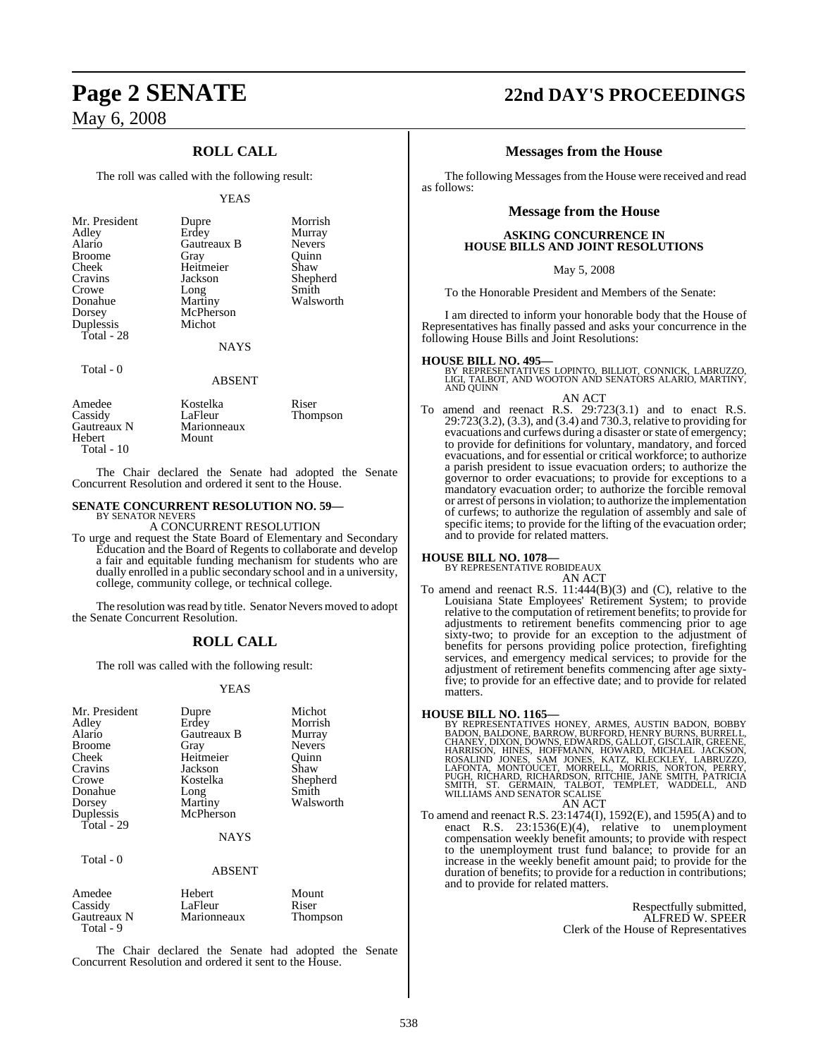## ROLL CALL

The roll was called with the following result:

YEAS

| | | |
|---|---|---|
| Mr. President | Dupre | Morrish |
| Adley | Erdey | Murray |
| Alario | Gautreaux B | Nevers |
| Broome | Gray | Quinn |
| Cheek | Heitmeier | Shaw |
| Cravins | Jackson | Shepherd |
| Crowe | Long | Smith |
| Donahue | Martiny | Walsworth |
| Dorsey | McPherson | |
| Duplessis | Michot | |
| Total - 28 | | |

NAYS

Total - 0

ABSENT

| | | |
|---|---|---|
| Amedee | Kostelka | Riser |
| Cassidy | LaFleur | Thompson |
| Gautreaux N | Marionneaux | |
| Hebert | Mount | |
| Total - 10 | | |

The Chair declared the Senate had adopted the Senate Concurrent Resolution and ordered it sent to the House.

**SENATE CONCURRENT RESOLUTION NO. 59—**
BY SENATOR NEVERS

A CONCURRENT RESOLUTION

To urge and request the State Board of Elementary and Secondary Education and the Board of Regents to collaborate and develop a fair and equitable funding mechanism for students who are dually enrolled in a public secondary school and in a university, college, community college, or technical college.

The resolution was read by title. Senator Nevers moved to adopt the Senate Concurrent Resolution.

## ROLL CALL

The roll was called with the following result:

YEAS

| | | |
|---|---|---|
| Mr. President | Dupre | Michot |
| Adley | Erdey | Morrish |
| Alario | Gautreaux B | Murray |
| Broome | Gray | Nevers |
| Cheek | Heitmeier | Quinn |
| Cravins | Jackson | Shaw |
| Crowe | Kostelka | Shepherd |
| Donahue | Long | Smith |
| Dorsey | Martiny | Walsworth |
| Duplessis | McPherson | |
| Total - 29 | | |

NAYS

Total - 0

ABSENT

| | | |
|---|---|---|
| Amedee | Hebert | Mount |
| Cassidy | LaFleur | Riser |
| Gautreaux N | Marionneaux | Thompson |
| Total - 9 | | |

The Chair declared the Senate had adopted the Senate Concurrent Resolution and ordered it sent to the House.

## Messages from the House

The following Messages from the House were received and read as follows:

## Message from the House

**ASKING CONCURRENCE IN HOUSE BILLS AND JOINT RESOLUTIONS**

May 5, 2008

To the Honorable President and Members of the Senate:

I am directed to inform your honorable body that the House of Representatives has finally passed and asks your concurrence in the following House Bills and Joint Resolutions:

**HOUSE BILL NO. 495—**
BY REPRESENTATIVES LOPINTO, BILLIOT, CONNICK, LABRUZZO, LIGI, TALBOT, AND WOOTON AND SENATORS ALARIO, MARTINY, AND QUINN

AN ACT

To amend and reenact R.S. 29:723(3.1) and to enact R.S. 29:723(3.2), (3.3), and (3.4) and 730.3, relative to providing for evacuations and curfews during a disaster or state of emergency; to provide for definitions for voluntary, mandatory, and forced evacuations, and for essential or critical workforce; to authorize a parish president to issue evacuation orders; to authorize the governor to order evacuations; to provide for exceptions to a mandatory evacuation order; to authorize the forcible removal or arrest of persons in violation; to authorize the implementation of curfews; to authorize the regulation of assembly and sale of specific items; to provide for the lifting of the evacuation order; and to provide for related matters.

**HOUSE BILL NO. 1078—**
BY REPRESENTATIVE ROBIDEAUX

AN ACT

To amend and reenact R.S. 11:444(B)(3) and (C), relative to the Louisiana State Employees' Retirement System; to provide relative to the computation of retirement benefits; to provide for adjustments to retirement benefits commencing prior to age sixty-two; to provide for an exception to the adjustment of benefits for persons providing police protection, firefighting services, and emergency medical services; to provide for the adjustment of retirement benefits commencing after age sixty-five; to provide for an effective date; and to provide for related matters.

**HOUSE BILL NO. 1165—**
BY REPRESENTATIVES HONEY, ARMES, AUSTIN BADON, BOBBY BADON, BALDONE, BARROW, BURFORD, HENRY BURNS, BURRELL, CHANEY, DIXON, DOWNS, EDWARDS, GALLOT, GISCLAIR, GREENE, HARRISON, HINES, HOFFMANN, HOWARD, MICHAEL JACKSON, ROSALIND JONES, SAM JONES, KATZ, KLECKLEY, LABRUZZO, LAFONTA, MONTOUCET, MORRELL, MORRIS, NORTON, PERRY, PUGH, RICHARD, RICHARDSON, RITCHIE, JANE SMITH, PATRICIA SMITH, ST. GERMAIN, TALBOT, TEMPLET, WADDELL, AND WILLIAMS AND SENATOR SCALISE

AN ACT

To amend and reenact R.S. 23:1474(I), 1592(E), and 1595(A) and to enact R.S. 23:1536(E)(4), relative to unemployment compensation weekly benefit amounts; to provide with respect to the unemployment trust fund balance; to provide for an increase in the weekly benefit amount paid; to provide for the duration of benefits; to provide for a reduction in contributions; and to provide for related matters.

Respectfully submitted,
ALFRED W. SPEER
Clerk of the House of Representatives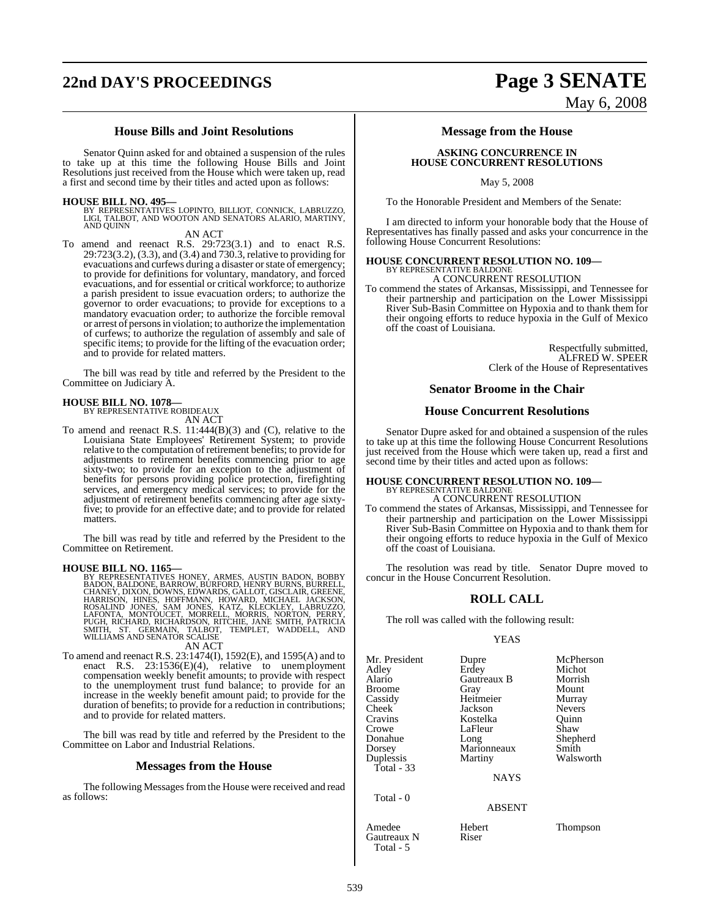## House Bills and Joint Resolutions

Senator Quinn asked for and obtained a suspension of the rules to take up at this time the following House Bills and Joint Resolutions just received from the House which were taken up, read a first and second time by their titles and acted upon as follows:

**HOUSE BILL NO. 495—**
BY REPRESENTATIVES LOPINTO, BILLIOT, CONNICK, LABRUZZO, LIGI, TALBOT, AND WOOTON AND SENATORS ALARIO, MARTINY, AND QUINN

AN ACT

To amend and reenact R.S. 29:723(3.1) and to enact R.S. 29:723(3.2), (3.3), and (3.4) and 730.3, relative to providing for evacuations and curfews during a disaster or state of emergency; to provide for definitions for voluntary, mandatory, and forced evacuations, and for essential or critical workforce; to authorize a parish president to issue evacuation orders; to authorize the governor to order evacuations; to provide for exceptions to a mandatory evacuation order; to authorize the forcible removal or arrest of persons in violation; to authorize the implementation of curfews; to authorize the regulation of assembly and sale of specific items; to provide for the lifting of the evacuation order; and to provide for related matters.

The bill was read by title and referred by the President to the Committee on Judiciary A.

**HOUSE BILL NO. 1078—**
BY REPRESENTATIVE ROBIDEAUX

AN ACT

To amend and reenact R.S. 11:444(B)(3) and (C), relative to the Louisiana State Employees' Retirement System; to provide relative to the computation of retirement benefits; to provide for adjustments to retirement benefits commencing prior to age sixty-two; to provide for an exception to the adjustment of benefits for persons providing police protection, firefighting services, and emergency medical services; to provide for the adjustment of retirement benefits commencing after age sixty-five; to provide for an effective date; and to provide for related matters.

The bill was read by title and referred by the President to the Committee on Retirement.

**HOUSE BILL NO. 1165—**
BY REPRESENTATIVES HONEY, ARMES, AUSTIN BADON, BOBBY BADON, BALDONE, BARROW, BURFORD, HENRY BURNS, BURRELL, CHANEY, DIXON, DOWNS, EDWARDS, GALLOT, GISCLAIR, GREENE, HARRISON, HINES, HOFFMANN, HOWARD, MICHAEL JACKSON, ROSALIND JONES, SAM JONES, KATZ, KLECKLEY, LABRUZZO, LAFONTA, MONTOUCET, MORRELL, MORRIS, NORTON, PERRY, PUGH, RICHARD, RICHARDSON, RITCHIE, JANE SMITH, PATRICIA SMITH, ST. GERMAIN, TALBOT, TEMPLET, WADDELL, AND WILLIAMS AND SENATOR SCALISE

AN ACT

To amend and reenact R.S. 23:1474(I), 1592(E), and 1595(A) and to enact R.S. 23:1536(E)(4), relative to unemployment compensation weekly benefit amounts; to provide with respect to the unemployment trust fund balance; to provide for an increase in the weekly benefit amount paid; to provide for the duration of benefits; to provide for a reduction in contributions; and to provide for related matters.

The bill was read by title and referred by the President to the Committee on Labor and Industrial Relations.

## Messages from the House

The following Messages from the House were received and read as follows:

## Message from the House

**ASKING CONCURRENCE IN HOUSE CONCURRENT RESOLUTIONS**

May 5, 2008

To the Honorable President and Members of the Senate:

I am directed to inform your honorable body that the House of Representatives has finally passed and asks your concurrence in the following House Concurrent Resolutions:

**HOUSE CONCURRENT RESOLUTION NO. 109—**
BY REPRESENTATIVE BALDONE

A CONCURRENT RESOLUTION

To commend the states of Arkansas, Mississippi, and Tennessee for their partnership and participation on the Lower Mississippi River Sub-Basin Committee on Hypoxia and to thank them for their ongoing efforts to reduce hypoxia in the Gulf of Mexico off the coast of Louisiana.

Respectfully submitted,
ALFRED W. SPEER
Clerk of the House of Representatives

## Senator Broome in the Chair

## House Concurrent Resolutions

Senator Dupre asked for and obtained a suspension of the rules to take up at this time the following House Concurrent Resolutions just received from the House which were taken up, read a first and second time by their titles and acted upon as follows:

**HOUSE CONCURRENT RESOLUTION NO. 109—**
BY REPRESENTATIVE BALDONE

A CONCURRENT RESOLUTION

To commend the states of Arkansas, Mississippi, and Tennessee for their partnership and participation on the Lower Mississippi River Sub-Basin Committee on Hypoxia and to thank them for their ongoing efforts to reduce hypoxia in the Gulf of Mexico off the coast of Louisiana.

The resolution was read by title. Senator Dupre moved to concur in the House Concurrent Resolution.

## ROLL CALL

The roll was called with the following result:

YEAS

| | | |
|---|---|---|
| Mr. President | Dupre | McPherson |
| Adley | Erdey | Michot |
| Alario | Gautreaux B | Morrish |
| Broome | Gray | Mount |
| Cassidy | Heitmeier | Murray |
| Cheek | Jackson | Nevers |
| Cravins | Kostelka | Quinn |
| Crowe | LaFleur | Shaw |
| Donahue | Long | Shepherd |
| Dorsey | Marionneaux | Smith |
| Duplessis | Martiny | Walsworth |

Total - 33

NAYS

Total - 0

ABSENT

| | | |
|---|---|---|
| Amedee | Hebert | Thompson |
| Gautreaux N | Riser | |

Total - 5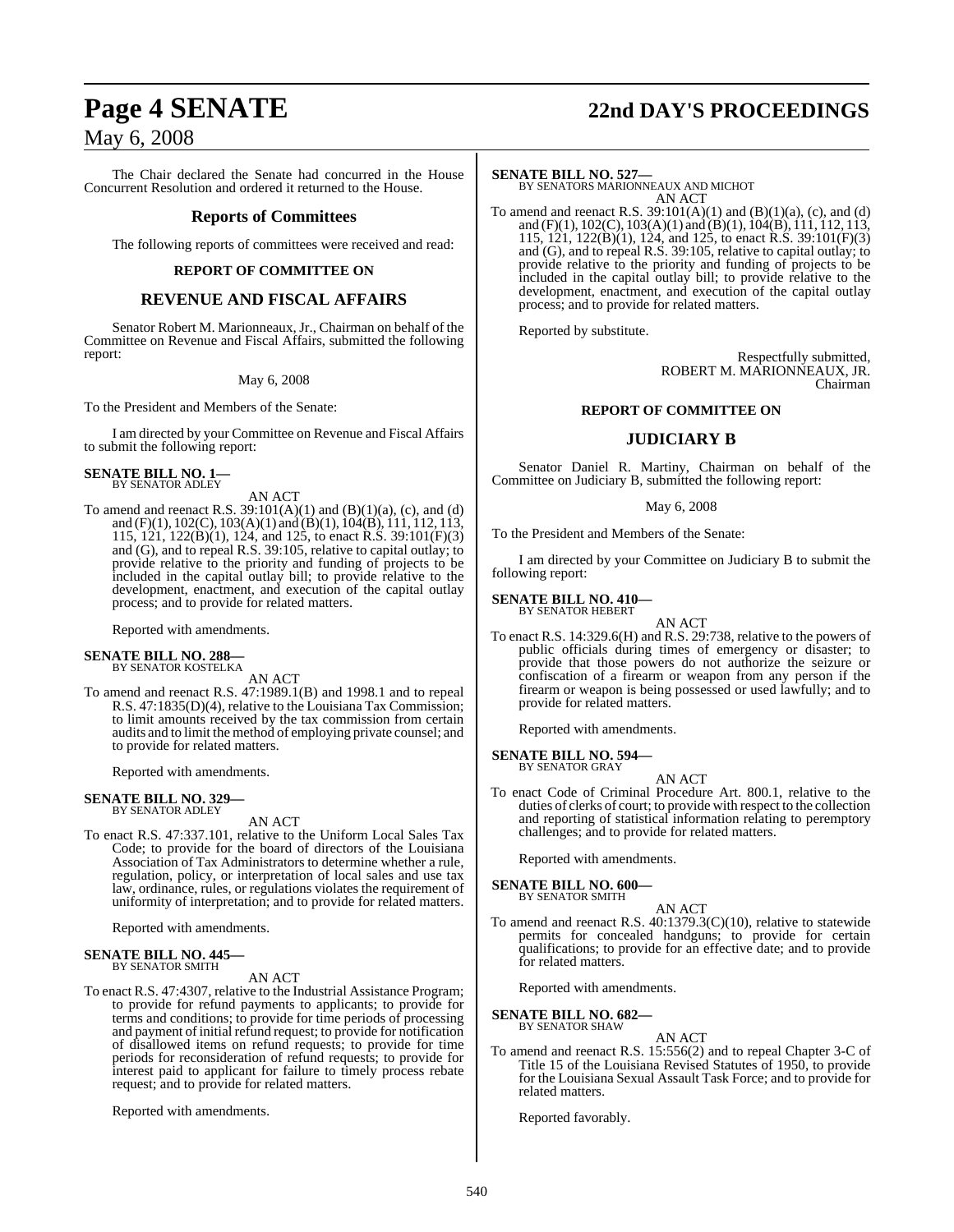The Chair declared the Senate had concurred in the House Concurrent Resolution and ordered it returned to the House.

## Reports of Committees

The following reports of committees were received and read:

### REPORT OF COMMITTEE ON

## REVENUE AND FISCAL AFFAIRS

Senator Robert M. Marionneaux, Jr., Chairman on behalf of the Committee on Revenue and Fiscal Affairs, submitted the following report:

May 6, 2008

To the President and Members of the Senate:

I am directed by your Committee on Revenue and Fiscal Affairs to submit the following report:

**SENATE BILL NO. 1—**
BY SENATOR ADLEY

AN ACT

To amend and reenact R.S. 39:101(A)(1) and (B)(1)(a), (c), and (d) and (F)(1), 102(C), 103(A)(1) and (B)(1), 104(B), 111, 112, 113, 115, 121, 122(B)(1), 124, and 125, to enact R.S. 39:101(F)(3) and (G), and to repeal R.S. 39:105, relative to capital outlay; to provide relative to the priority and funding of projects to be included in the capital outlay bill; to provide relative to the development, enactment, and execution of the capital outlay process; and to provide for related matters.

Reported with amendments.

**SENATE BILL NO. 288—**
BY SENATOR KOSTELKA

AN ACT

To amend and reenact R.S. 47:1989.1(B) and 1998.1 and to repeal R.S. 47:1835(D)(4), relative to the Louisiana Tax Commission; to limit amounts received by the tax commission from certain audits and to limit the method of employing private counsel; and to provide for related matters.

Reported with amendments.

**SENATE BILL NO. 329—**
BY SENATOR ADLEY

AN ACT

To enact R.S. 47:337.101, relative to the Uniform Local Sales Tax Code; to provide for the board of directors of the Louisiana Association of Tax Administrators to determine whether a rule, regulation, policy, or interpretation of local sales and use tax law, ordinance, rules, or regulations violates the requirement of uniformity of interpretation; and to provide for related matters.

Reported with amendments.

**SENATE BILL NO. 445—**
BY SENATOR SMITH

AN ACT

To enact R.S. 47:4307, relative to the Industrial Assistance Program; to provide for refund payments to applicants; to provide for terms and conditions; to provide for time periods of processing and payment of initial refund request; to provide for notification of disallowed items on refund requests; to provide for time periods for reconsideration of refund requests; to provide for interest paid to applicant for failure to timely process rebate request; and to provide for related matters.

Reported with amendments.

**SENATE BILL NO. 527—**
BY SENATORS MARIONNEAUX AND MICHOT

AN ACT

To amend and reenact R.S. 39:101(A)(1) and (B)(1)(a), (c), and (d) and (F)(1), 102(C), 103(A)(1) and (B)(1), 104(B), 111, 112, 113, 115, 121, 122(B)(1), 124, and 125, to enact R.S. 39:101(F)(3) and (G), and to repeal R.S. 39:105, relative to capital outlay; to provide relative to the priority and funding of projects to be included in the capital outlay bill; to provide relative to the development, enactment, and execution of the capital outlay process; and to provide for related matters.

Reported by substitute.

Respectfully submitted,
ROBERT M. MARIONNEAUX, JR.
Chairman

### REPORT OF COMMITTEE ON

## JUDICIARY B

Senator Daniel R. Martiny, Chairman on behalf of the Committee on Judiciary B, submitted the following report:

May 6, 2008

To the President and Members of the Senate:

I am directed by your Committee on Judiciary B to submit the following report:

**SENATE BILL NO. 410—**
BY SENATOR HEBERT

AN ACT

To enact R.S. 14:329.6(H) and R.S. 29:738, relative to the powers of public officials during times of emergency or disaster; to provide that those powers do not authorize the seizure or confiscation of a firearm or weapon from any person if the firearm or weapon is being possessed or used lawfully; and to provide for related matters.

Reported with amendments.

**SENATE BILL NO. 594—**
BY SENATOR GRAY

AN ACT

To enact Code of Criminal Procedure Art. 800.1, relative to the duties of clerks of court; to provide with respect to the collection and reporting of statistical information relating to peremptory challenges; and to provide for related matters.

Reported with amendments.

**SENATE BILL NO. 600—**
BY SENATOR SMITH

AN ACT

To amend and reenact R.S. 40:1379.3(C)(10), relative to statewide permits for concealed handguns; to provide for certain qualifications; to provide for an effective date; and to provide for related matters.

Reported with amendments.

**SENATE BILL NO. 682—**
BY SENATOR SHAW

AN ACT

To amend and reenact R.S. 15:556(2) and to repeal Chapter 3-C of Title 15 of the Louisiana Revised Statutes of 1950, to provide for the Louisiana Sexual Assault Task Force; and to provide for related matters.

Reported favorably.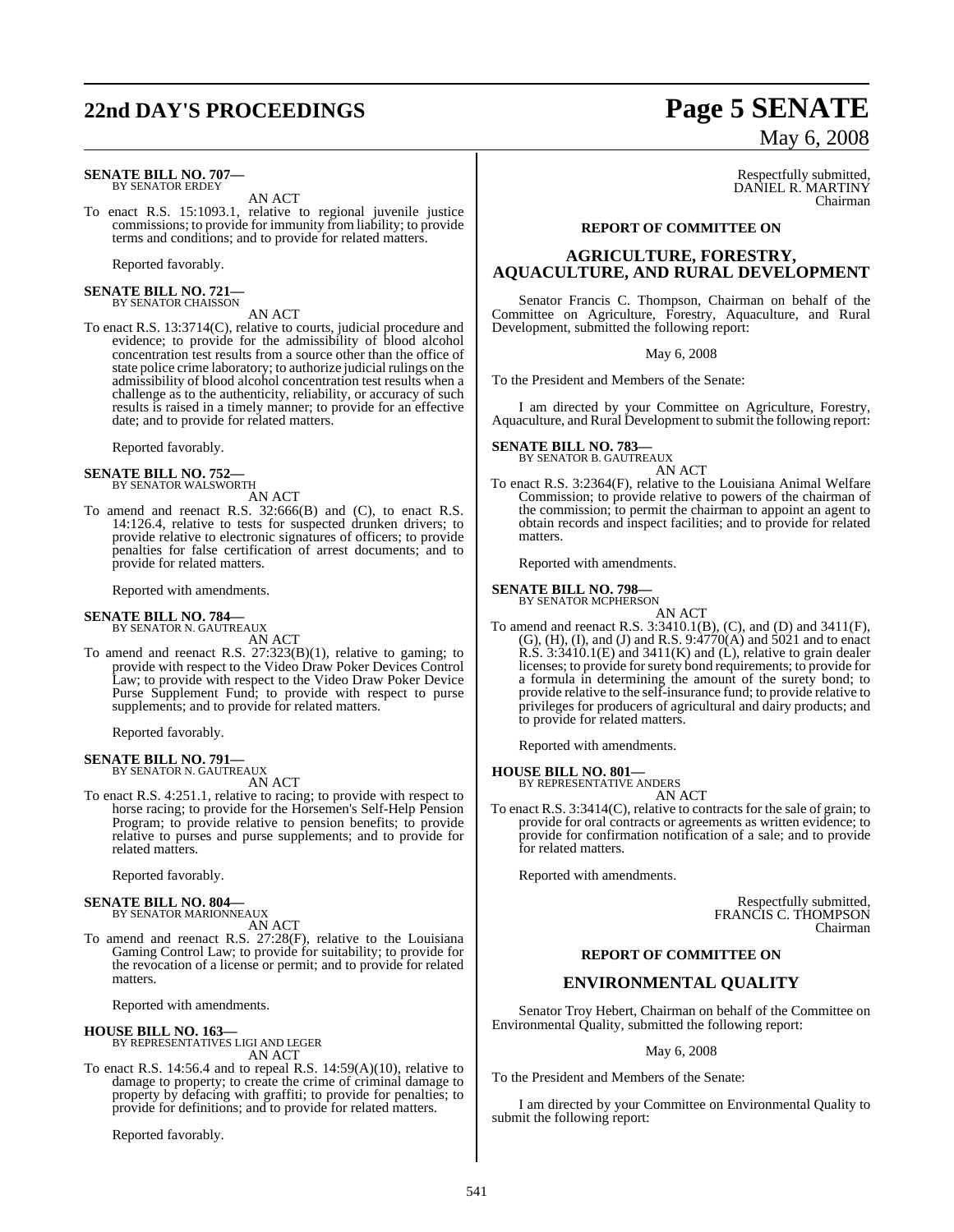**SENATE BILL NO. 707—**
BY SENATOR ERDEY

AN ACT

To enact R.S. 15:1093.1, relative to regional juvenile justice commissions; to provide for immunity from liability; to provide terms and conditions; and to provide for related matters.

Reported favorably.

**SENATE BILL NO. 721—**
BY SENATOR CHAISSON

AN ACT

To enact R.S. 13:3714(C), relative to courts, judicial procedure and evidence; to provide for the admissibility of blood alcohol concentration test results from a source other than the office of state police crime laboratory; to authorize judicial rulings on the admissibility of blood alcohol concentration test results when a challenge as to the authenticity, reliability, or accuracy of such results is raised in a timely manner; to provide for an effective date; and to provide for related matters.

Reported favorably.

**SENATE BILL NO. 752—**
BY SENATOR WALSWORTH

AN ACT

To amend and reenact R.S. 32:666(B) and (C), to enact R.S. 14:126.4, relative to tests for suspected drunken drivers; to provide relative to electronic signatures of officers; to provide penalties for false certification of arrest documents; and to provide for related matters.

Reported with amendments.

**SENATE BILL NO. 784—**
BY SENATOR N. GAUTREAUX

AN ACT

To amend and reenact R.S. 27:323(B)(1), relative to gaming; to provide with respect to the Video Draw Poker Devices Control Law; to provide with respect to the Video Draw Poker Device Purse Supplement Fund; to provide with respect to purse supplements; and to provide for related matters.

Reported favorably.

**SENATE BILL NO. 791—**
BY SENATOR N. GAUTREAUX

AN ACT

To enact R.S. 4:251.1, relative to racing; to provide with respect to horse racing; to provide for the Horsemen's Self-Help Pension Program; to provide relative to pension benefits; to provide relative to purses and purse supplements; and to provide for related matters.

Reported favorably.

**SENATE BILL NO. 804—**
BY SENATOR MARIONNEAUX

AN ACT

To amend and reenact R.S. 27:28(F), relative to the Louisiana Gaming Control Law; to provide for suitability; to provide for the revocation of a license or permit; and to provide for related matters.

Reported with amendments.

**HOUSE BILL NO. 163—**
BY REPRESENTATIVES LIGI AND LEGER

AN ACT

To enact R.S. 14:56.4 and to repeal R.S. 14:59(A)(10), relative to damage to property; to create the crime of criminal damage to property by defacing with graffiti; to provide for penalties; to provide for definitions; and to provide for related matters.

Reported favorably.

Respectfully submitted,
DANIEL R. MARTINY
Chairman

**REPORT OF COMMITTEE ON**

## AGRICULTURE, FORESTRY, AQUACULTURE, AND RURAL DEVELOPMENT

Senator Francis C. Thompson, Chairman on behalf of the Committee on Agriculture, Forestry, Aquaculture, and Rural Development, submitted the following report:

May 6, 2008

To the President and Members of the Senate:

I am directed by your Committee on Agriculture, Forestry, Aquaculture, and Rural Development to submit the following report:

**SENATE BILL NO. 783—**
BY SENATOR B. GAUTREAUX

AN ACT

To enact R.S. 3:2364(F), relative to the Louisiana Animal Welfare Commission; to provide relative to powers of the chairman of the commission; to permit the chairman to appoint an agent to obtain records and inspect facilities; and to provide for related matters.

Reported with amendments.

**SENATE BILL NO. 798—**
BY SENATOR MCPHERSON

AN ACT

To amend and reenact R.S. 3:3410.1(B), (C), and (D) and 3411(F), (G), (H), (I), and (J) and R.S. 9:4770(A) and 5021 and to enact R.S. 3:3410.1(E) and 3411(K) and (L), relative to grain dealer licenses; to provide for surety bond requirements; to provide for a formula in determining the amount of the surety bond; to provide relative to the self-insurance fund; to provide relative to privileges for producers of agricultural and dairy products; and to provide for related matters.

Reported with amendments.

**HOUSE BILL NO. 801—**
BY REPRESENTATIVE ANDERS

AN ACT

To enact R.S. 3:3414(C), relative to contracts for the sale of grain; to provide for oral contracts or agreements as written evidence; to provide for confirmation notification of a sale; and to provide for related matters.

Reported with amendments.

Respectfully submitted,
FRANCIS C. THOMPSON
Chairman

**REPORT OF COMMITTEE ON**

## ENVIRONMENTAL QUALITY

Senator Troy Hebert, Chairman on behalf of the Committee on Environmental Quality, submitted the following report:

May 6, 2008

To the President and Members of the Senate:

I am directed by your Committee on Environmental Quality to submit the following report: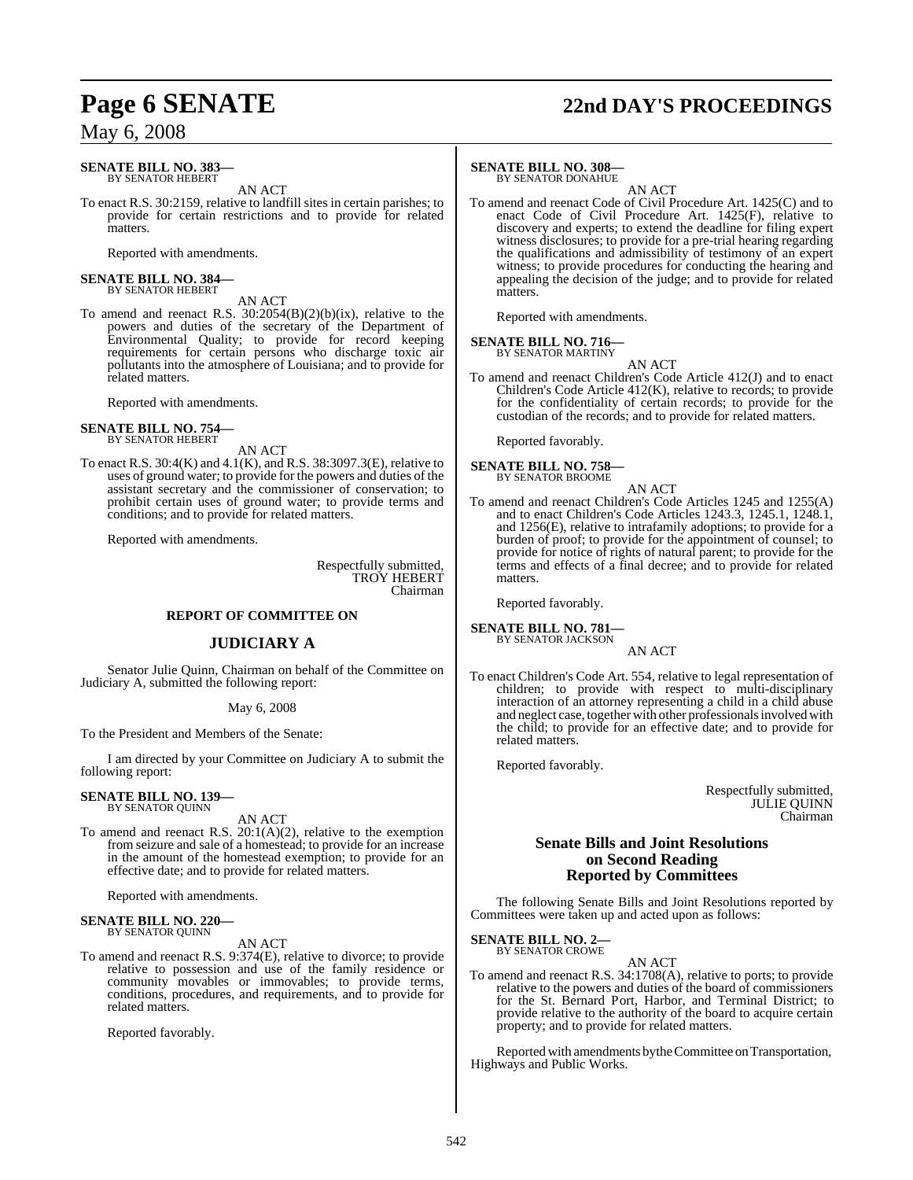**SENATE BILL NO. 383—**
BY SENATOR HEBERT

AN ACT

To enact R.S. 30:2159, relative to landfill sites in certain parishes; to provide for certain restrictions and to provide for related matters.

Reported with amendments.

**SENATE BILL NO. 384—**
BY SENATOR HEBERT

AN ACT

To amend and reenact R.S. 30:2054(B)(2)(b)(ix), relative to the powers and duties of the secretary of the Department of Environmental Quality; to provide for record keeping requirements for certain persons who discharge toxic air pollutants into the atmosphere of Louisiana; and to provide for related matters.

Reported with amendments.

**SENATE BILL NO. 754—**
BY SENATOR HEBERT

AN ACT

To enact R.S. 30:4(K) and 4.1(K), and R.S. 38:3097.3(E), relative to uses of ground water; to provide for the powers and duties of the assistant secretary and the commissioner of conservation; to prohibit certain uses of ground water; to provide terms and conditions; and to provide for related matters.

Reported with amendments.

Respectfully submitted,
TROY HEBERT
Chairman

**REPORT OF COMMITTEE ON**

## JUDICIARY A

Senator Julie Quinn, Chairman on behalf of the Committee on Judiciary A, submitted the following report:

May 6, 2008

To the President and Members of the Senate:

I am directed by your Committee on Judiciary A to submit the following report:

**SENATE BILL NO. 139—**
BY SENATOR QUINN

AN ACT

To amend and reenact R.S. 20:1(A)(2), relative to the exemption from seizure and sale of a homestead; to provide for an increase in the amount of the homestead exemption; to provide for an effective date; and to provide for related matters.

Reported with amendments.

**SENATE BILL NO. 220—**
BY SENATOR QUINN

AN ACT

To amend and reenact R.S. 9:374(E), relative to divorce; to provide relative to possession and use of the family residence or community movables or immovables; to provide terms, conditions, procedures, and requirements, and to provide for related matters.

Reported favorably.

**SENATE BILL NO. 308—**
BY SENATOR DONAHUE

AN ACT

To amend and reenact Code of Civil Procedure Art. 1425(C) and to enact Code of Civil Procedure Art. 1425(F), relative to discovery and experts; to extend the deadline for filing expert witness disclosures; to provide for a pre-trial hearing regarding the qualifications and admissibility of testimony of an expert witness; to provide procedures for conducting the hearing and appealing the decision of the judge; and to provide for related matters.

Reported with amendments.

**SENATE BILL NO. 716—**
BY SENATOR MARTINY

AN ACT

To amend and reenact Children's Code Article 412(J) and to enact Children's Code Article 412(K), relative to records; to provide for the confidentiality of certain records; to provide for the custodian of the records; and to provide for related matters.

Reported favorably.

**SENATE BILL NO. 758—**
BY SENATOR BROOME

AN ACT

To amend and reenact Children's Code Articles 1245 and 1255(A) and to enact Children's Code Articles 1243.3, 1245.1, 1248.1, and 1256(E), relative to intrafamily adoptions; to provide for a burden of proof; to provide for the appointment of counsel; to provide for notice of rights of natural parent; to provide for the terms and effects of a final decree; and to provide for related matters.

Reported favorably.

**SENATE BILL NO. 781—**
BY SENATOR JACKSON

AN ACT

To enact Children's Code Art. 554, relative to legal representation of children; to provide with respect to multi-disciplinary interaction of an attorney representing a child in a child abuse and neglect case, together with other professionals involved with the child; to provide for an effective date; and to provide for related matters.

Reported favorably.

Respectfully submitted,
JULIE QUINN
Chairman

## Senate Bills and Joint Resolutions on Second Reading Reported by Committees

The following Senate Bills and Joint Resolutions reported by Committees were taken up and acted upon as follows:

**SENATE BILL NO. 2—**
BY SENATOR CROWE

AN ACT

To amend and reenact R.S. 34:1708(A), relative to ports; to provide relative to the powers and duties of the board of commissioners for the St. Bernard Port, Harbor, and Terminal District; to provide relative to the authority of the board to acquire certain property; and to provide for related matters.

Reported with amendments by the Committee on Transportation, Highways and Public Works.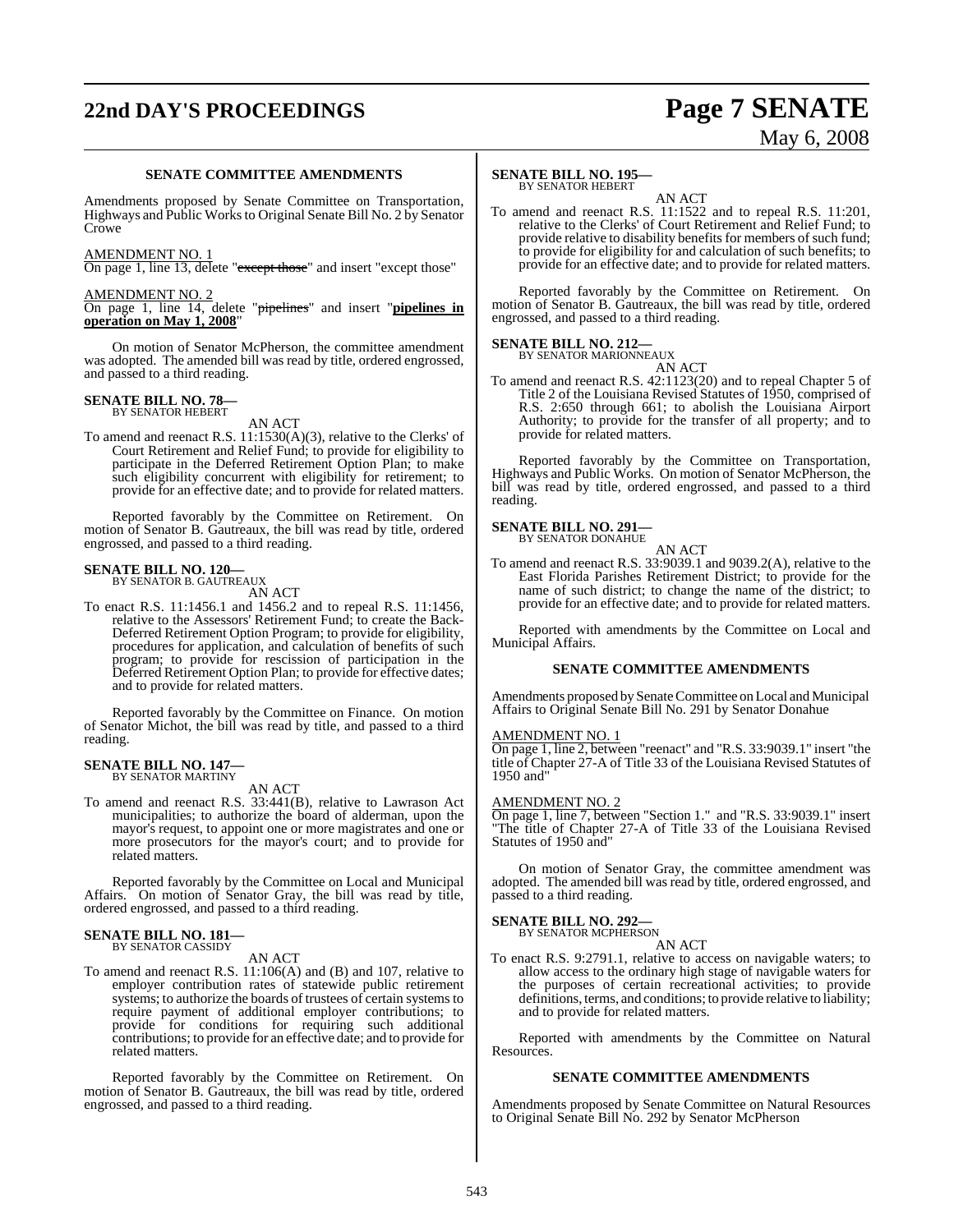**SENATE COMMITTEE AMENDMENTS**

Amendments proposed by Senate Committee on Transportation, Highways and Public Works to Original Senate Bill No. 2 by Senator Crowe

AMENDMENT NO. 1
On page 1, line 13, delete "~~except those~~" and insert "except those"

AMENDMENT NO. 2
On page 1, line 14, delete "~~pipelines~~" and insert "**pipelines in operation on May 1, 2008**"

On motion of Senator McPherson, the committee amendment was adopted. The amended bill was read by title, ordered engrossed, and passed to a third reading.

**SENATE BILL NO. 78—**
BY SENATOR HEBERT

AN ACT

To amend and reenact R.S. 11:1530(A)(3), relative to the Clerks' of Court Retirement and Relief Fund; to provide for eligibility to participate in the Deferred Retirement Option Plan; to make such eligibility concurrent with eligibility for retirement; to provide for an effective date; and to provide for related matters.

Reported favorably by the Committee on Retirement. On motion of Senator B. Gautreaux, the bill was read by title, ordered engrossed, and passed to a third reading.

**SENATE BILL NO. 120—**
BY SENATOR B. GAUTREAUX

AN ACT

To enact R.S. 11:1456.1 and 1456.2 and to repeal R.S. 11:1456, relative to the Assessors' Retirement Fund; to create the Back-Deferred Retirement Option Program; to provide for eligibility, procedures for application, and calculation of benefits of such program; to provide for rescission of participation in the Deferred Retirement Option Plan; to provide for effective dates; and to provide for related matters.

Reported favorably by the Committee on Finance. On motion of Senator Michot, the bill was read by title, and passed to a third reading.

**SENATE BILL NO. 147—**
BY SENATOR MARTINY

AN ACT

To amend and reenact R.S. 33:441(B), relative to Lawrason Act municipalities; to authorize the board of alderman, upon the mayor's request, to appoint one or more magistrates and one or more prosecutors for the mayor's court; and to provide for related matters.

Reported favorably by the Committee on Local and Municipal Affairs. On motion of Senator Gray, the bill was read by title, ordered engrossed, and passed to a third reading.

**SENATE BILL NO. 181—**
BY SENATOR CASSIDY

AN ACT

To amend and reenact R.S. 11:106(A) and (B) and 107, relative to employer contribution rates of statewide public retirement systems; to authorize the boards of trustees of certain systems to require payment of additional employer contributions; to provide for conditions for requiring such additional contributions; to provide for an effective date; and to provide for related matters.

Reported favorably by the Committee on Retirement. On motion of Senator B. Gautreaux, the bill was read by title, ordered engrossed, and passed to a third reading.

**SENATE BILL NO. 195—**
BY SENATOR HEBERT

AN ACT

To amend and reenact R.S. 11:1522 and to repeal R.S. 11:201, relative to the Clerks' of Court Retirement and Relief Fund; to provide relative to disability benefits for members of such fund; to provide for eligibility for and calculation of such benefits; to provide for an effective date; and to provide for related matters.

Reported favorably by the Committee on Retirement. On motion of Senator B. Gautreaux, the bill was read by title, ordered engrossed, and passed to a third reading.

**SENATE BILL NO. 212—**
BY SENATOR MARIONNEAUX

AN ACT

To amend and reenact R.S. 42:1123(20) and to repeal Chapter 5 of Title 2 of the Louisiana Revised Statutes of 1950, comprised of R.S. 2:650 through 661; to abolish the Louisiana Airport Authority; to provide for the transfer of all property; and to provide for related matters.

Reported favorably by the Committee on Transportation, Highways and Public Works. On motion of Senator McPherson, the bill was read by title, ordered engrossed, and passed to a third reading.

**SENATE BILL NO. 291—**
BY SENATOR DONAHUE

AN ACT

To amend and reenact R.S. 33:9039.1 and 9039.2(A), relative to the East Florida Parishes Retirement District; to provide for the name of such district; to change the name of the district; to provide for an effective date; and to provide for related matters.

Reported with amendments by the Committee on Local and Municipal Affairs.

**SENATE COMMITTEE AMENDMENTS**

Amendments proposed by Senate Committee on Local and Municipal Affairs to Original Senate Bill No. 291 by Senator Donahue

AMENDMENT NO. 1
On page 1, line 2, between "reenact" and "R.S. 33:9039.1" insert "the title of Chapter 27-A of Title 33 of the Louisiana Revised Statutes of 1950 and"

AMENDMENT NO. 2
On page 1, line 7, between "Section 1." and "R.S. 33:9039.1" insert "The title of Chapter 27-A of Title 33 of the Louisiana Revised Statutes of 1950 and"

On motion of Senator Gray, the committee amendment was adopted. The amended bill was read by title, ordered engrossed, and passed to a third reading.

**SENATE BILL NO. 292—**
BY SENATOR MCPHERSON

AN ACT

To enact R.S. 9:2791.1, relative to access on navigable waters; to allow access to the ordinary high stage of navigable waters for the purposes of certain recreational activities; to provide definitions, terms, and conditions; to provide relative to liability; and to provide for related matters.

Reported with amendments by the Committee on Natural Resources.

**SENATE COMMITTEE AMENDMENTS**

Amendments proposed by Senate Committee on Natural Resources to Original Senate Bill No. 292 by Senator McPherson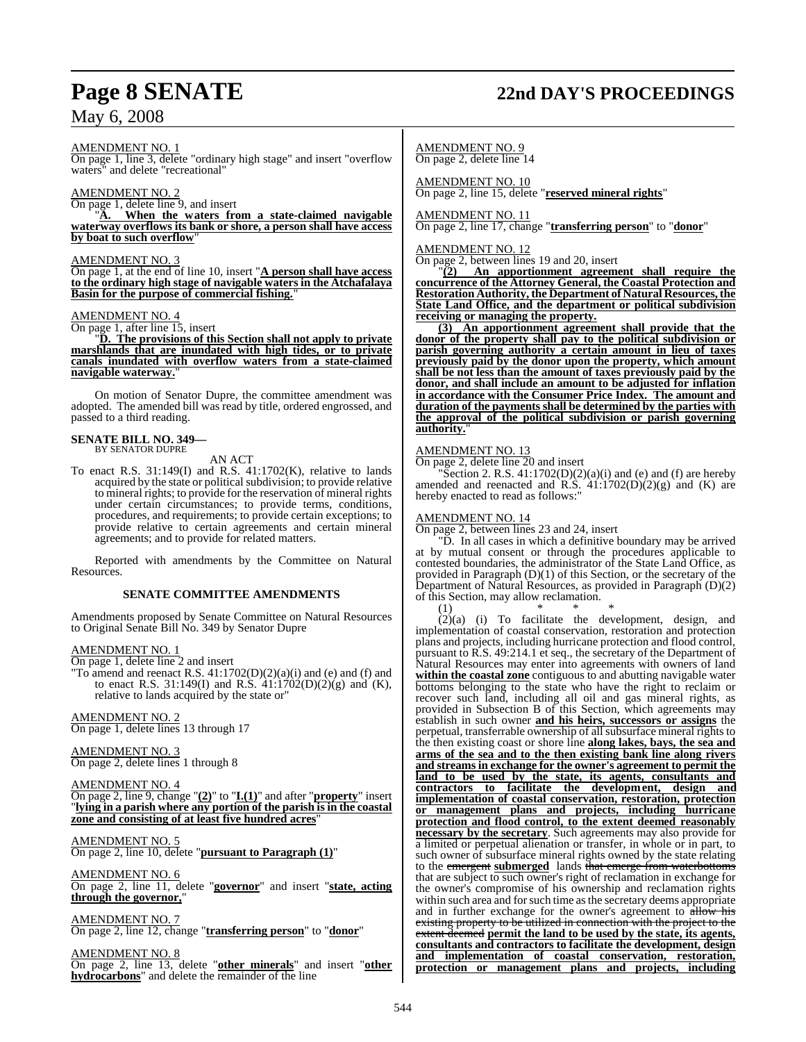AMENDMENT NO. 1

On page 1, line 3, delete "ordinary high stage" and insert "overflow waters" and delete "recreational"

AMENDMENT NO. 2

On page 1, delete line 9, and insert

"**A. When the waters from a state-claimed navigable waterway overflows its bank or shore, a person shall have access by boat to such overflow**"

AMENDMENT NO. 3

On page 1, at the end of line 10, insert "**A person shall have access to the ordinary high stage of navigable waters in the Atchafalaya Basin for the purpose of commercial fishing.**"

AMENDMENT NO. 4

On page 1, after line 15, insert

"**D. The provisions of this Section shall not apply to private marshlands that are inundated with high tides, or to private canals inundated with overflow waters from a state-claimed navigable waterway.**"

On motion of Senator Dupre, the committee amendment was adopted. The amended bill was read by title, ordered engrossed, and passed to a third reading.

**SENATE BILL NO. 349—**
BY SENATOR DUPRE

AN ACT

To enact R.S. 31:149(I) and R.S. 41:1702(K), relative to lands acquired by the state or political subdivision; to provide relative to mineral rights; to provide for the reservation of mineral rights under certain circumstances; to provide terms, conditions, procedures, and requirements; to provide certain exceptions; to provide relative to certain agreements and certain mineral agreements; and to provide for related matters.

Reported with amendments by the Committee on Natural Resources.

**SENATE COMMITTEE AMENDMENTS**

Amendments proposed by Senate Committee on Natural Resources to Original Senate Bill No. 349 by Senator Dupre

AMENDMENT NO. 1

On page 1, delete line 2 and insert

"To amend and reenact R.S. 41:1702(D)(2)(a)(i) and (e) and (f) and to enact R.S. 31:149(I) and R.S. 41:1702(D)(2)(g) and (K), relative to lands acquired by the state or"

AMENDMENT NO. 2

On page 1, delete lines 13 through 17

AMENDMENT NO. 3

On page 2, delete lines 1 through 8

AMENDMENT NO. 4

On page 2, line 9, change "**(2)**" to "**I.(1)**" and after "**property**" insert "**lying in a parish where any portion of the parish is in the coastal zone and consisting of at least five hundred acres**"

AMENDMENT NO. 5

On page 2, line 10, delete "**pursuant to Paragraph (1)**"

AMENDMENT NO. 6

On page 2, line 11, delete "**governor**" and insert "**state, acting through the governor,**"

AMENDMENT NO. 7

On page 2, line 12, change "**transferring person**" to "**donor**"

AMENDMENT NO. 8

On page 2, line 13, delete "**other minerals**" and insert "**other hydrocarbons**" and delete the remainder of the line

AMENDMENT NO. 9

On page 2, delete line 14

AMENDMENT NO. 10

On page 2, line 15, delete "**reserved mineral rights**"

AMENDMENT NO. 11

On page 2, line 17, change "**transferring person**" to "**donor**"

AMENDMENT NO. 12

On page 2, between lines 19 and 20, insert

"**(2) An apportionment agreement shall require the concurrence of the Attorney General, the Coastal Protection and Restoration Authority, the Department of Natural Resources, the State Land Office, and the department or political subdivision receiving or managing the property.**

**(3) An apportionment agreement shall provide that the donor of the property shall pay to the political subdivision or parish governing authority a certain amount in lieu of taxes previously paid by the donor upon the property, which amount shall be not less than the amount of taxes previously paid by the donor, and shall include an amount to be adjusted for inflation in accordance with the Consumer Price Index. The amount and duration of the payments shall be determined by the parties with the approval of the political subdivision or parish governing authority.**"

AMENDMENT NO. 13

On page 2, delete line 20 and insert

"Section 2. R.S. 41:1702(D)(2)(a)(i) and (e) and (f) are hereby amended and reenacted and R.S. 41:1702(D)(2)(g) and (K) are hereby enacted to read as follows:"

AMENDMENT NO. 14

On page 2, between lines 23 and 24, insert

"D. In all cases in which a definitive boundary may be arrived at by mutual consent or through the procedures applicable to contested boundaries, the administrator of the State Land Office, as provided in Paragraph (D)(1) of this Section, or the secretary of the Department of Natural Resources, as provided in Paragraph (D)(2) of this Section, may allow reclamation.

(1) \* \* \*

(2)(a) (i) To facilitate the development, design, and implementation of coastal conservation, restoration and protection plans and projects, including hurricane protection and flood control, pursuant to R.S. 49:214.1 et seq., the secretary of the Department of Natural Resources may enter into agreements with owners of land **within the coastal zone** contiguous to and abutting navigable water bottoms belonging to the state who have the right to reclaim or recover such land, including all oil and gas mineral rights, as provided in Subsection B of this Section, which agreements may establish in such owner **and his heirs, successors or assigns** the perpetual, transferrable ownership of all subsurface mineral rights to the then existing coast or shore line **along lakes, bays, the sea and arms of the sea and to the then existing bank line along rivers and streams in exchange for the owner's agreement to permit the land to be used by the state, its agents, consultants and contractors to facilitate the development, design and implementation of coastal conservation, restoration, protection or management plans and projects, including hurricane protection and flood control, to the extent deemed reasonably necessary by the secretary**. Such agreements may also provide for a limited or perpetual alienation or transfer, in whole or in part, to such owner of subsurface mineral rights owned by the state relating to the ~~emergent~~ **submerged** lands ~~that emerge from waterbottoms~~ that are subject to such owner's right of reclamation in exchange for the owner's compromise of his ownership and reclamation rights within such area and for such time as the secretary deems appropriate and in further exchange for the owner's agreement to ~~allow his existing property to be utilized in connection with the project to the extent deemed~~ **permit the land to be used by the state, its agents, consultants and contractors to facilitate the development, design and implementation of coastal conservation, restoration, protection or management plans and projects, including**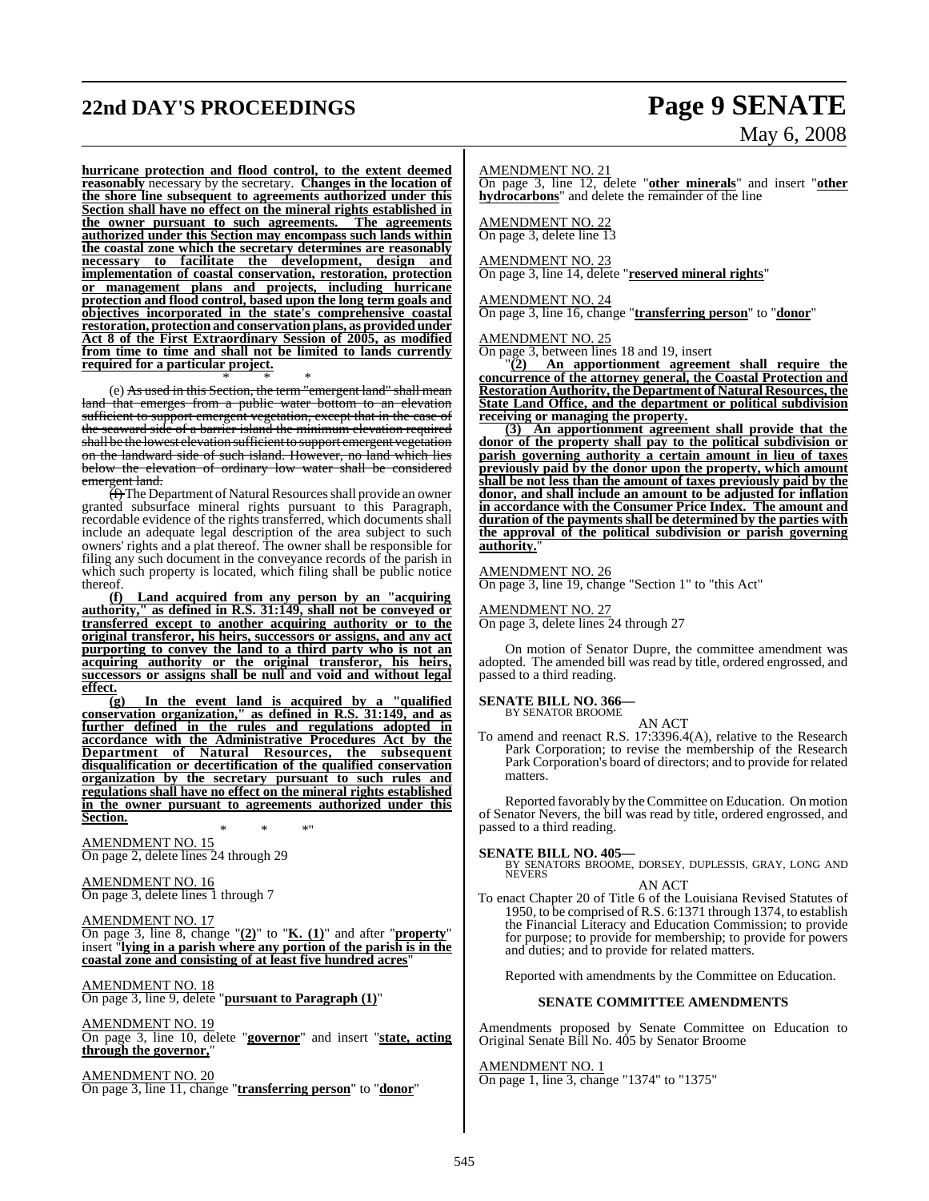**hurricane protection and flood control, to the extent deemed reasonably** necessary by the secretary. **Changes in the location of the shore line subsequent to agreements authorized under this Section shall have no effect on the mineral rights established in the owner pursuant to such agreements. The agreements authorized under this Section may encompass such lands within the coastal zone which the secretary determines are reasonably necessary to facilitate the development, design and implementation of coastal conservation, restoration, protection or management plans and projects, including hurricane protection and flood control, based upon the long term goals and objectives incorporated in the state's comprehensive coastal restoration, protection and conservation plans, as provided under Act 8 of the First Extraordinary Session of 2005, as modified from time to time and shall not be limited to lands currently required for a particular project.**

\* \* \*

(e) ~~As used in this Section, the term "emergent land" shall mean land that emerges from a public water bottom to an elevation sufficient to support emergent vegetation, except that in the case of the seaward side of a barrier island the minimum elevation required shall be the lowest elevation sufficient to support emergent vegetation on the landward side of such island. However, no land which lies below the elevation of ordinary low water shall be considered emergent land.~~

~~(f)~~ The Department of Natural Resources shall provide an owner granted subsurface mineral rights pursuant to this Paragraph, recordable evidence of the rights transferred, which documents shall include an adequate legal description of the area subject to such owners' rights and a plat thereof. The owner shall be responsible for filing any such document in the conveyance records of the parish in which such property is located, which filing shall be public notice thereof.

**(f) Land acquired from any person by an "acquiring authority," as defined in R.S. 31:149, shall not be conveyed or transferred except to another acquiring authority or to the original transferor, his heirs, successors or assigns, and any act purporting to convey the land to a third party who is not an acquiring authority or the original transferor, his heirs, successors or assigns shall be null and void and without legal effect.**

**(g) In the event land is acquired by a "qualified conservation organization," as defined in R.S. 31:149, and as further defined in the rules and regulations adopted in accordance with the Administrative Procedures Act by the Department of Natural Resources, the subsequent disqualification or decertification of the qualified conservation organization by the secretary pursuant to such rules and regulations shall have no effect on the mineral rights established in the owner pursuant to agreements authorized under this Section.**

\* \* \*"

AMENDMENT NO. 15
On page 2, delete lines 24 through 29

AMENDMENT NO. 16
On page 3, delete lines 1 through 7

AMENDMENT NO. 17
On page 3, line 8, change "**(2)**" to "**K. (1)**" and after "**property**" insert "**lying in a parish where any portion of the parish is in the coastal zone and consisting of at least five hundred acres**"

AMENDMENT NO. 18
On page 3, line 9, delete "**pursuant to Paragraph (1)**"

AMENDMENT NO. 19
On page 3, line 10, delete "**governor**" and insert "**state, acting through the governor,**"

AMENDMENT NO. 20
On page 3, line 11, change "**transferring person**" to "**donor**"

AMENDMENT NO. 21
On page 3, line 12, delete "**other minerals**" and insert "**other hydrocarbons**" and delete the remainder of the line

AMENDMENT NO. 22
On page 3, delete line 13

AMENDMENT NO. 23
On page 3, line 14, delete "**reserved mineral rights**"

AMENDMENT NO. 24
On page 3, line 16, change "**transferring person**" to "**donor**"

AMENDMENT NO. 25
On page 3, between lines 18 and 19, insert

"**(2) An apportionment agreement shall require the concurrence of the attorney general, the Coastal Protection and Restoration Authority, the Department of Natural Resources, the State Land Office, and the department or political subdivision receiving or managing the property.**

**(3) An apportionment agreement shall provide that the donor of the property shall pay to the political subdivision or parish governing authority a certain amount in lieu of taxes previously paid by the donor upon the property, which amount shall be not less than the amount of taxes previously paid by the donor, and shall include an amount to be adjusted for inflation in accordance with the Consumer Price Index. The amount and duration of the payments shall be determined by the parties with the approval of the political subdivision or parish governing authority.**"

AMENDMENT NO. 26
On page 3, line 19, change "Section 1" to "this Act"

AMENDMENT NO. 27
On page 3, delete lines 24 through 27

On motion of Senator Dupre, the committee amendment was adopted. The amended bill was read by title, ordered engrossed, and passed to a third reading.

**SENATE BILL NO. 366—**
BY SENATOR BROOME

AN ACT

To amend and reenact R.S. 17:3396.4(A), relative to the Research Park Corporation; to revise the membership of the Research Park Corporation's board of directors; and to provide for related matters.

Reported favorably by the Committee on Education. On motion of Senator Nevers, the bill was read by title, ordered engrossed, and passed to a third reading.

**SENATE BILL NO. 405—**
BY SENATORS BROOME, DORSEY, DUPLESSIS, GRAY, LONG AND NEVERS

AN ACT

To enact Chapter 20 of Title 6 of the Louisiana Revised Statutes of 1950, to be comprised of R.S. 6:1371 through 1374, to establish the Financial Literacy and Education Commission; to provide for purpose; to provide for membership; to provide for powers and duties; and to provide for related matters.

Reported with amendments by the Committee on Education.

### SENATE COMMITTEE AMENDMENTS

Amendments proposed by Senate Committee on Education to Original Senate Bill No. 405 by Senator Broome

AMENDMENT NO. 1
On page 1, line 3, change "1374" to "1375"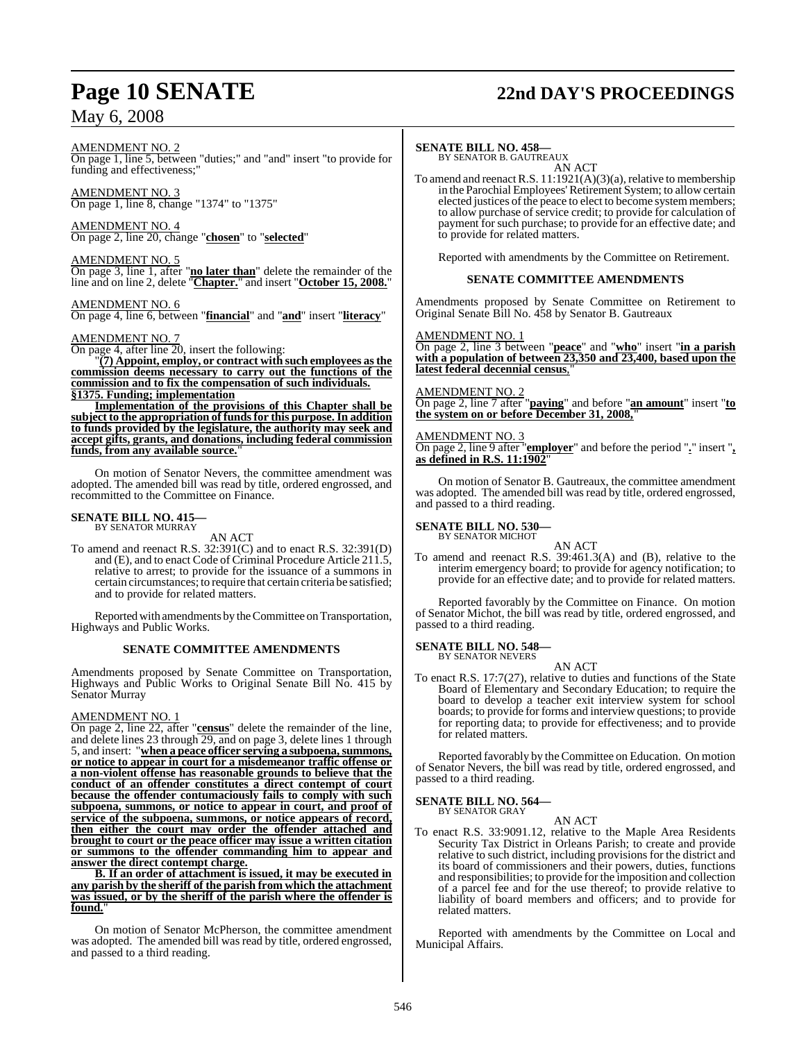AMENDMENT NO. 2
On page 1, line 5, between "duties;" and "and" insert "to provide for funding and effectiveness;"

AMENDMENT NO. 3
On page 1, line 8, change "1374" to "1375"

AMENDMENT NO. 4
On page 2, line 20, change "**chosen**" to "**selected**"

AMENDMENT NO. 5
On page 3, line 1, after "**no later than**" delete the remainder of the line and on line 2, delete "**Chapter.**" and insert "**October 15, 2008.**"

AMENDMENT NO. 6
On page 4, line 6, between "**financial**" and "**and**" insert "**literacy**"

AMENDMENT NO. 7
On page 4, after line 20, insert the following:

"**(7) Appoint, employ, or contract with such employees as the commission deems necessary to carry out the functions of the commission and to fix the compensation of such individuals.**
**§1375. Funding; implementation**

**Implementation of the provisions of this Chapter shall be subject to the appropriation of funds for this purpose. In addition to funds provided by the legislature, the authority may seek and accept gifts, grants, and donations, including federal commission funds, from any available source.**"

On motion of Senator Nevers, the committee amendment was adopted. The amended bill was read by title, ordered engrossed, and recommitted to the Committee on Finance.

**SENATE BILL NO. 415—**
BY SENATOR MURRAY

AN ACT

To amend and reenact R.S. 32:391(C) and to enact R.S. 32:391(D) and (E), and to enact Code of Criminal Procedure Article 211.5, relative to arrest; to provide for the issuance of a summons in certain circumstances; to require that certain criteria be satisfied; and to provide for related matters.

Reported with amendments by the Committee on Transportation, Highways and Public Works.

**SENATE COMMITTEE AMENDMENTS**

Amendments proposed by Senate Committee on Transportation, Highways and Public Works to Original Senate Bill No. 415 by Senator Murray

AMENDMENT NO. 1
On page 2, line 22, after "**census**" delete the remainder of the line, and delete lines 23 through 29, and on page 3, delete lines 1 through 5, and insert: "**when a peace officer serving a subpoena, summons, or notice to appear in court for a misdemeanor traffic offense or a non-violent offense has reasonable grounds to believe that the conduct of an offender constitutes a direct contempt of court because the offender contumaciously fails to comply with such subpoena, summons, or notice to appear in court, and proof of service of the subpoena, summons, or notice appears of record, then either the court may order the offender attached and brought to court or the peace officer may issue a written citation or summons to the offender commanding him to appear and answer the direct contempt charge.**

**B. If an order of attachment is issued, it may be executed in any parish by the sheriff of the parish from which the attachment was issued, or by the sheriff of the parish where the offender is found.**"

On motion of Senator McPherson, the committee amendment was adopted. The amended bill was read by title, ordered engrossed, and passed to a third reading.

**SENATE BILL NO. 458—**
BY SENATOR B. GAUTREAUX

AN ACT

To amend and reenact R.S. 11:1921(A)(3)(a), relative to membership in the Parochial Employees' Retirement System; to allow certain elected justices of the peace to elect to become system members; to allow purchase of service credit; to provide for calculation of payment for such purchase; to provide for an effective date; and to provide for related matters.

Reported with amendments by the Committee on Retirement.

**SENATE COMMITTEE AMENDMENTS**

Amendments proposed by Senate Committee on Retirement to Original Senate Bill No. 458 by Senator B. Gautreaux

AMENDMENT NO. 1
On page 2, line 3 between "**peace**" and "**who**" insert "**in a parish with a population of between 23,350 and 23,400, based upon the latest federal decennial census**,"

AMENDMENT NO. 2
On page 2, line 7 after "**paying**" and before "**an amount**" insert "**to the system on or before December 31, 2008,**"

AMENDMENT NO. 3
On page 2, line 9 after "**employer**" and before the period "**.**" insert "**, as defined in R.S. 11:1902**"

On motion of Senator B. Gautreaux, the committee amendment was adopted. The amended bill was read by title, ordered engrossed, and passed to a third reading.

**SENATE BILL NO. 530—**
BY SENATOR MICHOT

AN ACT

To amend and reenact R.S. 39:461.3(A) and (B), relative to the interim emergency board; to provide for agency notification; to provide for an effective date; and to provide for related matters.

Reported favorably by the Committee on Finance. On motion of Senator Michot, the bill was read by title, ordered engrossed, and passed to a third reading.

**SENATE BILL NO. 548—**
BY SENATOR NEVERS

AN ACT

To enact R.S. 17:7(27), relative to duties and functions of the State Board of Elementary and Secondary Education; to require the board to develop a teacher exit interview system for school boards; to provide for forms and interview questions; to provide for reporting data; to provide for effectiveness; and to provide for related matters.

Reported favorably by the Committee on Education. On motion of Senator Nevers, the bill was read by title, ordered engrossed, and passed to a third reading.

**SENATE BILL NO. 564—**
BY SENATOR GRAY

AN ACT

To enact R.S. 33:9091.12, relative to the Maple Area Residents Security Tax District in Orleans Parish; to create and provide relative to such district, including provisions for the district and its board of commissioners and their powers, duties, functions and responsibilities; to provide for the imposition and collection of a parcel fee and for the use thereof; to provide relative to liability of board members and officers; and to provide for related matters.

Reported with amendments by the Committee on Local and Municipal Affairs.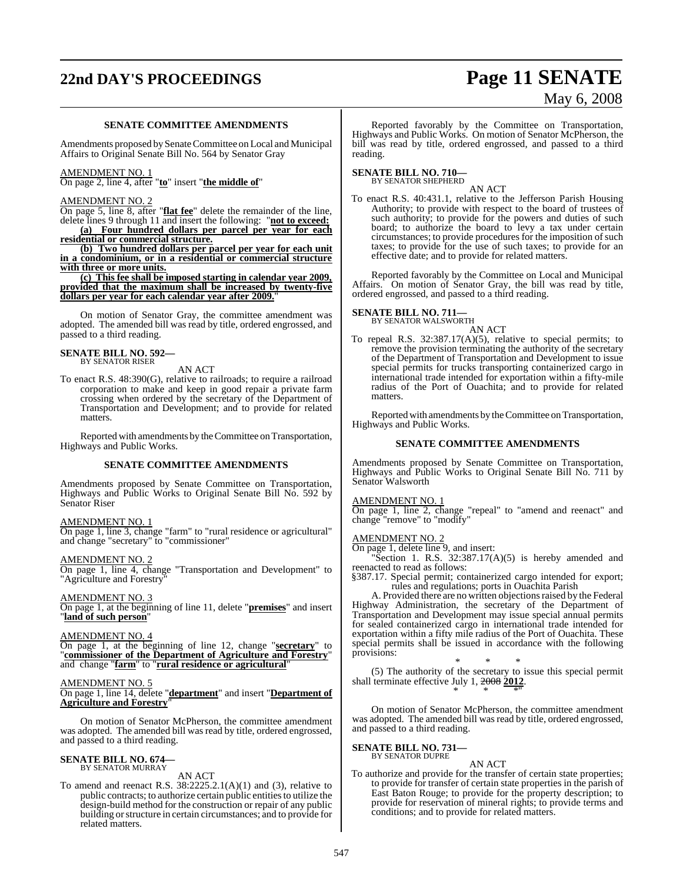### SENATE COMMITTEE AMENDMENTS

Amendments proposed by Senate Committee on Local and Municipal Affairs to Original Senate Bill No. 564 by Senator Gray

AMENDMENT NO. 1
On page 2, line 4, after "**to**" insert "**the middle of**"

AMENDMENT NO. 2
On page 5, line 8, after "**flat fee**" delete the remainder of the line, delete lines 9 through 11 and insert the following: "**not to exceed:**

**(a) Four hundred dollars per parcel per year for each residential or commercial structure.**

**(b) Two hundred dollars per parcel per year for each unit in a condominium, or in a residential or commercial structure with three or more units.**

**(c) This fee shall be imposed starting in calendar year 2009, provided that the maximum shall be increased by twenty-five dollars per year for each calendar year after 2009.**"

On motion of Senator Gray, the committee amendment was adopted. The amended bill was read by title, ordered engrossed, and passed to a third reading.

**SENATE BILL NO. 592—**
BY SENATOR RISER

AN ACT

To enact R.S. 48:390(G), relative to railroads; to require a railroad corporation to make and keep in good repair a private farm crossing when ordered by the secretary of the Department of Transportation and Development; and to provide for related matters.

Reported with amendments by the Committee on Transportation, Highways and Public Works.

### SENATE COMMITTEE AMENDMENTS

Amendments proposed by Senate Committee on Transportation, Highways and Public Works to Original Senate Bill No. 592 by Senator Riser

AMENDMENT NO. 1
On page 1, line 3, change "farm" to "rural residence or agricultural" and change "secretary" to "commissioner"

AMENDMENT NO. 2
On page 1, line 4, change "Transportation and Development" to "Agriculture and Forestry"

AMENDMENT NO. 3
On page 1, at the beginning of line 11, delete "**premises**" and insert "**land of such person**"

AMENDMENT NO. 4
On page 1, at the beginning of line 12, change "**secretary**" to "**commissioner of the Department of Agriculture and Forestry**" and change "**farm**" to "**rural residence or agricultural**"

AMENDMENT NO. 5
On page 1, line 14, delete "**department**" and insert "**Department of Agriculture and Forestry**"

On motion of Senator McPherson, the committee amendment was adopted. The amended bill was read by title, ordered engrossed, and passed to a third reading.

**SENATE BILL NO. 674—**
BY SENATOR MURRAY

AN ACT

To amend and reenact R.S. 38:2225.2.1(A)(1) and (3), relative to public contracts; to authorize certain public entities to utilize the design-build method for the construction or repair of any public building or structure in certain circumstances; and to provide for related matters.

Reported favorably by the Committee on Transportation, Highways and Public Works. On motion of Senator McPherson, the bill was read by title, ordered engrossed, and passed to a third reading.

**SENATE BILL NO. 710—**
BY SENATOR SHEPHERD

AN ACT

To enact R.S. 40:431.1, relative to the Jefferson Parish Housing Authority; to provide with respect to the board of trustees of such authority; to provide for the powers and duties of such board; to authorize the board to levy a tax under certain circumstances; to provide procedures for the imposition of such taxes; to provide for the use of such taxes; to provide for an effective date; and to provide for related matters.

Reported favorably by the Committee on Local and Municipal Affairs. On motion of Senator Gray, the bill was read by title, ordered engrossed, and passed to a third reading.

**SENATE BILL NO. 711—**
BY SENATOR WALSWORTH

AN ACT

To repeal R.S. 32:387.17(A)(5), relative to special permits; to remove the provision terminating the authority of the secretary of the Department of Transportation and Development to issue special permits for trucks transporting containerized cargo in international trade intended for exportation within a fifty-mile radius of the Port of Ouachita; and to provide for related matters.

Reported with amendments by the Committee on Transportation, Highways and Public Works.

### SENATE COMMITTEE AMENDMENTS

Amendments proposed by Senate Committee on Transportation, Highways and Public Works to Original Senate Bill No. 711 by Senator Walsworth

AMENDMENT NO. 1
On page 1, line 2, change "repeal" to "amend and reenact" and change "remove" to "modify"

AMENDMENT NO. 2
On page 1, delete line 9, and insert:

"Section 1. R.S. 32:387.17(A)(5) is hereby amended and reenacted to read as follows:

§387.17. Special permit; containerized cargo intended for export; rules and regulations; ports in Ouachita Parish

A. Provided there are no written objections raised by the Federal Highway Administration, the secretary of the Department of Transportation and Development may issue special annual permits for sealed containerized cargo in international trade intended for exportation within a fifty mile radius of the Port of Ouachita. These special permits shall be issued in accordance with the following provisions:

\* \* \*

(5) The authority of the secretary to issue this special permit shall terminate effective July 1, ~~2008~~ **2012**.

\* \* \*"

On motion of Senator McPherson, the committee amendment was adopted. The amended bill was read by title, ordered engrossed, and passed to a third reading.

**SENATE BILL NO. 731—**
BY SENATOR DUPRE

AN ACT

To authorize and provide for the transfer of certain state properties; to provide for transfer of certain state properties in the parish of East Baton Rouge; to provide for the property description; to provide for reservation of mineral rights; to provide terms and conditions; and to provide for related matters.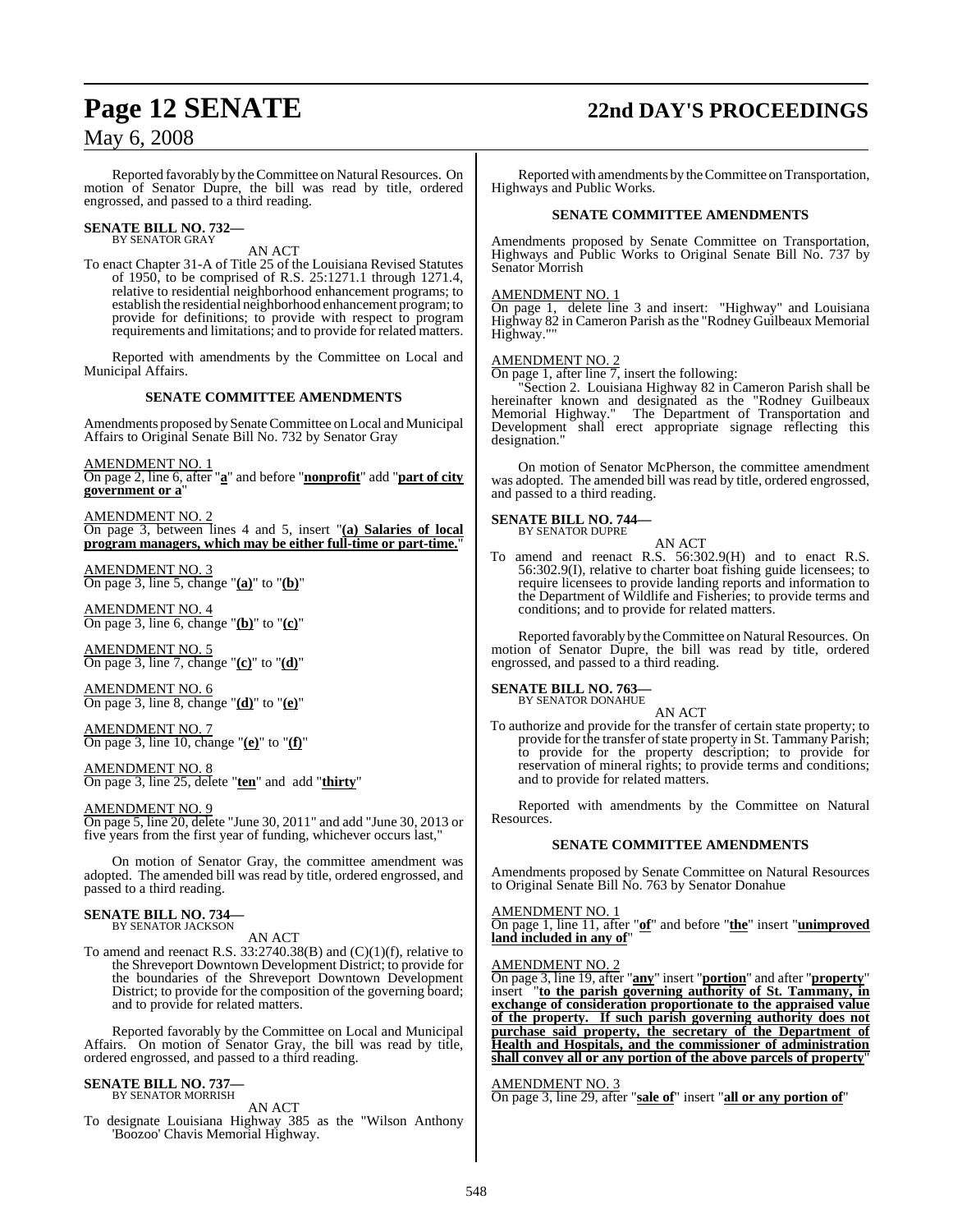Reported favorably by the Committee on Natural Resources. On motion of Senator Dupre, the bill was read by title, ordered engrossed, and passed to a third reading.

**SENATE BILL NO. 732—**
BY SENATOR GRAY

AN ACT

To enact Chapter 31-A of Title 25 of the Louisiana Revised Statutes of 1950, to be comprised of R.S. 25:1271.1 through 1271.4, relative to residential neighborhood enhancement programs; to establish the residential neighborhood enhancement program; to provide for definitions; to provide with respect to program requirements and limitations; and to provide for related matters.

Reported with amendments by the Committee on Local and Municipal Affairs.

**SENATE COMMITTEE AMENDMENTS**

Amendments proposed by Senate Committee on Local and Municipal Affairs to Original Senate Bill No. 732 by Senator Gray

AMENDMENT NO. 1
On page 2, line 6, after "**a**" and before "**nonprofit**" add "**part of city government or a**"

AMENDMENT NO. 2
On page 3, between lines 4 and 5, insert "**(a) Salaries of local program managers, which may be either full-time or part-time.**"

AMENDMENT NO. 3
On page 3, line 5, change "**(a)**" to "**(b)**"

AMENDMENT NO. 4
On page 3, line 6, change "**(b)**" to "**(c)**"

AMENDMENT NO. 5
On page 3, line 7, change "**(c)**" to "**(d)**"

AMENDMENT NO. 6
On page 3, line 8, change "**(d)**" to "**(e)**"

AMENDMENT NO. 7
On page 3, line 10, change "**(e)**" to "**(f)**"

AMENDMENT NO. 8
On page 3, line 25, delete "**ten**" and add "**thirty**"

AMENDMENT NO. 9
On page 5, line 20, delete "June 30, 2011" and add "June 30, 2013 or five years from the first year of funding, whichever occurs last,"

On motion of Senator Gray, the committee amendment was adopted. The amended bill was read by title, ordered engrossed, and passed to a third reading.

**SENATE BILL NO. 734—**
BY SENATOR JACKSON

AN ACT

To amend and reenact R.S. 33:2740.38(B) and (C)(1)(f), relative to the Shreveport Downtown Development District; to provide for the boundaries of the Shreveport Downtown Development District; to provide for the composition of the governing board; and to provide for related matters.

Reported favorably by the Committee on Local and Municipal Affairs. On motion of Senator Gray, the bill was read by title, ordered engrossed, and passed to a third reading.

**SENATE BILL NO. 737—**
BY SENATOR MORRISH

AN ACT

To designate Louisiana Highway 385 as the "Wilson Anthony 'Boozoo' Chavis Memorial Highway.

Reported with amendments by the Committee on Transportation, Highways and Public Works.

**SENATE COMMITTEE AMENDMENTS**

Amendments proposed by Senate Committee on Transportation, Highways and Public Works to Original Senate Bill No. 737 by Senator Morrish

AMENDMENT NO. 1
On page 1, delete line 3 and insert: "Highway" and Louisiana Highway 82 in Cameron Parish as the "Rodney Guilbeaux Memorial Highway.""

AMENDMENT NO. 2
On page 1, after line 7, insert the following:

"Section 2. Louisiana Highway 82 in Cameron Parish shall be hereinafter known and designated as the "Rodney Guilbeaux Memorial Highway." The Department of Transportation and Development shall erect appropriate signage reflecting this designation."

On motion of Senator McPherson, the committee amendment was adopted. The amended bill was read by title, ordered engrossed, and passed to a third reading.

**SENATE BILL NO. 744—**
BY SENATOR DUPRE

AN ACT

To amend and reenact R.S. 56:302.9(H) and to enact R.S. 56:302.9(I), relative to charter boat fishing guide licensees; to require licensees to provide landing reports and information to the Department of Wildlife and Fisheries; to provide terms and conditions; and to provide for related matters.

Reported favorably by the Committee on Natural Resources. On motion of Senator Dupre, the bill was read by title, ordered engrossed, and passed to a third reading.

**SENATE BILL NO. 763—**
BY SENATOR DONAHUE

AN ACT

To authorize and provide for the transfer of certain state property; to provide for the transfer of state property in St. Tammany Parish; to provide for the property description; to provide for reservation of mineral rights; to provide terms and conditions; and to provide for related matters.

Reported with amendments by the Committee on Natural Resources.

**SENATE COMMITTEE AMENDMENTS**

Amendments proposed by Senate Committee on Natural Resources to Original Senate Bill No. 763 by Senator Donahue

AMENDMENT NO. 1
On page 1, line 11, after "**of**" and before "**the**" insert "**unimproved land included in any of**"

AMENDMENT NO. 2
On page 3, line 19, after "**any**" insert "**portion**" and after "**property**" insert "**to the parish governing authority of St. Tammany, in exchange of consideration proportionate to the appraised value of the property. If such parish governing authority does not purchase said property, the secretary of the Department of Health and Hospitals, and the commissioner of administration shall convey all or any portion of the above parcels of property**"

AMENDMENT NO. 3
On page 3, line 29, after "**sale of**" insert "**all or any portion of**"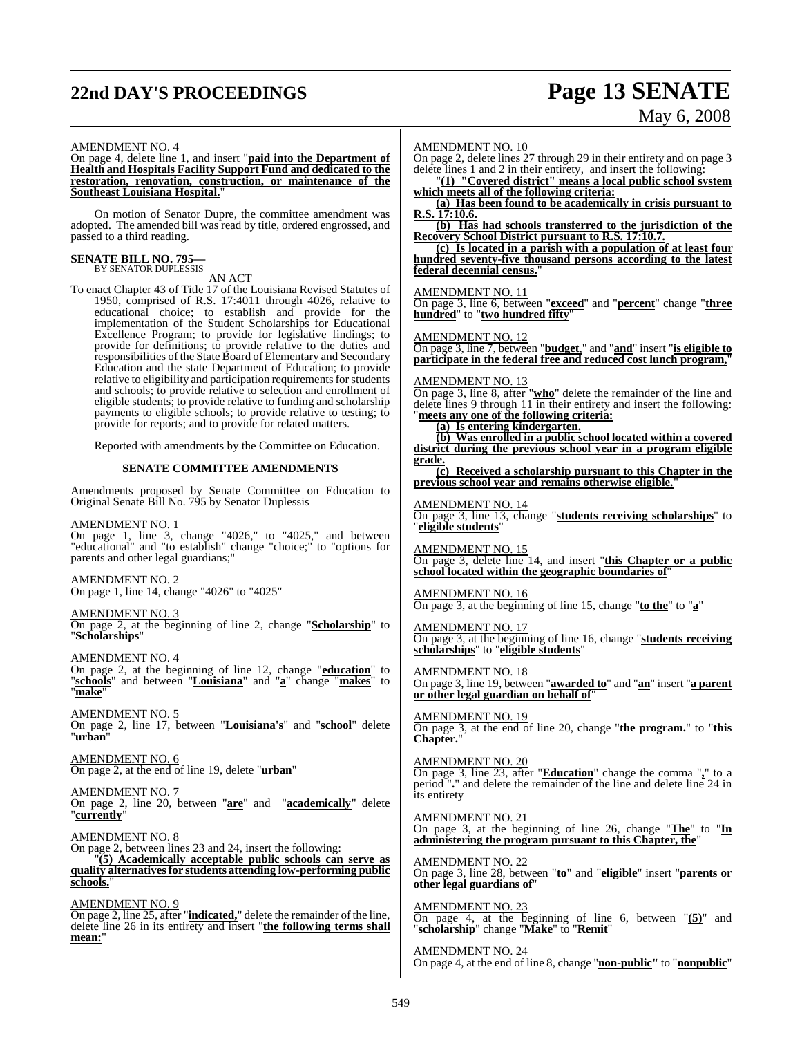AMENDMENT NO. 4

On page 4, delete line 1, and insert "**paid into the Department of Health and Hospitals Facility Support Fund and dedicated to the restoration, renovation, construction, or maintenance of the Southeast Louisiana Hospital.**"

On motion of Senator Dupre, the committee amendment was adopted. The amended bill was read by title, ordered engrossed, and passed to a third reading.

**SENATE BILL NO. 795—**
BY SENATOR DUPLESSIS

AN ACT

To enact Chapter 43 of Title 17 of the Louisiana Revised Statutes of 1950, comprised of R.S. 17:4011 through 4026, relative to educational choice; to establish and provide for the implementation of the Student Scholarships for Educational Excellence Program; to provide for legislative findings; to provide for definitions; to provide relative to the duties and responsibilities of the State Board of Elementary and Secondary Education and the state Department of Education; to provide relative to eligibility and participation requirements for students and schools; to provide relative to selection and enrollment of eligible students; to provide relative to funding and scholarship payments to eligible schools; to provide relative to testing; to provide for reports; and to provide for related matters.

Reported with amendments by the Committee on Education.

**SENATE COMMITTEE AMENDMENTS**

Amendments proposed by Senate Committee on Education to Original Senate Bill No. 795 by Senator Duplessis

AMENDMENT NO. 1

On page 1, line 3, change "4026," to "4025," and between "educational" and "to establish" change "choice;" to "options for parents and other legal guardians;"

AMENDMENT NO. 2

On page 1, line 14, change "4026" to "4025"

AMENDMENT NO. 3

On page 2, at the beginning of line 2, change "**Scholarship**" to "**Scholarships**"

AMENDMENT NO. 4

On page 2, at the beginning of line 12, change "**education**" to "**schools**" and between "**Louisiana**" and "**a**" change "**makes**" to "**make**"

AMENDMENT NO. 5

On page 2, line 17, between "**Louisiana's**" and "**school**" delete "**urban**"

AMENDMENT NO. 6

On page 2, at the end of line 19, delete "**urban**"

AMENDMENT NO. 7

On page 2, line 20, between "**are**" and "**academically**" delete "**currently**"

AMENDMENT NO. 8

On page 2, between lines 23 and 24, insert the following:

"**(5) Academically acceptable public schools can serve as quality alternatives for students attending low-performing public schools.**"

AMENDMENT NO. 9

On page 2, line 25, after "**indicated,**" delete the remainder of the line, delete line 26 in its entirety and insert "**the following terms shall mean:**"

AMENDMENT NO. 10

On page 2, delete lines 27 through 29 in their entirety and on page 3 delete lines 1 and 2 in their entirety, and insert the following:

"**(1) "Covered district" means a local public school system which meets all of the following criteria:**

**(a) Has been found to be academically in crisis pursuant to R.S. 17:10.6.**

**(b) Has had schools transferred to the jurisdiction of the Recovery School District pursuant to R.S. 17:10.7.**

**(c) Is located in a parish with a population of at least four hundred seventy-five thousand persons according to the latest federal decennial census.**"

AMENDMENT NO. 11

On page 3, line 6, between "**exceed**" and "**percent**" change "**three hundred**" to "**two hundred fifty**"

AMENDMENT NO. 12

On page 3, line 7, between "**budget,**" and "**and**" insert "**is eligible to participate in the federal free and reduced cost lunch program,**"

AMENDMENT NO. 13

On page 3, line 8, after "**who**" delete the remainder of the line and delete lines 9 through 11 in their entirety and insert the following:

"**meets any one of the following criteria:**

**(a) Is entering kindergarten.**

**(b) Was enrolled in a public school located within a covered district during the previous school year in a program eligible grade.**

**(c) Received a scholarship pursuant to this Chapter in the previous school year and remains otherwise eligible.**"

AMENDMENT NO. 14

On page 3, line 13, change "**students receiving scholarships**" to "**eligible students**"

AMENDMENT NO. 15

On page 3, delete line 14, and insert "**this Chapter or a public school located within the geographic boundaries of**"

AMENDMENT NO. 16

On page 3, at the beginning of line 15, change "**to the**" to "**a**"

AMENDMENT NO. 17

On page 3, at the beginning of line 16, change "**students receiving scholarships**" to "**eligible students**"

AMENDMENT NO. 18

On page 3, line 19, between "**awarded to**" and "**an**" insert "**a parent or other legal guardian on behalf of**"

AMENDMENT NO. 19

On page 3, at the end of line 20, change "**the program.**" to "**this Chapter.**"

AMENDMENT NO. 20

On page 3, line 23, after "**Education**" change the comma "**,**" to a period "**.**" and delete the remainder of the line and delete line 24 in its entirety

AMENDMENT NO. 21

On page 3, at the beginning of line 26, change "**The**" to "**In administering the program pursuant to this Chapter, the**"

AMENDMENT NO. 22

On page 3, line 28, between "**to**" and "**eligible**" insert "**parents or other legal guardians of**"

AMENDMENT NO. 23

On page 4, at the beginning of line 6, between "**(5)**" and "**scholarship**" change "**Make**" to "**Remit**"

AMENDMENT NO. 24

On page 4, at the end of line 8, change "**non-public**" to "**nonpublic**"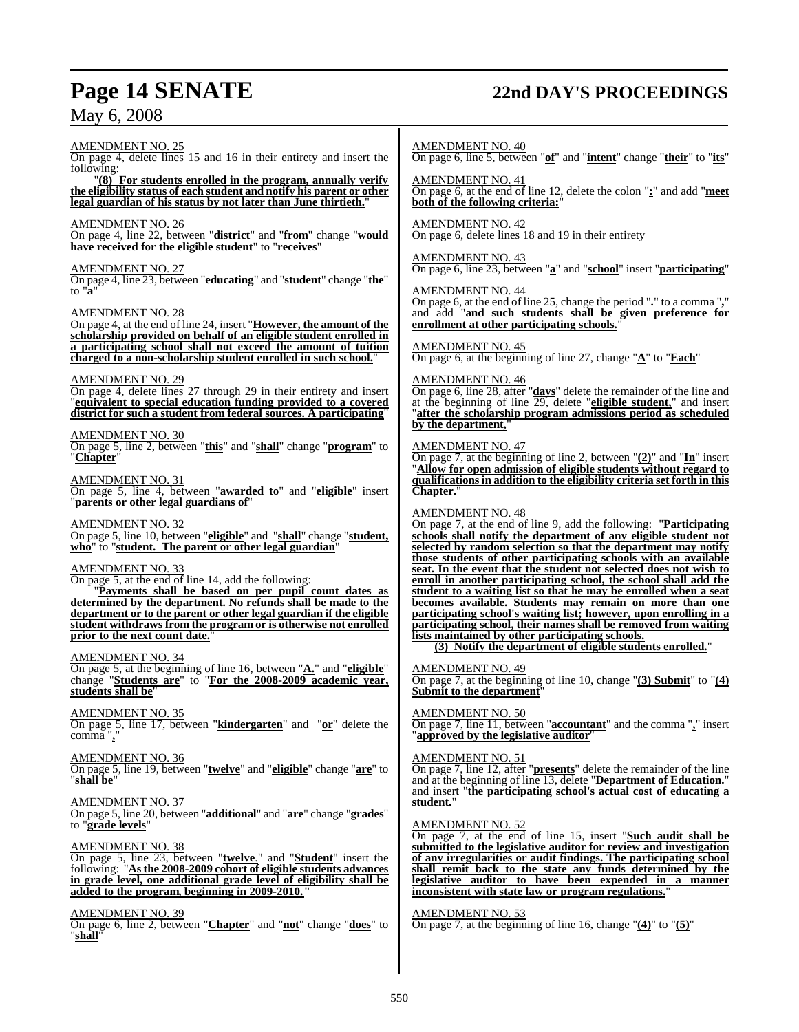AMENDMENT NO. 25

On page 4, delete lines 15 and 16 in their entirety and insert the following:

"**(8) For students enrolled in the program, annually verify the eligibility status of each student and notify his parent or other legal guardian of his status by not later than June thirtieth.**"

AMENDMENT NO. 26

On page 4, line 22, between "**district**" and "**from**" change "**would have received for the eligible student**" to "**receives**"

AMENDMENT NO. 27

On page 4, line 23, between "**educating**" and "**student**" change "**the**" to "**a**"

AMENDMENT NO. 28

On page 4, at the end of line 24, insert "**However, the amount of the scholarship provided on behalf of an eligible student enrolled in a participating school shall not exceed the amount of tuition charged to a non-scholarship student enrolled in such school.**"

AMENDMENT NO. 29

On page 4, delete lines 27 through 29 in their entirety and insert "**equivalent to special education funding provided to a covered district for such a student from federal sources. A participating**"

AMENDMENT NO. 30

On page 5, line 2, between "**this**" and "**shall**" change "**program**" to "**Chapter**"

AMENDMENT NO. 31

On page 5, line 4, between "**awarded to**" and "**eligible**" insert "**parents or other legal guardians of**"

AMENDMENT NO. 32

On page 5, line 10, between "**eligible**" and "**shall**" change "**student, who**" to "**student. The parent or other legal guardian**"

AMENDMENT NO. 33

On page 5, at the end of line 14, add the following:

"**Payments shall be based on per pupil count dates as determined by the department. No refunds shall be made to the department or to the parent or other legal guardian if the eligible student withdraws from the program or is otherwise not enrolled prior to the next count date.**"

AMENDMENT NO. 34

On page 5, at the beginning of line 16, between "**A.**" and "**eligible**" change "**Students are**" to "**For the 2008-2009 academic year, students shall be**"

AMENDMENT NO. 35

On page 5, line 17, between "**kindergarten**" and "**or**" delete the comma "**,**"

AMENDMENT NO. 36

On page 5, line 19, between "**twelve**" and "**eligible**" change "**are**" to "**shall be**"

AMENDMENT NO. 37

On page 5, line 20, between "**additional**" and "**are**" change "**grades**" to "**grade levels**"

AMENDMENT NO. 38

On page 5, line 23, between "**twelve.**" and "**Student**" insert the following: "**As the 2008-2009 cohort of eligible students advances in grade level, one additional grade level of eligibility shall be added to the program, beginning in 2009-2010.**"

AMENDMENT NO. 39

On page 6, line 2, between "**Chapter**" and "**not**" change "**does**" to "**shall**"

AMENDMENT NO. 40

On page 6, line 5, between "**of**" and "**intent**" change "**their**" to "**its**"

AMENDMENT NO. 41

On page 6, at the end of line 12, delete the colon "**:**" and add "**meet both of the following criteria:**"

AMENDMENT NO. 42

On page 6, delete lines 18 and 19 in their entirety

AMENDMENT NO. 43

On page 6, line 23, between "**a**" and "**school**" insert "**participating**"

AMENDMENT NO. 44

On page 6, at the end of line 25, change the period "**.**" to a comma "**,**" and add "**and such students shall be given preference for enrollment at other participating schools.**"

AMENDMENT NO. 45

On page 6, at the beginning of line 27, change "**A**" to "**Each**"

AMENDMENT NO. 46

On page 6, line 28, after "**days**" delete the remainder of the line and at the beginning of line 29, delete "**eligible student,**" and insert "**after the scholarship program admissions period as scheduled by the department,**"

AMENDMENT NO. 47

On page 7, at the beginning of line 2, between "**(2)**" and "**In**" insert "**Allow for open admission of eligible students without regard to qualifications in addition to the eligibility criteria set forth in this Chapter.**"

AMENDMENT NO. 48

On page 7, at the end of line 9, add the following: "**Participating schools shall notify the department of any eligible student not selected by random selection so that the department may notify those students of other participating schools with an available seat. In the event that the student not selected does not wish to enroll in another participating school, the school shall add the student to a waiting list so that he may be enrolled when a seat becomes available. Students may remain on more than one participating school's waiting list; however, upon enrolling in a participating school, their names shall be removed from waiting lists maintained by other participating schools.**

**(3) Notify the department of eligible students enrolled.**"

AMENDMENT NO. 49

On page 7, at the beginning of line 10, change "**(3) Submit**" to "**(4) Submit to the department**"

AMENDMENT NO. 50

On page 7, line 11, between "**accountant**" and the comma "**,**" insert "**approved by the legislative auditor**"

AMENDMENT NO. 51

On page 7, line 12, after "**presents**" delete the remainder of the line and at the beginning of line 13, delete "**Department of Education.**" and insert "**the participating school's actual cost of educating a student.**"

AMENDMENT NO. 52

On page 7, at the end of line 15, insert "**Such audit shall be submitted to the legislative auditor for review and investigation of any irregularities or audit findings. The participating school shall remit back to the state any funds determined by the legislative auditor to have been expended in a manner inconsistent with state law or program regulations.**"

AMENDMENT NO. 53

On page 7, at the beginning of line 16, change "**(4)**" to "**(5)**"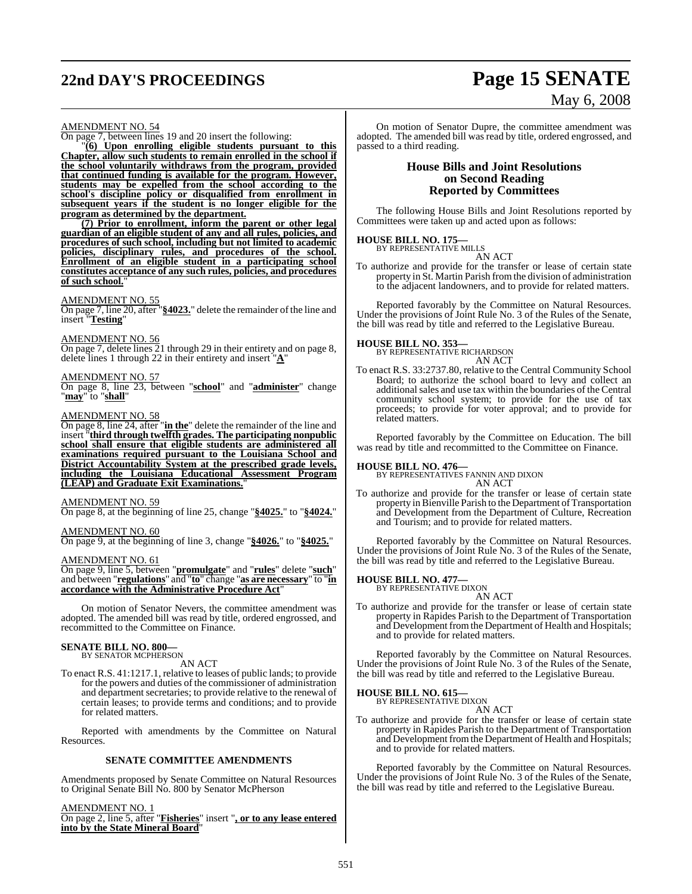AMENDMENT NO. 54

On page 7, between lines 19 and 20 insert the following:

"**(6) Upon enrolling eligible students pursuant to this Chapter, allow such students to remain enrolled in the school if the school voluntarily withdraws from the program, provided that continued funding is available for the program. However, students may be expelled from the school according to the school's discipline policy or disqualified from enrollment in subsequent years if the student is no longer eligible for the program as determined by the department.**

**(7) Prior to enrollment, inform the parent or other legal guardian of an eligible student of any and all rules, policies, and procedures of such school, including but not limited to academic policies, disciplinary rules, and procedures of the school. Enrollment of an eligible student in a participating school constitutes acceptance of any such rules, policies, and procedures of such school.**"

AMENDMENT NO. 55

On page 7, line 20, after "**§4023.**" delete the remainder of the line and insert "**Testing**"

AMENDMENT NO. 56

On page 7, delete lines 21 through 29 in their entirety and on page 8, delete lines 1 through 22 in their entirety and insert "**A**"

AMENDMENT NO. 57

On page 8, line 23, between "**school**" and "**administer**" change "**may**" to "**shall**"

AMENDMENT NO. 58

On page 8, line 24, after "**in the**" delete the remainder of the line and insert "**third through twelfth grades. The participating nonpublic school shall ensure that eligible students are administered all examinations required pursuant to the Louisiana School and District Accountability System at the prescribed grade levels, including the Louisiana Educational Assessment Program (LEAP) and Graduate Exit Examinations.**"

AMENDMENT NO. 59

On page 8, at the beginning of line 25, change "**§4025.**" to "**§4024.**"

AMENDMENT NO. 60

On page 9, at the beginning of line 3, change "**§4026.**" to "**§4025.**"

AMENDMENT NO. 61

On page 9, line 5, between "**promulgate**" and "**rules**" delete "**such**" and between "**regulations**" and "**to**" change "**as are necessary**" to "**in accordance with the Administrative Procedure Act**"

On motion of Senator Nevers, the committee amendment was adopted. The amended bill was read by title, ordered engrossed, and recommitted to the Committee on Finance.

**SENATE BILL NO. 800—**
BY SENATOR MCPHERSON

AN ACT

To enact R.S. 41:1217.1, relative to leases of public lands; to provide for the powers and duties of the commissioner of administration and department secretaries; to provide relative to the renewal of certain leases; to provide terms and conditions; and to provide for related matters.

Reported with amendments by the Committee on Natural Resources.

### SENATE COMMITTEE AMENDMENTS

Amendments proposed by Senate Committee on Natural Resources to Original Senate Bill No. 800 by Senator McPherson

AMENDMENT NO. 1

On page 2, line 5, after "**Fisheries**" insert "**, or to any lease entered into by the State Mineral Board**"

On motion of Senator Dupre, the committee amendment was adopted. The amended bill was read by title, ordered engrossed, and passed to a third reading.

## House Bills and Joint Resolutions on Second Reading Reported by Committees

The following House Bills and Joint Resolutions reported by Committees were taken up and acted upon as follows:

**HOUSE BILL NO. 175—**
BY REPRESENTATIVE MILLS

AN ACT

To authorize and provide for the transfer or lease of certain state property in St. Martin Parish from the division of administration to the adjacent landowners, and to provide for related matters.

Reported favorably by the Committee on Natural Resources. Under the provisions of Joint Rule No. 3 of the Rules of the Senate, the bill was read by title and referred to the Legislative Bureau.

**HOUSE BILL NO. 353—**
BY REPRESENTATIVE RICHARDSON

AN ACT

To enact R.S. 33:2737.80, relative to the Central Community School Board; to authorize the school board to levy and collect an additional sales and use tax within the boundaries of the Central community school system; to provide for the use of tax proceeds; to provide for voter approval; and to provide for related matters.

Reported favorably by the Committee on Education. The bill was read by title and recommitted to the Committee on Finance.

**HOUSE BILL NO. 476—**
BY REPRESENTATIVES FANNIN AND DIXON

AN ACT

To authorize and provide for the transfer or lease of certain state property in Bienville Parish to the Department of Transportation and Development from the Department of Culture, Recreation and Tourism; and to provide for related matters.

Reported favorably by the Committee on Natural Resources. Under the provisions of Joint Rule No. 3 of the Rules of the Senate, the bill was read by title and referred to the Legislative Bureau.

**HOUSE BILL NO. 477—**
BY REPRESENTATIVE DIXON

AN ACT

To authorize and provide for the transfer or lease of certain state property in Rapides Parish to the Department of Transportation and Development from the Department of Health and Hospitals; and to provide for related matters.

Reported favorably by the Committee on Natural Resources. Under the provisions of Joint Rule No. 3 of the Rules of the Senate, the bill was read by title and referred to the Legislative Bureau.

**HOUSE BILL NO. 615—**
BY REPRESENTATIVE DIXON

AN ACT

To authorize and provide for the transfer or lease of certain state property in Rapides Parish to the Department of Transportation and Development from the Department of Health and Hospitals; and to provide for related matters.

Reported favorably by the Committee on Natural Resources. Under the provisions of Joint Rule No. 3 of the Rules of the Senate, the bill was read by title and referred to the Legislative Bureau.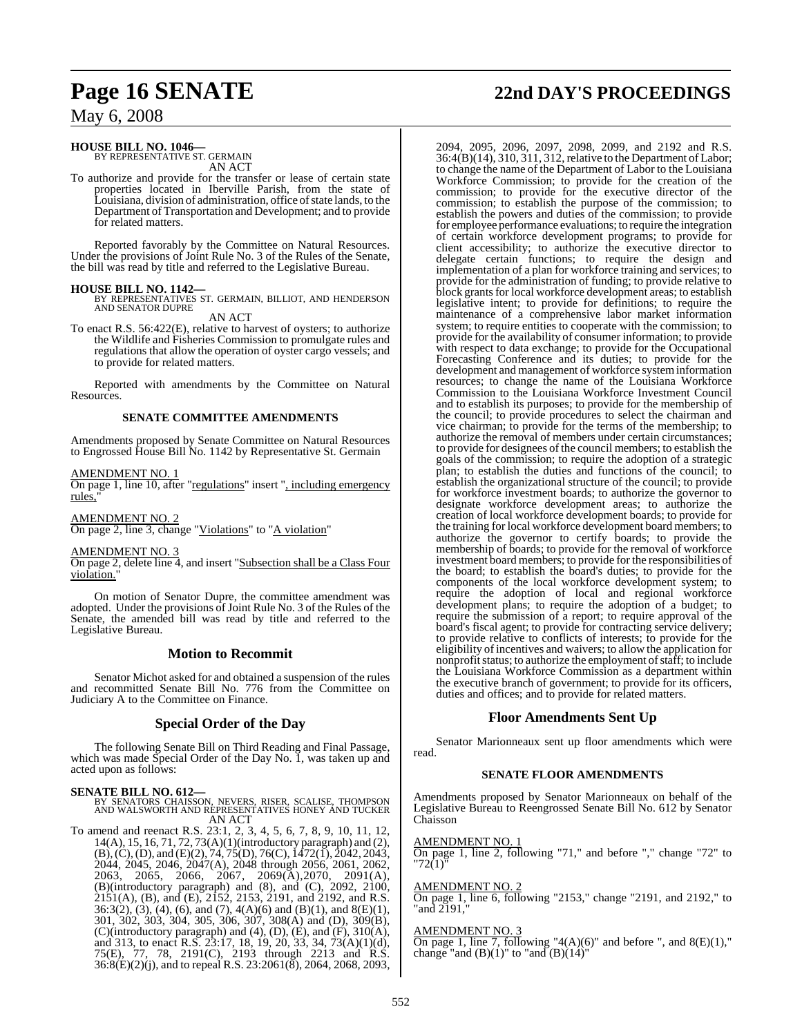**HOUSE BILL NO. 1046—**
BY REPRESENTATIVE ST. GERMAIN
AN ACT

To authorize and provide for the transfer or lease of certain state properties located in Iberville Parish, from the state of Louisiana, division of administration, office of state lands, to the Department of Transportation and Development; and to provide for related matters.

Reported favorably by the Committee on Natural Resources. Under the provisions of Joint Rule No. 3 of the Rules of the Senate, the bill was read by title and referred to the Legislative Bureau.

**HOUSE BILL NO. 1142—**
BY REPRESENTATIVES ST. GERMAIN, BILLIOT, AND HENDERSON AND SENATOR DUPRE
AN ACT

To enact R.S. 56:422(E), relative to harvest of oysters; to authorize the Wildlife and Fisheries Commission to promulgate rules and regulations that allow the operation of oyster cargo vessels; and to provide for related matters.

Reported with amendments by the Committee on Natural Resources.

**SENATE COMMITTEE AMENDMENTS**

Amendments proposed by Senate Committee on Natural Resources to Engrossed House Bill No. 1142 by Representative St. Germain

AMENDMENT NO. 1
On page 1, line 10, after "regulations" insert ", including emergency rules,"

AMENDMENT NO. 2
On page 2, line 3, change "Violations" to "A violation"

AMENDMENT NO. 3
On page 2, delete line 4, and insert "Subsection shall be a Class Four violation."

On motion of Senator Dupre, the committee amendment was adopted. Under the provisions of Joint Rule No. 3 of the Rules of the Senate, the amended bill was read by title and referred to the Legislative Bureau.

## Motion to Recommit

Senator Michot asked for and obtained a suspension of the rules and recommitted Senate Bill No. 776 from the Committee on Judiciary A to the Committee on Finance.

## Special Order of the Day

The following Senate Bill on Third Reading and Final Passage, which was made Special Order of the Day No. 1, was taken up and acted upon as follows:

**SENATE BILL NO. 612—**
BY SENATORS CHAISSON, NEVERS, RISER, SCALISE, THOMPSON AND WALSWORTH AND REPRESENTATIVES HONEY AND TUCKER
AN ACT

To amend and reenact R.S. 23:1, 2, 3, 4, 5, 6, 7, 8, 9, 10, 11, 12, 14(A), 15, 16, 71, 72, 73(A)(1)(introductory paragraph) and (2), (B), (C), (D), and (E)(2), 74, 75(D), 76(C), 1472(1), 2042, 2043, 2044, 2045, 2046, 2047(A), 2048 through 2056, 2061, 2062, 2063, 2065, 2066, 2067, 2069(A),2070, 2091(A), (B)(introductory paragraph) and (8), and (C), 2092, 2100, 2151(A), (B), and (E), 2152, 2153, 2191, and 2192, and R.S. 36:3(2), (3), (4), (6), and (7), 4(A)(6) and (B)(1), and 8(E)(1), 301, 302, 303, 304, 305, 306, 307, 308(A) and (D), 309(B), (C)(introductory paragraph) and (4), (D), (E), and (F), 310(A), and 313, to enact R.S. 23:17, 18, 19, 20, 33, 34, 73(A)(1)(d), 75(E), 77, 78, 2191(C), 2193 through 2213 and R.S. 36:8(E)(2)(j), and to repeal R.S. 23:2061(8), 2064, 2068, 2093, 2094, 2095, 2096, 2097, 2098, 2099, and 2192 and R.S. 36:4(B)(14), 310, 311, 312, relative to the Department of Labor; to change the name of the Department of Labor to the Louisiana Workforce Commission; to provide for the creation of the commission; to provide for the executive director of the commission; to establish the purpose of the commission; to establish the powers and duties of the commission; to provide for employee performance evaluations; to require the integration of certain workforce development programs; to provide for client accessibility; to authorize the executive director to delegate certain functions; to require the design and implementation of a plan for workforce training and services; to provide for the administration of funding; to provide relative to block grants for local workforce development areas; to establish legislative intent; to provide for definitions; to require the maintenance of a comprehensive labor market information system; to require entities to cooperate with the commission; to provide for the availability of consumer information; to provide with respect to data exchange; to provide for the Occupational Forecasting Conference and its duties; to provide for the development and management of workforce system information resources; to change the name of the Louisiana Workforce Commission to the Louisiana Workforce Investment Council and to establish its purposes; to provide for the membership of the council; to provide procedures to select the chairman and vice chairman; to provide for the terms of the membership; to authorize the removal of members under certain circumstances; to provide for designees of the council members; to establish the goals of the commission; to require the adoption of a strategic plan; to establish the duties and functions of the council; to establish the organizational structure of the council; to provide for workforce investment boards; to authorize the governor to designate workforce development areas; to authorize the creation of local workforce development boards; to provide for the training for local workforce development board members; to authorize the governor to certify boards; to provide the membership of boards; to provide for the removal of workforce investment board members; to provide for the responsibilities of the board; to establish the board's duties; to provide for the components of the local workforce development system; to require the adoption of local and regional workforce development plans; to require the adoption of a budget; to require the submission of a report; to require approval of the board's fiscal agent; to provide for contracting service delivery; to provide relative to conflicts of interests; to provide for the eligibility of incentives and waivers; to allow the application for nonprofit status; to authorize the employment of staff; to include the Louisiana Workforce Commission as a department within the executive branch of government; to provide for its officers, duties and offices; and to provide for related matters.

## Floor Amendments Sent Up

Senator Marionneaux sent up floor amendments which were read.

**SENATE FLOOR AMENDMENTS**

Amendments proposed by Senator Marionneaux on behalf of the Legislative Bureau to Reengrossed Senate Bill No. 612 by Senator Chaisson

AMENDMENT NO. 1
On page 1, line 2, following "71," and before "," change "72" to "72(1)"

AMENDMENT NO. 2
On page 1, line 6, following "2153," change "2191, and 2192," to "and 2191,"

AMENDMENT NO. 3
On page 1, line 7, following "4(A)(6)" and before ", and 8(E)(1)," change "and (B)(1)" to "and (B)(14)"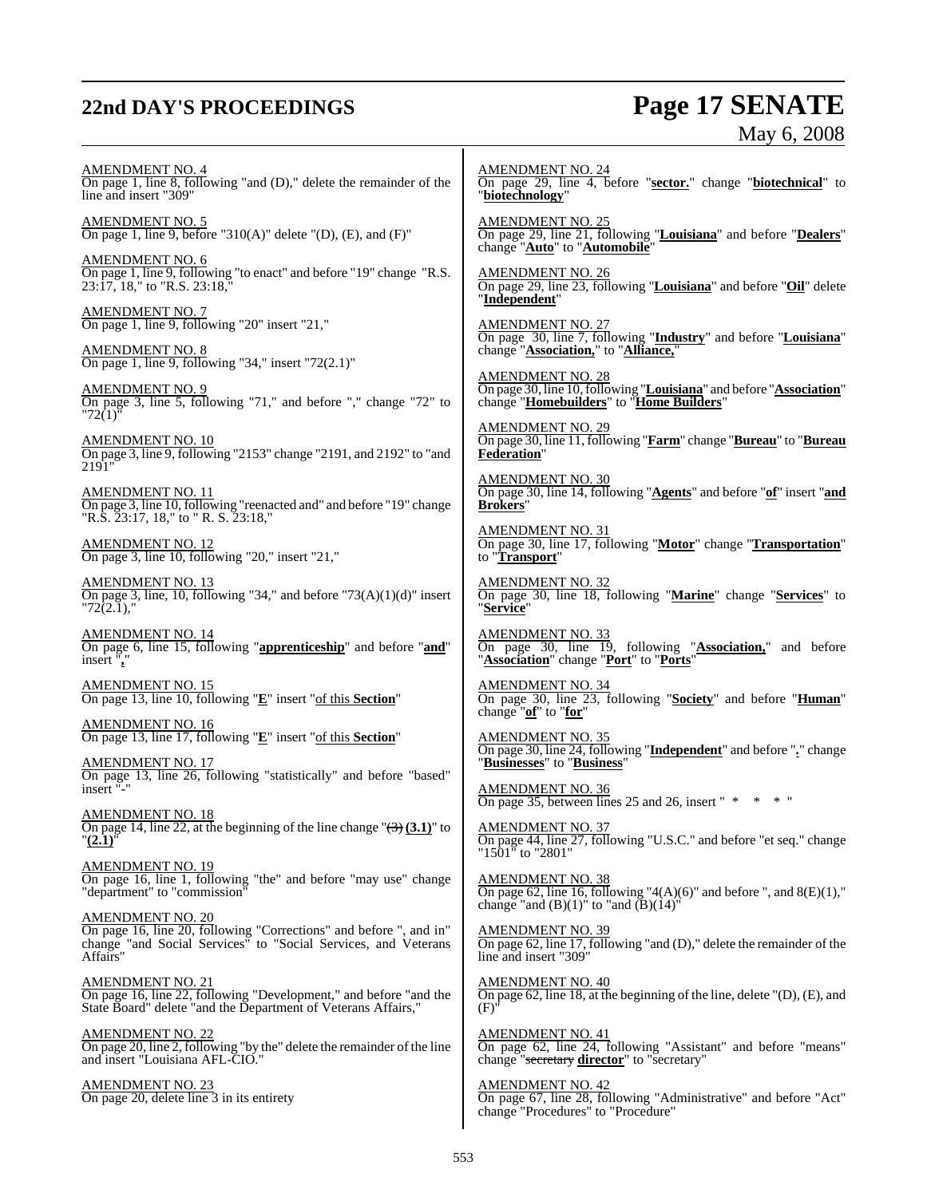AMENDMENT NO. 4
On page 1, line 8, following "and (D)," delete the remainder of the line and insert "309"

AMENDMENT NO. 5
On page 1, line 9, before "310(A)" delete "(D), (E), and (F)"

AMENDMENT NO. 6
On page 1, line 9, following "to enact" and before "19" change "R.S. 23:17, 18," to "R.S. 23:18,"

AMENDMENT NO. 7
On page 1, line 9, following "20" insert "21,"

AMENDMENT NO. 8
On page 1, line 9, following "34," insert "72(2.1)"

AMENDMENT NO. 9
On page 3, line 5, following "71," and before "," change "72" to "72(1)"

AMENDMENT NO. 10
On page 3, line 9, following "2153" change "2191, and 2192" to "and 2191"

AMENDMENT NO. 11
On page 3, line 10, following "reenacted and" and before "19" change "R.S. 23:17, 18," to " R. S. 23:18,"

AMENDMENT NO. 12
On page 3, line 10, following "20," insert "21,"

AMENDMENT NO. 13
On page 3, line, 10, following "34," and before "73(A)(1)(d)" insert "72(2.1),"

AMENDMENT NO. 14
On page 6, line 15, following "**apprenticeship**" and before "**and**" insert "**,**"

AMENDMENT NO. 15
On page 13, line 10, following "**E**" insert "of this **Section**"

AMENDMENT NO. 16
On page 13, line 17, following "**E**" insert "of this **Section**"

AMENDMENT NO. 17
On page 13, line 26, following "statistically" and before "based" insert "-"

AMENDMENT NO. 18
On page 14, line 22, at the beginning of the line change "~~(3)~~ **(3.1)**" to "**(2.1)**"

AMENDMENT NO. 19
On page 16, line 1, following "the" and before "may use" change "department" to "commission"

AMENDMENT NO. 20
On page 16, line 20, following "Corrections" and before ", and in" change "and Social Services" to "Social Services, and Veterans Affairs"

AMENDMENT NO. 21
On page 16, line 22, following "Development," and before "and the State Board" delete "and the Department of Veterans Affairs,"

AMENDMENT NO. 22
On page 20, line 2, following "by the" delete the remainder of the line and insert "Louisiana AFL-CIO."

AMENDMENT NO. 23
On page 20, delete line 3 in its entirety

AMENDMENT NO. 24
On page 29, line 4, before "**sector.**" change "**biotechnical**" to "**biotechnology**"

AMENDMENT NO. 25
On page 29, line 21, following "**Louisiana**" and before "**Dealers**" change "**Auto**" to "**Automobile**"

AMENDMENT NO. 26
On page 29, line 23, following "**Louisiana**" and before "**Oil**" delete "**Independent**"

AMENDMENT NO. 27
On page 30, line 7, following "**Industry**" and before "**Louisiana**" change "**Association,**" to "**Alliance,**"

AMENDMENT NO. 28
On page 30, line 10, following "**Louisiana**" and before "**Association**" change "**Homebuilders**" to "**Home Builders**"

AMENDMENT NO. 29
On page 30, line 11, following "**Farm**" change "**Bureau**" to "**Bureau Federation**"

AMENDMENT NO. 30
On page 30, line 14, following "**Agents**" and before "**of**" insert "**and Brokers**"

AMENDMENT NO. 31
On page 30, line 17, following "**Motor**" change "**Transportation**" to "**Transport**"

AMENDMENT NO. 32
On page 30, line 18, following "**Marine**" change "**Services**" to "**Service**"

AMENDMENT NO. 33
On page 30, line 19, following "**Association,**" and before "**Association**" change "**Port**" to "**Ports**"

AMENDMENT NO. 34
On page 30, line 23, following "**Society**" and before "**Human**" change "**of**" to "**for**"

AMENDMENT NO. 35
On page 30, line 24, following "**Independent**" and before "**.**" change "**Businesses**" to "**Business**"

AMENDMENT NO. 36
On page 35, between lines 25 and 26, insert " * * * "

AMENDMENT NO. 37
On page 44, line 27, following "U.S.C." and before "et seq." change "1501" to "2801"

AMENDMENT NO. 38
On page 62, line 16, following "4(A)(6)" and before ", and 8(E)(1)," change "and (B)(1)" to "and (B)(14)"

AMENDMENT NO. 39
On page 62, line 17, following "and (D)," delete the remainder of the line and insert "309"

AMENDMENT NO. 40
On page 62, line 18, at the beginning of the line, delete "(D), (E), and (F)"

AMENDMENT NO. 41
On page 62, line 24, following "Assistant" and before "means" change "~~secretary~~ **director**" to "secretary"

AMENDMENT NO. 42
On page 67, line 28, following "Administrative" and before "Act" change "Procedures" to "Procedure"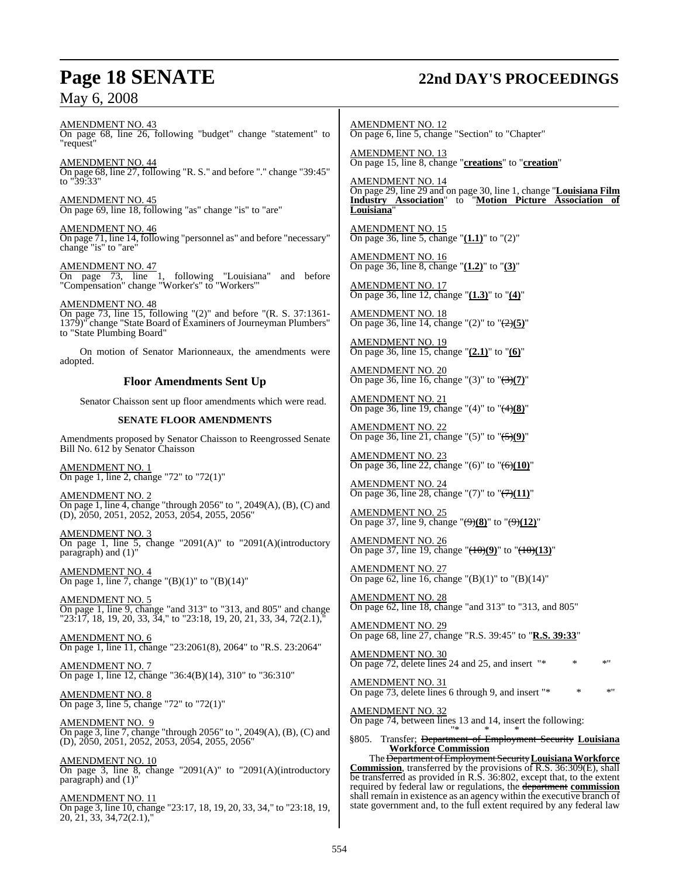AMENDMENT NO. 43
On page 68, line 26, following "budget" change "statement" to "request"

AMENDMENT NO. 44
On page 68, line 27, following "R. S." and before "." change "39:45" to "39:33"

AMENDMENT NO. 45
On page 69, line 18, following "as" change "is" to "are"

AMENDMENT NO. 46
On page 71, line 14, following "personnel as" and before "necessary" change "is" to "are"

AMENDMENT NO. 47
On page 73, line 1, following "Louisiana" and before "Compensation" change "Worker's" to "Workers'"

AMENDMENT NO. 48
On page 73, line 15, following "(2)" and before "(R. S. 37:1361-1379)" change "State Board of Examiners of Journeyman Plumbers" to "State Plumbing Board"

On motion of Senator Marionneaux, the amendments were adopted.

## Floor Amendments Sent Up

Senator Chaisson sent up floor amendments which were read.

### SENATE FLOOR AMENDMENTS

Amendments proposed by Senator Chaisson to Reengrossed Senate Bill No. 612 by Senator Chaisson

AMENDMENT NO. 1
On page 1, line 2, change "72" to "72(1)"

AMENDMENT NO. 2
On page 1, line 4, change "through 2056" to ", 2049(A), (B), (C) and (D), 2050, 2051, 2052, 2053, 2054, 2055, 2056"

AMENDMENT NO. 3
On page 1, line 5, change "2091(A)" to "2091(A)(introductory paragraph) and (1)"

AMENDMENT NO. 4
On page 1, line 7, change "(B)(1)" to "(B)(14)"

AMENDMENT NO. 5
On page 1, line 9, change "and 313" to "313, and 805" and change "23:17, 18, 19, 20, 33, 34," to "23:18, 19, 20, 21, 33, 34, 72(2.1),"

AMENDMENT NO. 6
On page 1, line 11, change "23:2061(8), 2064" to "R.S. 23:2064"

AMENDMENT NO. 7
On page 1, line 12, change "36:4(B)(14), 310" to "36:310"

AMENDMENT NO. 8
On page 3, line 5, change "72" to "72(1)"

AMENDMENT NO. 9
On page 3, line 7, change "through 2056" to ", 2049(A), (B), (C) and (D), 2050, 2051, 2052, 2053, 2054, 2055, 2056"

AMENDMENT NO. 10
On page 3, line 8, change "2091(A)" to "2091(A)(introductory paragraph) and (1)"

AMENDMENT NO. 11
On page 3, line 10, change "23:17, 18, 19, 20, 33, 34," to "23:18, 19, 20, 21, 33, 34,72(2.1),"

AMENDMENT NO. 12
On page 6, line 5, change "Section" to "Chapter"

AMENDMENT NO. 13
On page 15, line 8, change "**creations**" to "**creation**"

AMENDMENT NO. 14
On page 29, line 29 and on page 30, line 1, change "**Louisiana Film Industry Association**" to "**Motion Picture Association of Louisiana**"

AMENDMENT NO. 15
On page 36, line 5, change "**(1.1)**" to "(2)"

AMENDMENT NO. 16
On page 36, line 8, change "**(1.2)**" to "**(3)**"

AMENDMENT NO. 17
On page 36, line 12, change "**(1.3)**" to "**(4)**"

AMENDMENT NO. 18
On page 36, line 14, change "(2)" to "~~(2)~~**(5)**"

AMENDMENT NO. 19
On page 36, line 15, change "**(2.1)**" to "**(6)**"

AMENDMENT NO. 20
On page 36, line 16, change "(3)" to "~~(3)~~**(7)**"

AMENDMENT NO. 21
On page 36, line 19, change "(4)" to "~~(4)~~**(8)**"

AMENDMENT NO. 22
On page 36, line 21, change "(5)" to "~~(5)~~**(9)**"

AMENDMENT NO. 23
On page 36, line 22, change "(6)" to "~~(6)~~**(10)**"

AMENDMENT NO. 24
On page 36, line 28, change "(7)" to "~~(7)~~**(11)**"

AMENDMENT NO. 25
On page 37, line 9, change "~~(9)~~**(8)**" to "~~(9)~~**(12)**"

AMENDMENT NO. 26
On page 37, line 19, change "~~(10)~~**(9)**" to "~~(10)~~**(13)**"

AMENDMENT NO. 27
On page 62, line 16, change "(B)(1)" to "(B)(14)"

AMENDMENT NO. 28
On page 62, line 18, change "and 313" to "313, and 805"

AMENDMENT NO. 29
On page 68, line 27, change "R.S. 39:45" to "**R.S. 39:33**"

AMENDMENT NO. 30
On page 72, delete lines 24 and 25, and insert "* * *"

AMENDMENT NO. 31
On page 73, delete lines 6 through 9, and insert "* * *"

AMENDMENT NO. 32
On page 74, between lines 13 and 14, insert the following:

"* * *

§805. Transfer; ~~Department of Employment Security~~ **Louisiana Workforce Commission**

The ~~Department of Employment Security~~ **Louisiana Workforce Commission**, transferred by the provisions of R.S. 36:309(E), shall be transferred as provided in R.S. 36:802, except that, to the extent required by federal law or regulations, the ~~department~~ **commission** shall remain in existence as an agency within the executive branch of state government and, to the full extent required by any federal law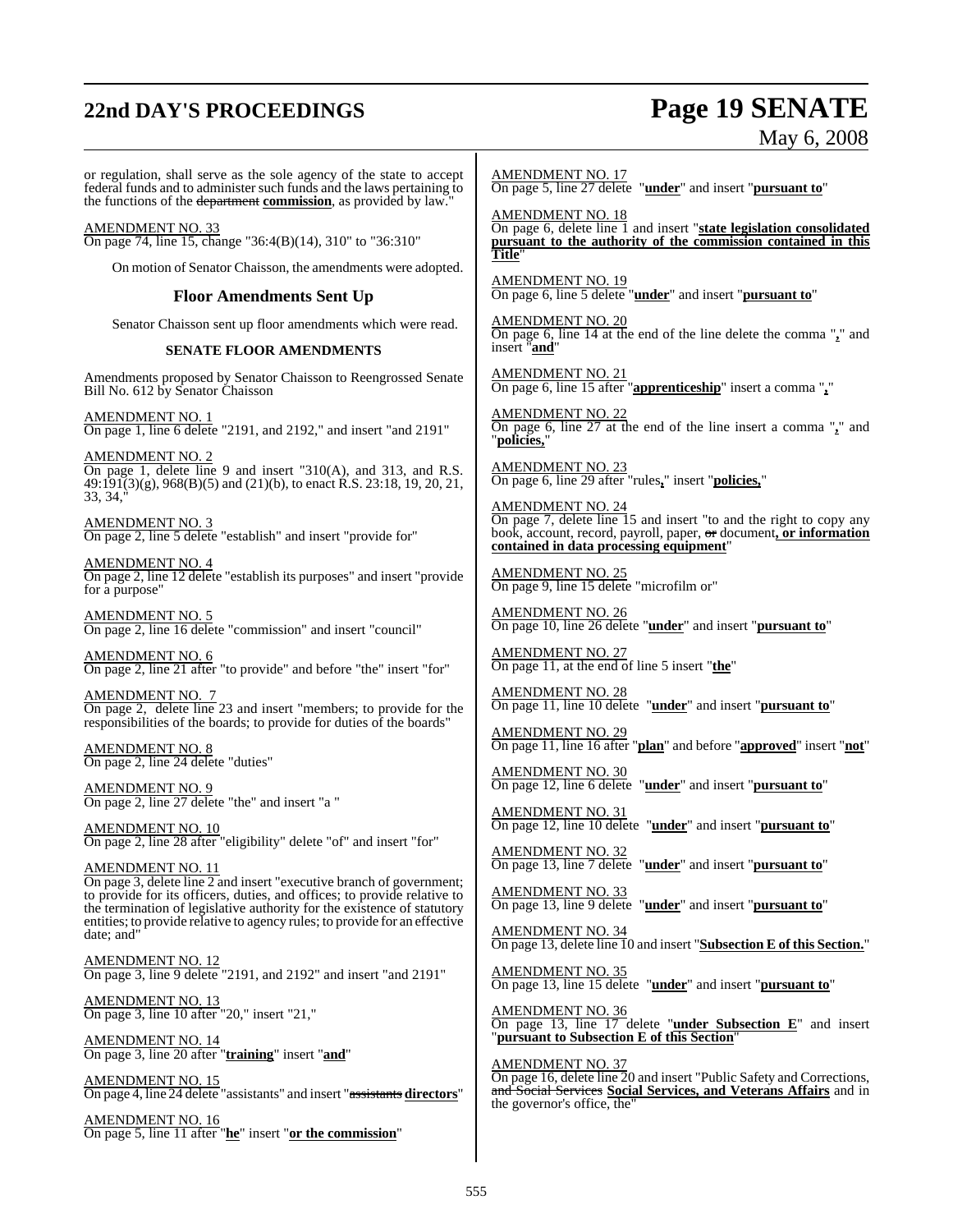or regulation, shall serve as the sole agency of the state to accept federal funds and to administer such funds and the laws pertaining to the functions of the ~~department~~ **commission**, as provided by law."

AMENDMENT NO. 33
On page 74, line 15, change "36:4(B)(14), 310" to "36:310"

On motion of Senator Chaisson, the amendments were adopted.

## Floor Amendments Sent Up

Senator Chaisson sent up floor amendments which were read.

### SENATE FLOOR AMENDMENTS

Amendments proposed by Senator Chaisson to Reengrossed Senate Bill No. 612 by Senator Chaisson

AMENDMENT NO. 1
On page 1, line 6 delete "2191, and 2192," and insert "and 2191"

AMENDMENT NO. 2
On page 1, delete line 9 and insert "310(A), and 313, and R.S. 49:191(3)(g), 968(B)(5) and (21)(b), to enact R.S. 23:18, 19, 20, 21, 33, 34,"

AMENDMENT NO. 3
On page 2, line 5 delete "establish" and insert "provide for"

AMENDMENT NO. 4
On page 2, line 12 delete "establish its purposes" and insert "provide for a purpose"

AMENDMENT NO. 5
On page 2, line 16 delete "commission" and insert "council"

AMENDMENT NO. 6
On page 2, line 21 after "to provide" and before "the" insert "for"

AMENDMENT NO. 7
On page 2, delete line 23 and insert "members; to provide for the responsibilities of the boards; to provide for duties of the boards"

AMENDMENT NO. 8
On page 2, line 24 delete "duties"

AMENDMENT NO. 9
On page 2, line 27 delete "the" and insert "a "

AMENDMENT NO. 10
On page 2, line 28 after "eligibility" delete "of" and insert "for"

AMENDMENT NO. 11
On page 3, delete line 2 and insert "executive branch of government; to provide for its officers, duties, and offices; to provide relative to the termination of legislative authority for the existence of statutory entities; to provide relative to agency rules; to provide for an effective date; and"

AMENDMENT NO. 12
On page 3, line 9 delete "2191, and 2192" and insert "and 2191"

AMENDMENT NO. 13
On page 3, line 10 after "20," insert "21,"

AMENDMENT NO. 14
On page 3, line 20 after "**training**" insert "**and**"

AMENDMENT NO. 15
On page 4, line 24 delete "assistants" and insert "~~assistants~~ **directors**"

AMENDMENT NO. 16
On page 5, line 11 after "**he**" insert "**or the commission**"

AMENDMENT NO. 17
On page 5, line 27 delete "**under**" and insert "**pursuant to**"

AMENDMENT NO. 18
On page 6, delete line 1 and insert "**state legislation consolidated pursuant to the authority of the commission contained in this Title**"

AMENDMENT NO. 19
On page 6, line 5 delete "**under**" and insert "**pursuant to**"

AMENDMENT NO. 20
On page 6, line 14 at the end of the line delete the comma "**,**" and insert "**and**"

AMENDMENT NO. 21
On page 6, line 15 after "**apprenticeship**" insert a comma "**,**"

AMENDMENT NO. 22
On page 6, line 27 at the end of the line insert a comma "**,**" and "**policies,**"

AMENDMENT NO. 23
On page 6, line 29 after "rules**,**" insert "**policies,**"

AMENDMENT NO. 24
On page 7, delete line 15 and insert "to and the right to copy any book, account, record, payroll, paper, ~~or~~ document**, or information contained in data processing equipment**"

AMENDMENT NO. 25
On page 9, line 15 delete "microfilm or"

AMENDMENT NO. 26
On page 10, line 26 delete "**under**" and insert "**pursuant to**"

AMENDMENT NO. 27
On page 11, at the end of line 5 insert "**the**"

AMENDMENT NO. 28
On page 11, line 10 delete "**under**" and insert "**pursuant to**"

AMENDMENT NO. 29
On page 11, line 16 after "**plan**" and before "**approved**" insert "**not**"

AMENDMENT NO. 30
On page 12, line 6 delete "**under**" and insert "**pursuant to**"

AMENDMENT NO. 31
On page 12, line 10 delete "**under**" and insert "**pursuant to**"

AMENDMENT NO. 32
On page 13, line 7 delete "**under**" and insert "**pursuant to**"

AMENDMENT NO. 33
On page 13, line 9 delete "**under**" and insert "**pursuant to**"

AMENDMENT NO. 34
On page 13, delete line 10 and insert "**Subsection E of this Section.**"

AMENDMENT NO. 35
On page 13, line 15 delete "**under**" and insert "**pursuant to**"

AMENDMENT NO. 36
On page 13, line 17 delete "**under Subsection E**" and insert "**pursuant to Subsection E of this Section**"

AMENDMENT NO. 37
On page 16, delete line 20 and insert "Public Safety and Corrections, ~~and Social Services~~ **Social Services, and Veterans Affairs** and in the governor's office, the"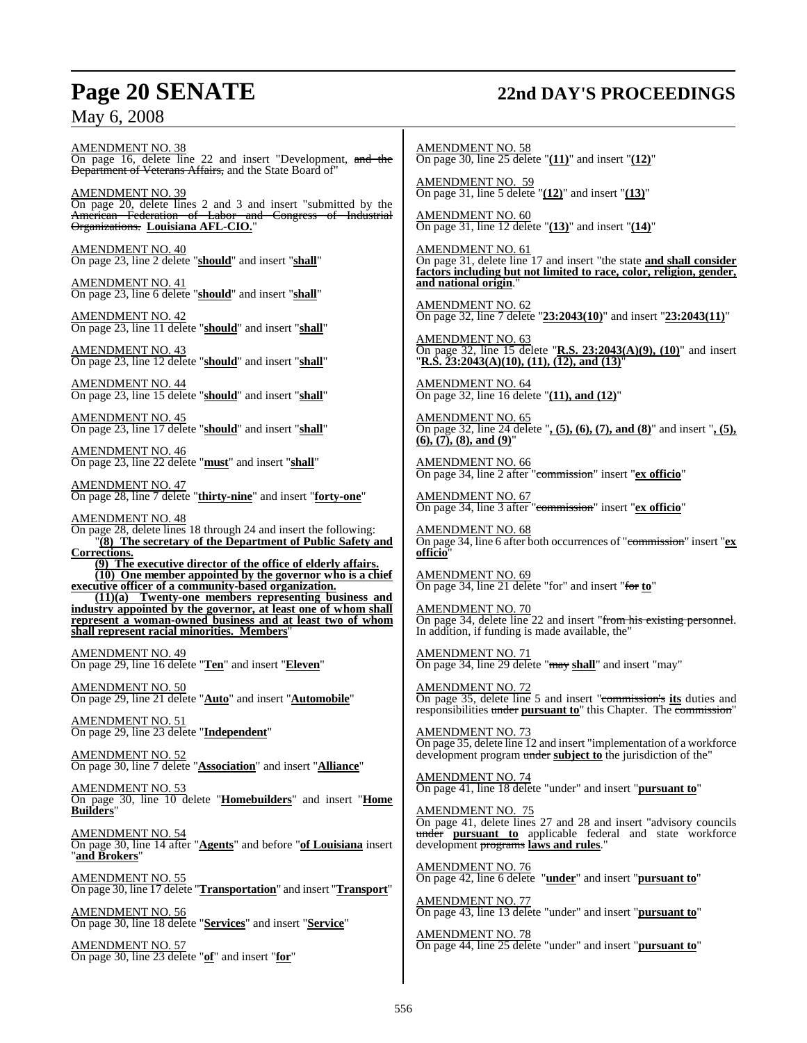AMENDMENT NO. 38
On page 16, delete line 22 and insert "Development, ~~and the Department of Veterans Affairs~~, and the State Board of"

AMENDMENT NO. 39
On page 20, delete lines 2 and 3 and insert "submitted by the ~~American Federation of Labor and Congress of Industrial Organizations.~~ **Louisiana AFL-CIO.**"

AMENDMENT NO. 40
On page 23, line 2 delete "**should**" and insert "**shall**"

AMENDMENT NO. 41
On page 23, line 6 delete "**should**" and insert "**shall**"

AMENDMENT NO. 42
On page 23, line 11 delete "**should**" and insert "**shall**"

AMENDMENT NO. 43
On page 23, line 12 delete "**should**" and insert "**shall**"

AMENDMENT NO. 44
On page 23, line 15 delete "**should**" and insert "**shall**"

AMENDMENT NO. 45
On page 23, line 17 delete "**should**" and insert "**shall**"

AMENDMENT NO. 46
On page 23, line 22 delete "**must**" and insert "**shall**"

AMENDMENT NO. 47
On page 28, line 7 delete "**thirty-nine**" and insert "**forty-one**"

AMENDMENT NO. 48
On page 28, delete lines 18 through 24 and insert the following:

"**(8) The secretary of the Department of Public Safety and Corrections.**

**(9) The executive director of the office of elderly affairs.**

**(10) One member appointed by the governor who is a chief executive officer of a community-based organization.**

**(11)(a) Twenty-one members representing business and industry appointed by the governor, at least one of whom shall represent a woman-owned business and at least two of whom shall represent racial minorities. Members**"

AMENDMENT NO. 49
On page 29, line 16 delete "**Ten**" and insert "**Eleven**"

AMENDMENT NO. 50
On page 29, line 21 delete "**Auto**" and insert "**Automobile**"

AMENDMENT NO. 51
On page 29, line 23 delete "**Independent**"

AMENDMENT NO. 52
On page 30, line 7 delete "**Association**" and insert "**Alliance**"

AMENDMENT NO. 53
On page 30, line 10 delete "**Homebuilders**" and insert "**Home Builders**"

AMENDMENT NO. 54
On page 30, line 14 after "**Agents**" and before "**of Louisiana** insert "**and Brokers**"

AMENDMENT NO. 55
On page 30, line 17 delete "**Transportation**" and insert "**Transport**"

AMENDMENT NO. 56
On page 30, line 18 delete "**Services**" and insert "**Service**"

AMENDMENT NO. 57
On page 30, line 23 delete "**of**" and insert "**for**"

AMENDMENT NO. 58
On page 30, line 25 delete "**(11)**" and insert "**(12)**"

AMENDMENT NO. 59
On page 31, line 5 delete "**(12)**" and insert "**(13)**"

AMENDMENT NO. 60
On page 31, line 12 delete "**(13)**" and insert "**(14)**"

AMENDMENT NO. 61
On page 31, delete line 17 and insert "the state **and shall consider factors including but not limited to race, color, religion, gender, and national origin**."

AMENDMENT NO. 62
On page 32, line 7 delete "**23:2043(10)**" and insert "**23:2043(11)**"

AMENDMENT NO. 63
On page 32, line 15 delete "**R.S. 23:2043(A)(9), (10)**" and insert "**R.S. 23:2043(A)(10), (11), (12), and (13)**"

AMENDMENT NO. 64
On page 32, line 16 delete "**(11), and (12)**"

AMENDMENT NO. 65
On page 32, line 24 delete "**, (5), (6), (7), and (8)**" and insert "**, (5), (6), (7), (8), and (9)**"

AMENDMENT NO. 66
On page 34, line 2 after "~~commission~~" insert "**ex officio**"

AMENDMENT NO. 67
On page 34, line 3 after "~~commission~~" insert "**ex officio**"

AMENDMENT NO. 68
On page 34, line 6 after both occurrences of "~~commission~~" insert "**ex officio**"

AMENDMENT NO. 69
On page 34, line 21 delete "for" and insert "~~for~~ **to**"

AMENDMENT NO. 70
On page 34, delete line 22 and insert "~~from his existing personnel~~. In addition, if funding is made available, the"

AMENDMENT NO. 71
On page 34, line 29 delete "~~may~~ **shall**" and insert "may"

AMENDMENT NO. 72
On page 35, delete line 5 and insert "~~commission's~~ **its** duties and responsibilities ~~under~~ **pursuant to**" this Chapter. The ~~commission~~"

AMENDMENT NO. 73
On page 35, delete line 12 and insert "implementation of a workforce development program ~~under~~ **subject to** the jurisdiction of the"

AMENDMENT NO. 74
On page 41, line 18 delete "under" and insert "**pursuant to**"

AMENDMENT NO. 75
On page 41, delete lines 27 and 28 and insert "advisory councils ~~under~~ **pursuant to** applicable federal and state workforce development ~~programs~~ **laws and rules**."

AMENDMENT NO. 76
On page 42, line 6 delete "**under**" and insert "**pursuant to**"

AMENDMENT NO. 77
On page 43, line 13 delete "under" and insert "**pursuant to**"

AMENDMENT NO. 78
On page 44, line 25 delete "under" and insert "**pursuant to**"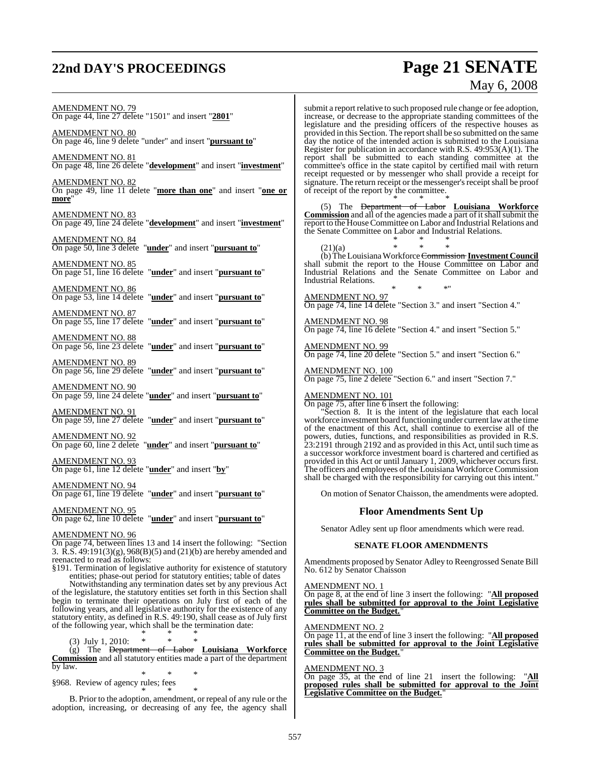AMENDMENT NO. 79
On page 44, line 27 delete "1501" and insert "**2801**"

AMENDMENT NO. 80
On page 46, line 9 delete "under" and insert "**pursuant to**"

AMENDMENT NO. 81
On page 48, line 26 delete "**development**" and insert "**investment**"

AMENDMENT NO. 82
On page 49, line 11 delete "**more than one**" and insert "**one or more**"

AMENDMENT NO. 83
On page 49, line 24 delete "**development**" and insert "**investment**"

AMENDMENT NO. 84
On page 50, line 3 delete "**under**" and insert "**pursuant to**"

AMENDMENT NO. 85
On page 51, line 16 delete "**under**" and insert "**pursuant to**"

AMENDMENT NO. 86
On page 53, line 14 delete "**under**" and insert "**pursuant to**"

AMENDMENT NO. 87
On page 55, line 17 delete "**under**" and insert "**pursuant to**"

AMENDMENT NO. 88
On page 56, line 23 delete "**under**" and insert "**pursuant to**"

AMENDMENT NO. 89
On page 56, line 29 delete "**under**" and insert "**pursuant to**"

AMENDMENT NO. 90
On page 59, line 24 delete "**under**" and insert "**pursuant to**"

AMENDMENT NO. 91
On page 59, line 27 delete "**under**" and insert "**pursuant to**"

AMENDMENT NO. 92
On page 60, line 2 delete "**under**" and insert "**pursuant to**"

AMENDMENT NO. 93
On page 61, line 12 delete "**under**" and insert "**by**"

AMENDMENT NO. 94
On page 61, line 19 delete "**under**" and insert "**pursuant to**"

AMENDMENT NO. 95
On page 62, line 10 delete "**under**" and insert "**pursuant to**"

AMENDMENT NO. 96
On page 74, between lines 13 and 14 insert the following: "Section 3. R.S. 49:191(3)(g), 968(B)(5) and (21)(b) are hereby amended and reenacted to read as follows:

§191. Termination of legislative authority for existence of statutory entities; phase-out period for statutory entities; table of dates

Notwithstanding any termination dates set by any previous Act of the legislature, the statutory entities set forth in this Section shall begin to terminate their operations on July first of each of the following years, and all legislative authority for the existence of any statutory entity, as defined in R.S. 49:190, shall cease as of July first of the following year, which shall be the termination date:

\* \* \*

(3) July 1, 2010: \* \* \*

(g) The ~~Department of Labor~~ **Louisiana Workforce Commission** and all statutory entities made a part of the department by law.

\* \* \*

§968. Review of agency rules; fees

\* \* \*

B. Prior to the adoption, amendment, or repeal of any rule or the adoption, increasing, or decreasing of any fee, the agency shall submit a report relative to such proposed rule change or fee adoption, increase, or decrease to the appropriate standing committees of the legislature and the presiding officers of the respective houses as provided in this Section. The report shall be so submitted on the same day the notice of the intended action is submitted to the Louisiana Register for publication in accordance with R.S. 49:953(A)(1). The report shall be submitted to each standing committee at the committee's office in the state capitol by certified mail with return receipt requested or by messenger who shall provide a receipt for signature. The return receipt or the messenger's receipt shall be proof of receipt of the report by the committee.

\* \* \*

(5) The ~~Department of Labor~~ **Louisiana Workforce Commission** and all of the agencies made a part of it shall submit the report to the House Committee on Labor and Industrial Relations and the Senate Committee on Labor and Industrial Relations.

\* \* \*

(21)(a) \* \* \*

(b) The Louisiana Workforce ~~Commission~~ **Investment Council** shall submit the report to the House Committee on Labor and Industrial Relations and the Senate Committee on Labor and Industrial Relations.

\* \* \*"

AMENDMENT NO. 97
On page 74, line 14 delete "Section 3." and insert "Section 4."

AMENDMENT NO. 98
On page 74, line 16 delete "Section 4." and insert "Section 5."

AMENDMENT NO. 99
On page 74, line 20 delete "Section 5." and insert "Section 6."

AMENDMENT NO. 100
On page 75, line 2 delete "Section 6." and insert "Section 7."

AMENDMENT NO. 101
On page 75, after line 6 insert the following:

"Section 8. It is the intent of the legislature that each local workforce investment board functioning under current law at the time of the enactment of this Act, shall continue to exercise all of the powers, duties, functions, and responsibilities as provided in R.S. 23:2191 through 2192 and as provided in this Act, until such time as a successor workforce investment board is chartered and certified as provided in this Act or until January 1, 2009, whichever occurs first. The officers and employees of the Louisiana Workforce Commission shall be charged with the responsibility for carrying out this intent."

On motion of Senator Chaisson, the amendments were adopted.

## Floor Amendments Sent Up

Senator Adley sent up floor amendments which were read.

### SENATE FLOOR AMENDMENTS

Amendments proposed by Senator Adley to Reengrossed Senate Bill No. 612 by Senator Chaisson

AMENDMENT NO. 1
On page 8, at the end of line 3 insert the following: "**All proposed rules shall be submitted for approval to the Joint Legislative Committee on the Budget.**"

AMENDMENT NO. 2
On page 11, at the end of line 3 insert the following: "**All proposed rules shall be submitted for approval to the Joint Legislative Committee on the Budget.**"

AMENDMENT NO. 3
On page 35, at the end of line 21 insert the following: "**All proposed rules shall be submitted for approval to the Joint Legislative Committee on the Budget.**"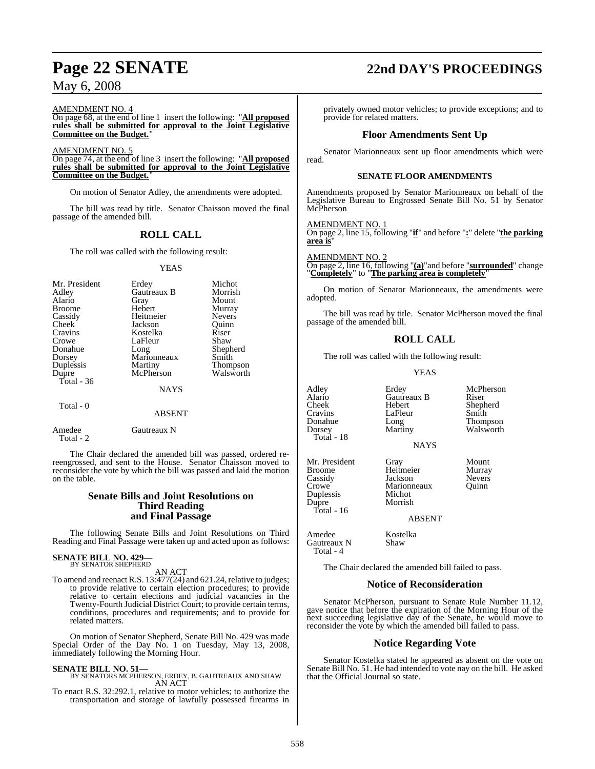AMENDMENT NO. 4

On page 68, at the end of line 1 insert the following: "**All proposed rules shall be submitted for approval to the Joint Legislative Committee on the Budget.**"

AMENDMENT NO. 5

On page 74, at the end of line 3 insert the following: "**All proposed rules shall be submitted for approval to the Joint Legislative Committee on the Budget.**"

On motion of Senator Adley, the amendments were adopted.

The bill was read by title. Senator Chaisson moved the final passage of the amended bill.

## ROLL CALL

The roll was called with the following result:

YEAS

| | | |
|---|---|---|
| Mr. President | Erdey | Michot |
| Adley | Gautreaux B | Morrish |
| Alario | Gray | Mount |
| Broome | Hebert | Murray |
| Cassidy | Heitmeier | Nevers |
| Cheek | Jackson | Quinn |
| Cravins | Kostelka | Riser |
| Crowe | LaFleur | Shaw |
| Donahue | Long | Shepherd |
| Dorsey | Marionneaux | Smith |
| Duplessis | Martiny | Thompson |
| Dupre | McPherson | Walsworth |
| Total - 36 | | |

NAYS

Total - 0

ABSENT

| | |
|---|---|
| Amedee | Gautreaux N |
| Total - 2 | |

The Chair declared the amended bill was passed, ordered re-reengrossed, and sent to the House. Senator Chaisson moved to reconsider the vote by which the bill was passed and laid the motion on the table.

## Senate Bills and Joint Resolutions on Third Reading and Final Passage

The following Senate Bills and Joint Resolutions on Third Reading and Final Passage were taken up and acted upon as follows:

**SENATE BILL NO. 429—**
BY SENATOR SHEPHERD

AN ACT

To amend and reenact R.S. 13:477(24) and 621.24, relative to judges; to provide relative to certain election procedures; to provide relative to certain elections and judicial vacancies in the Twenty-Fourth Judicial District Court; to provide certain terms, conditions, procedures and requirements; and to provide for related matters.

On motion of Senator Shepherd, Senate Bill No. 429 was made Special Order of the Day No. 1 on Tuesday, May 13, 2008, immediately following the Morning Hour.

**SENATE BILL NO. 51—**
BY SENATORS MCPHERSON, ERDEY, B. GAUTREAUX AND SHAW

AN ACT

To enact R.S. 32:292.1, relative to motor vehicles; to authorize the transportation and storage of lawfully possessed firearms in privately owned motor vehicles; to provide exceptions; and to provide for related matters.

## Floor Amendments Sent Up

Senator Marionneaux sent up floor amendments which were read.

### SENATE FLOOR AMENDMENTS

Amendments proposed by Senator Marionneaux on behalf of the Legislative Bureau to Engrossed Senate Bill No. 51 by Senator McPherson

AMENDMENT NO. 1

On page 2, line 15, following "**if**" and before "**:**" delete "**the parking area is**"

AMENDMENT NO. 2

On page 2, line 16, following "**(a)**" and before "**surrounded**" change "**Completely**" to "**The parking area is completely**"

On motion of Senator Marionneaux, the amendments were adopted.

The bill was read by title. Senator McPherson moved the final passage of the amended bill.

## ROLL CALL

The roll was called with the following result:

YEAS

| | | |
|---|---|---|
| Adley | Erdey | McPherson |
| Alario | Gautreaux B | Riser |
| Cheek | Hebert | Shepherd |
| Cravins | LaFleur | Smith |
| Donahue | Long | Thompson |
| Dorsey | Martiny | Walsworth |
| Total - 18 | | |

NAYS

| | | |
|---|---|---|
| Mr. President | Gray | Mount |
| Broome | Heitmeier | Murray |
| Cassidy | Jackson | Nevers |
| Crowe | Marionneaux | Quinn |
| Duplessis | Michot | |
| Dupre | Morrish | |
| Total - 16 | | |

ABSENT

| | |
|---|---|
| Amedee | Kostelka |
| Gautreaux N | Shaw |
| Total - 4 | |

The Chair declared the amended bill failed to pass.

## Notice of Reconsideration

Senator McPherson, pursuant to Senate Rule Number 11.12, gave notice that before the expiration of the Morning Hour of the next succeeding legislative day of the Senate, he would move to reconsider the vote by which the amended bill failed to pass.

## Notice Regarding Vote

Senator Kostelka stated he appeared as absent on the vote on Senate Bill No. 51. He had intended to vote nay on the bill. He asked that the Official Journal so state.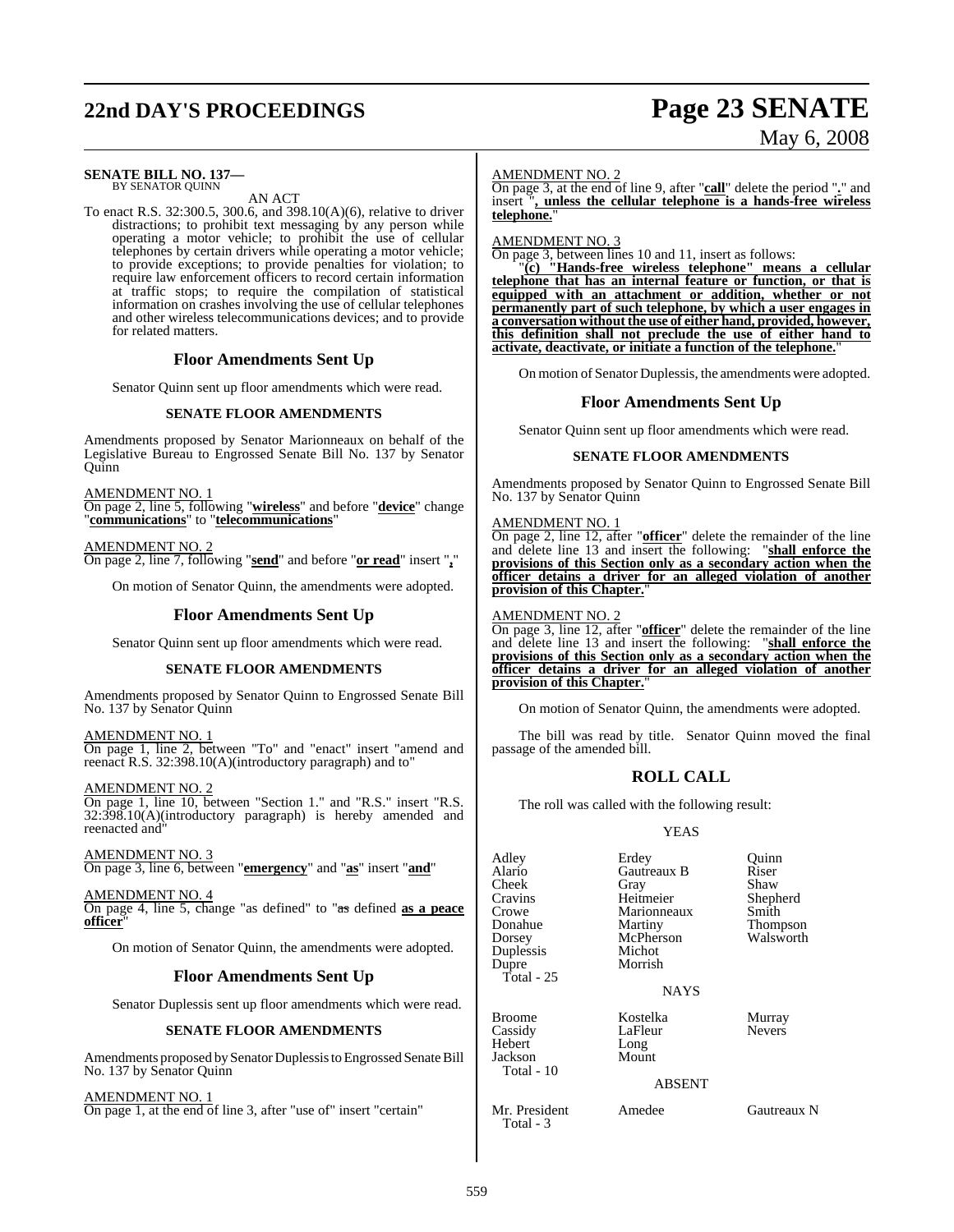**SENATE BILL NO. 137—**
BY SENATOR QUINN

AN ACT

To enact R.S. 32:300.5, 300.6, and 398.10(A)(6), relative to driver distractions; to prohibit text messaging by any person while operating a motor vehicle; to prohibit the use of cellular telephones by certain drivers while operating a motor vehicle; to provide exceptions; to provide penalties for violation; to require law enforcement officers to record certain information at traffic stops; to require the compilation of statistical information on crashes involving the use of cellular telephones and other wireless telecommunications devices; and to provide for related matters.

## Floor Amendments Sent Up

Senator Quinn sent up floor amendments which were read.

### SENATE FLOOR AMENDMENTS

Amendments proposed by Senator Marionneaux on behalf of the Legislative Bureau to Engrossed Senate Bill No. 137 by Senator Quinn

AMENDMENT NO. 1
On page 2, line 5, following "**wireless**" and before "**device**" change "**communications**" to "**telecommunications**"

AMENDMENT NO. 2
On page 2, line 7, following "**send**" and before "**or read**" insert "**,**"

On motion of Senator Quinn, the amendments were adopted.

## Floor Amendments Sent Up

Senator Quinn sent up floor amendments which were read.

### SENATE FLOOR AMENDMENTS

Amendments proposed by Senator Quinn to Engrossed Senate Bill No. 137 by Senator Quinn

AMENDMENT NO. 1
On page 1, line 2, between "To" and "enact" insert "amend and reenact R.S. 32:398.10(A)(introductory paragraph) and to"

AMENDMENT NO. 2
On page 1, line 10, between "Section 1." and "R.S." insert "R.S. 32:398.10(A)(introductory paragraph) is hereby amended and reenacted and"

AMENDMENT NO. 3
On page 3, line 6, between "**emergency**" and "**as**" insert "**and**"

AMENDMENT NO. 4
On page 4, line 5, change "as defined" to "~~as~~ defined **as a peace officer**"

On motion of Senator Quinn, the amendments were adopted.

## Floor Amendments Sent Up

Senator Duplessis sent up floor amendments which were read.

### SENATE FLOOR AMENDMENTS

Amendments proposed by Senator Duplessis to Engrossed Senate Bill No. 137 by Senator Quinn

AMENDMENT NO. 1
On page 1, at the end of line 3, after "use of" insert "certain"

AMENDMENT NO. 2
On page 3, at the end of line 9, after "**call**" delete the period "**.**" and insert "**, unless the cellular telephone is a hands-free wireless telephone.**"

AMENDMENT NO. 3
On page 3, between lines 10 and 11, insert as follows:

"**(c) "Hands-free wireless telephone" means a cellular telephone that has an internal feature or function, or that is equipped with an attachment or addition, whether or not permanently part of such telephone, by which a user engages in a conversation without the use of either hand, provided, however, this definition shall not preclude the use of either hand to activate, deactivate, or initiate a function of the telephone.**"

On motion of Senator Duplessis, the amendments were adopted.

## Floor Amendments Sent Up

Senator Quinn sent up floor amendments which were read.

### SENATE FLOOR AMENDMENTS

Amendments proposed by Senator Quinn to Engrossed Senate Bill No. 137 by Senator Quinn

AMENDMENT NO. 1
On page 2, line 12, after "**officer**" delete the remainder of the line and delete line 13 and insert the following: "**shall enforce the provisions of this Section only as a secondary action when the officer detains a driver for an alleged violation of another provision of this Chapter.**"

AMENDMENT NO. 2
On page 3, line 12, after "**officer**" delete the remainder of the line and delete line 13 and insert the following: "**shall enforce the provisions of this Section only as a secondary action when the officer detains a driver for an alleged violation of another provision of this Chapter.**"

On motion of Senator Quinn, the amendments were adopted.

The bill was read by title. Senator Quinn moved the final passage of the amended bill.

## ROLL CALL

The roll was called with the following result:

YEAS

| | | |
|---|---|---|
| Adley | Erdey | Quinn |
| Alario | Gautreaux B | Riser |
| Cheek | Gray | Shaw |
| Cravins | Heitmeier | Shepherd |
| Crowe | Marionneaux | Smith |
| Donahue | Martiny | Thompson |
| Dorsey | McPherson | Walsworth |
| Duplessis | Michot | |
| Dupre | Morrish | |
| Total - 25 | | |

NAYS

| | | |
|---|---|---|
| Broome | Kostelka | Murray |
| Cassidy | LaFleur | Nevers |
| Hebert | Long | |
| Jackson | Mount | |
| Total - 10 | | |

ABSENT

| | | |
|---|---|---|
| Mr. President | Amedee | Gautreaux N |
| Total - 3 | | |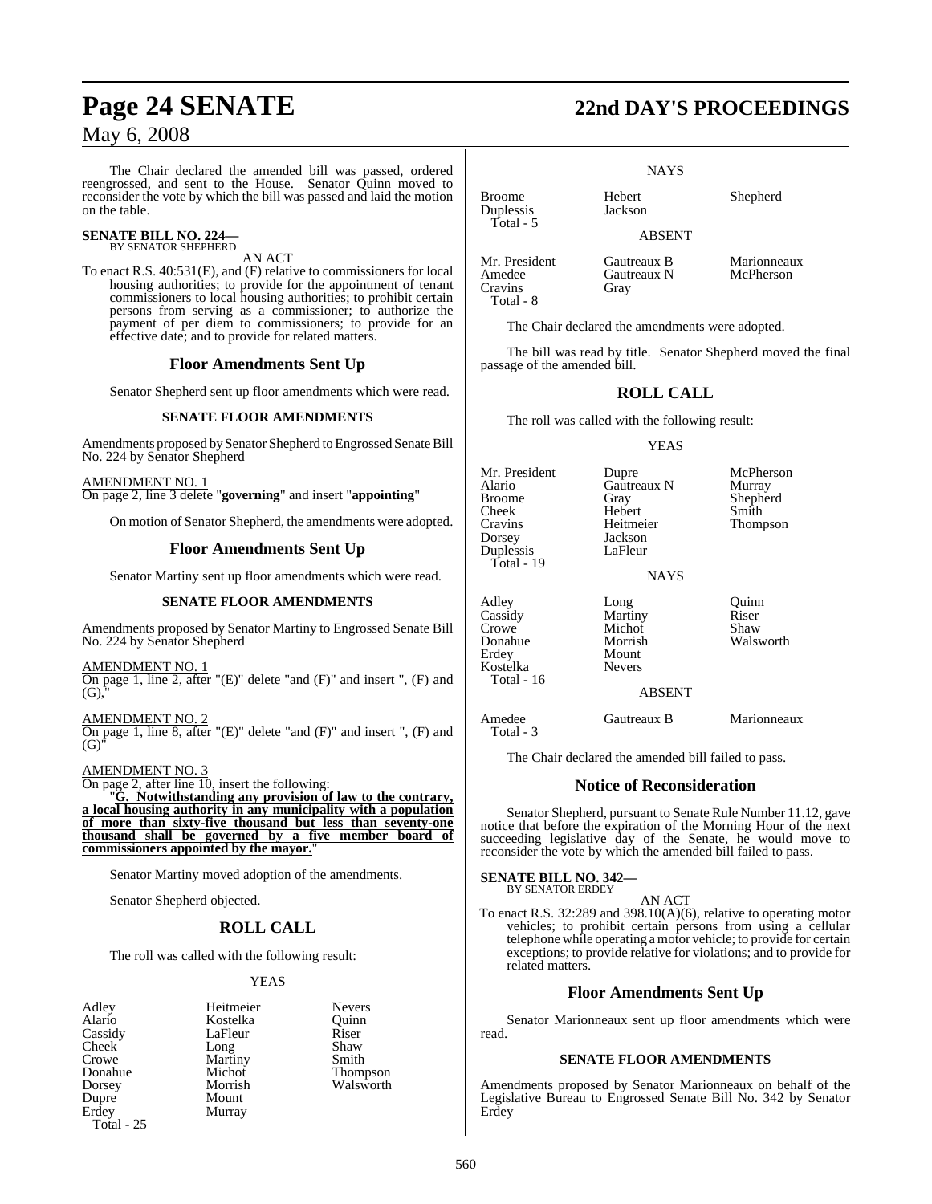The Chair declared the amended bill was passed, ordered reengrossed, and sent to the House. Senator Quinn moved to reconsider the vote by which the bill was passed and laid the motion on the table.

**SENATE BILL NO. 224—**
BY SENATOR SHEPHERD

AN ACT

To enact R.S. 40:531(E), and (F) relative to commissioners for local housing authorities; to provide for the appointment of tenant commissioners to local housing authorities; to prohibit certain persons from serving as a commissioner; to authorize the payment of per diem to commissioners; to provide for an effective date; and to provide for related matters.

## Floor Amendments Sent Up

Senator Shepherd sent up floor amendments which were read.

### SENATE FLOOR AMENDMENTS

Amendments proposed by Senator Shepherd to Engrossed Senate Bill No. 224 by Senator Shepherd

AMENDMENT NO. 1
On page 2, line 3 delete "**governing**" and insert "**appointing**"

On motion of Senator Shepherd, the amendments were adopted.

## Floor Amendments Sent Up

Senator Martiny sent up floor amendments which were read.

### SENATE FLOOR AMENDMENTS

Amendments proposed by Senator Martiny to Engrossed Senate Bill No. 224 by Senator Shepherd

AMENDMENT NO. 1
On page 1, line 2, after "(E)" delete "and (F)" and insert ", (F) and (G),"

AMENDMENT NO. 2
On page 1, line 8, after "(E)" delete "and (F)" and insert ", (F) and (G)"

AMENDMENT NO. 3
On page 2, after line 10, insert the following:

"**G. Notwithstanding any provision of law to the contrary, a local housing authority in any municipality with a population of more than sixty-five thousand but less than seventy-one thousand shall be governed by a five member board of commissioners appointed by the mayor.**"

Senator Martiny moved adoption of the amendments.

Senator Shepherd objected.

## ROLL CALL

The roll was called with the following result:

YEAS

| | | |
|---|---|---|
| Adley | Heitmeier | Nevers |
| Alario | Kostelka | Quinn |
| Cassidy | LaFleur | Riser |
| Cheek | Long | Shaw |
| Crowe | Martiny | Smith |
| Donahue | Michot | Thompson |
| Dorsey | Morrish | Walsworth |
| Dupre | Mount | |
| Erdey | Murray | |

Total - 25

NAYS

| | | |
|---|---|---|
| Broome | Hebert | Shepherd |
| Duplessis | Jackson | |

Total - 5

ABSENT

| | | |
|---|---|---|
| Mr. President | Gautreaux B | Marionneaux |
| Amedee | Gautreaux N | McPherson |
| Cravins | Gray | |

Total - 8

The Chair declared the amendments were adopted.

The bill was read by title. Senator Shepherd moved the final passage of the amended bill.

## ROLL CALL

The roll was called with the following result:

YEAS

| | | |
|---|---|---|
| Mr. President | Dupre | McPherson |
| Alario | Gautreaux N | Murray |
| Broome | Gray | Shepherd |
| Cheek | Hebert | Smith |
| Cravins | Heitmeier | Thompson |
| Dorsey | Jackson | |
| Duplessis | LaFleur | |

Total - 19

NAYS

| | | |
|---|---|---|
| Adley | Long | Quinn |
| Cassidy | Martiny | Riser |
| Crowe | Michot | Shaw |
| Donahue | Morrish | Walsworth |
| Erdey | Mount | |
| Kostelka | Nevers | |

Total - 16

ABSENT

| | | |
|---|---|---|
| Amedee | Gautreaux B | Marionneaux |

Total - 3

The Chair declared the amended bill failed to pass.

## Notice of Reconsideration

Senator Shepherd, pursuant to Senate Rule Number 11.12, gave notice that before the expiration of the Morning Hour of the next succeeding legislative day of the Senate, he would move to reconsider the vote by which the amended bill failed to pass.

**SENATE BILL NO. 342—**
BY SENATOR ERDEY

AN ACT

To enact R.S. 32:289 and 398.10(A)(6), relative to operating motor vehicles; to prohibit certain persons from using a cellular telephone while operating a motor vehicle; to provide for certain exceptions; to provide relative for violations; and to provide for related matters.

## Floor Amendments Sent Up

Senator Marionneaux sent up floor amendments which were read.

### SENATE FLOOR AMENDMENTS

Amendments proposed by Senator Marionneaux on behalf of the Legislative Bureau to Engrossed Senate Bill No. 342 by Senator Erdey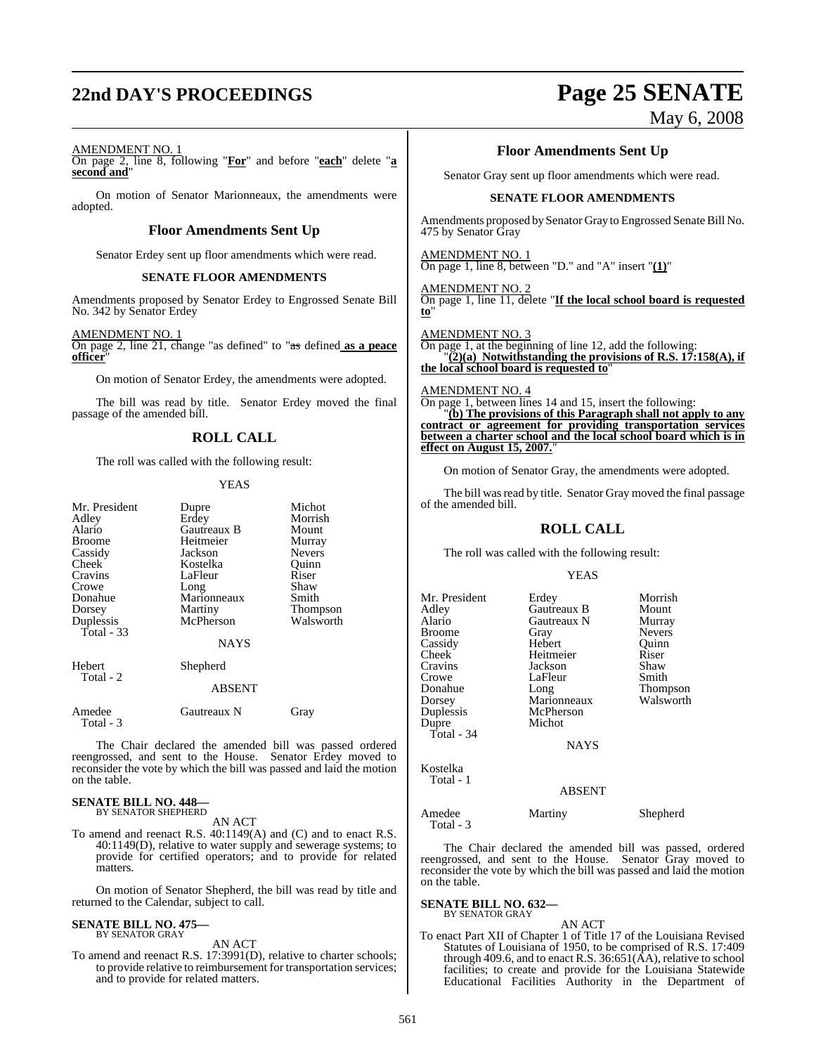AMENDMENT NO. 1
On page 2, line 8, following "**For**" and before "**each**" delete "**a second and**"

On motion of Senator Marionneaux, the amendments were adopted.

## Floor Amendments Sent Up

Senator Erdey sent up floor amendments which were read.

### SENATE FLOOR AMENDMENTS

Amendments proposed by Senator Erdey to Engrossed Senate Bill No. 342 by Senator Erdey

AMENDMENT NO. 1
On page 2, line 21, change "as defined" to "~~as~~ defined **as a peace officer**"

On motion of Senator Erdey, the amendments were adopted.

The bill was read by title. Senator Erdey moved the final passage of the amended bill.

## ROLL CALL

The roll was called with the following result:

YEAS

| | | |
|---|---|---|
| Mr. President | Dupre | Michot |
| Adley | Erdey | Morrish |
| Alario | Gautreaux B | Mount |
| Broome | Heitmeier | Murray |
| Cassidy | Jackson | Nevers |
| Cheek | Kostelka | Quinn |
| Cravins | LaFleur | Riser |
| Crowe | Long | Shaw |
| Donahue | Marionneaux | Smith |
| Dorsey | Martiny | Thompson |
| Duplessis | McPherson | Walsworth |
| Total - 33 | | |

NAYS

| | |
|---|---|
| Hebert | Shepherd |
| Total - 2 | |

ABSENT

| | | |
|---|---|---|
| Amedee | Gautreaux N | Gray |
| Total - 3 | | |

The Chair declared the amended bill was passed ordered reengrossed, and sent to the House. Senator Erdey moved to reconsider the vote by which the bill was passed and laid the motion on the table.

**SENATE BILL NO. 448—**
BY SENATOR SHEPHERD

AN ACT

To amend and reenact R.S. 40:1149(A) and (C) and to enact R.S. 40:1149(D), relative to water supply and sewerage systems; to provide for certified operators; and to provide for related matters.

On motion of Senator Shepherd, the bill was read by title and returned to the Calendar, subject to call.

**SENATE BILL NO. 475—**
BY SENATOR GRAY

AN ACT

To amend and reenact R.S. 17:3991(D), relative to charter schools; to provide relative to reimbursement for transportation services; and to provide for related matters.

## Floor Amendments Sent Up

Senator Gray sent up floor amendments which were read.

### SENATE FLOOR AMENDMENTS

Amendments proposed by Senator Gray to Engrossed Senate Bill No. 475 by Senator Gray

AMENDMENT NO. 1
On page 1, line 8, between "D." and "A" insert "**(1)**"

AMENDMENT NO. 2
On page 1, line 11, delete "**If the local school board is requested to**"

AMENDMENT NO. 3
On page 1, at the beginning of line 12, add the following:
"**(2)(a) Notwithstanding the provisions of R.S. 17:158(A), if the local school board is requested to**"

AMENDMENT NO. 4
On page 1, between lines 14 and 15, insert the following:
"**(b) The provisions of this Paragraph shall not apply to any contract or agreement for providing transportation services between a charter school and the local school board which is in effect on August 15, 2007.**"

On motion of Senator Gray, the amendments were adopted.

The bill was read by title. Senator Gray moved the final passage of the amended bill.

## ROLL CALL

The roll was called with the following result:

YEAS

| | | |
|---|---|---|
| Mr. President | Erdey | Morrish |
| Adley | Gautreaux B | Mount |
| Alario | Gautreaux N | Murray |
| Broome | Gray | Nevers |
| Cassidy | Hebert | Quinn |
| Cheek | Heitmeier | Riser |
| Cravins | Jackson | Shaw |
| Crowe | LaFleur | Smith |
| Donahue | Long | Thompson |
| Dorsey | Marionneaux | Walsworth |
| Duplessis | McPherson | |
| Dupre | Michot | |
| Total - 34 | | |

NAYS

Kostelka
Total - 1

ABSENT

| | | |
|---|---|---|
| Amedee | Martiny | Shepherd |
| Total - 3 | | |

The Chair declared the amended bill was passed, ordered reengrossed, and sent to the House. Senator Gray moved to reconsider the vote by which the bill was passed and laid the motion on the table.

**SENATE BILL NO. 632—**
BY SENATOR GRAY

AN ACT

To enact Part XII of Chapter 1 of Title 17 of the Louisiana Revised Statutes of Louisiana of 1950, to be comprised of R.S. 17:409 through 409.6, and to enact R.S. 36:651(AA), relative to school facilities; to create and provide for the Louisiana Statewide Educational Facilities Authority in the Department of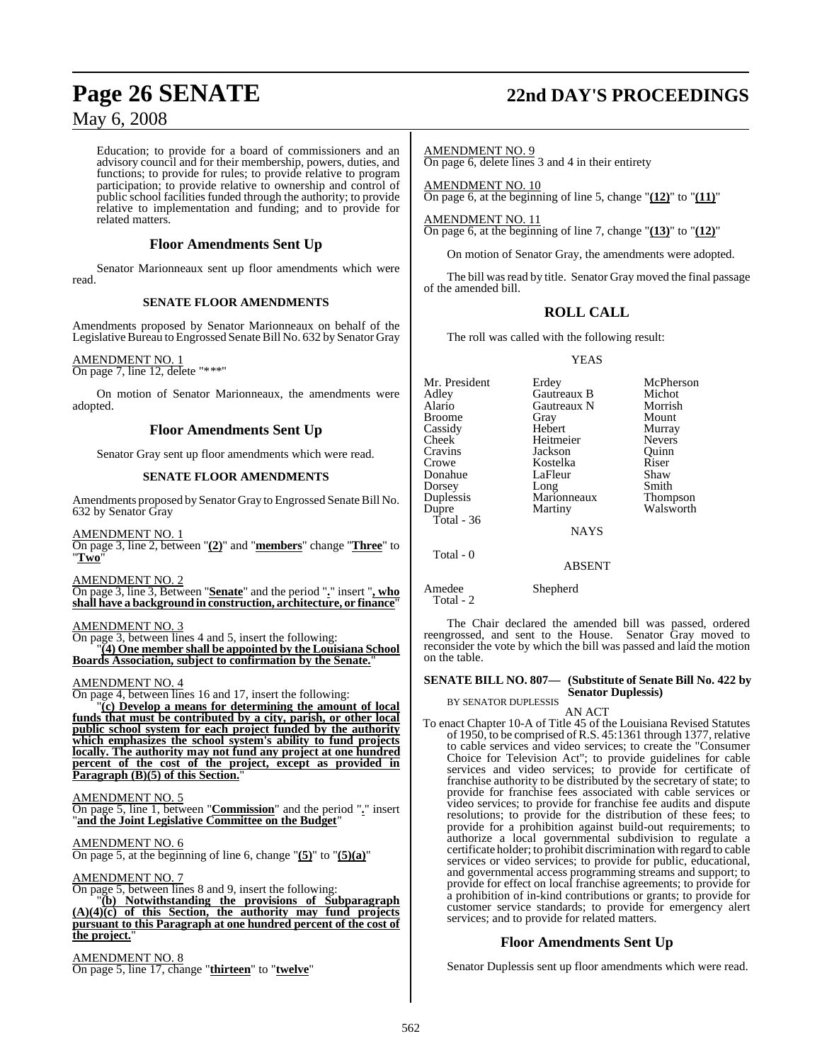Education; to provide for a board of commissioners and an advisory council and for their membership, powers, duties, and functions; to provide for rules; to provide relative to program participation; to provide relative to ownership and control of public school facilities funded through the authority; to provide relative to implementation and funding; and to provide for related matters.

## Floor Amendments Sent Up

Senator Marionneaux sent up floor amendments which were read.

### SENATE FLOOR AMENDMENTS

Amendments proposed by Senator Marionneaux on behalf of the Legislative Bureau to Engrossed Senate Bill No. 632 by Senator Gray

AMENDMENT NO. 1
On page 7, line 12, delete "***"

On motion of Senator Marionneaux, the amendments were adopted.

## Floor Amendments Sent Up

Senator Gray sent up floor amendments which were read.

### SENATE FLOOR AMENDMENTS

Amendments proposed by Senator Gray to Engrossed Senate Bill No. 632 by Senator Gray

AMENDMENT NO. 1
On page 3, line 2, between "**(2)**" and "**members**" change "**Three**" to "**Two**"

AMENDMENT NO. 2
On page 3, line 3, Between "**Senate**" and the period "**.**" insert "**, who shall have a background in construction, architecture, or finance**"

AMENDMENT NO. 3
On page 3, between lines 4 and 5, insert the following:
"**(4) One member shall be appointed by the Louisiana School Boards Association, subject to confirmation by the Senate.**"

AMENDMENT NO. 4
On page 4, between lines 16 and 17, insert the following:
"**(c) Develop a means for determining the amount of local funds that must be contributed by a city, parish, or other local public school system for each project funded by the authority which emphasizes the school system's ability to fund projects locally. The authority may not fund any project at one hundred percent of the cost of the project, except as provided in Paragraph (B)(5) of this Section.**"

AMENDMENT NO. 5
On page 5, line 1, between "**Commission**" and the period "**.**" insert "**and the Joint Legislative Committee on the Budget**"

AMENDMENT NO. 6
On page 5, at the beginning of line 6, change "**(5)**" to "**(5)(a)**"

AMENDMENT NO. 7
On page 5, between lines 8 and 9, insert the following:
"**(b) Notwithstanding the provisions of Subparagraph (A)(4)(c) of this Section, the authority may fund projects pursuant to this Paragraph at one hundred percent of the cost of the project.**"

AMENDMENT NO. 8
On page 5, line 17, change "**thirteen**" to "**twelve**"

AMENDMENT NO. 9
On page 6, delete lines 3 and 4 in their entirety

AMENDMENT NO. 10
On page 6, at the beginning of line 5, change "**(12)**" to "**(11)**"

AMENDMENT NO. 11
On page 6, at the beginning of line 7, change "**(13)**" to "**(12)**"

On motion of Senator Gray, the amendments were adopted.

The bill was read by title. Senator Gray moved the final passage of the amended bill.

## ROLL CALL

The roll was called with the following result:

YEAS

| | | |
|---|---|---|
| Mr. President | Erdey | McPherson |
| Adley | Gautreaux B | Michot |
| Alario | Gautreaux N | Morrish |
| Broome | Gray | Mount |
| Cassidy | Hebert | Murray |
| Cheek | Heitmeier | Nevers |
| Cravins | Jackson | Quinn |
| Crowe | Kostelka | Riser |
| Donahue | LaFleur | Shaw |
| Dorsey | Long | Smith |
| Duplessis | Marionneaux | Thompson |
| Dupre | Martiny | Walsworth |

Total - 36

NAYS

Total - 0

ABSENT

Amedee Shepherd

Total - 2

The Chair declared the amended bill was passed, ordered reengrossed, and sent to the House. Senator Gray moved to reconsider the vote by which the bill was passed and laid the motion on the table.

**SENATE BILL NO. 807— (Substitute of Senate Bill No. 422 by Senator Duplessis)**
BY SENATOR DUPLESSIS

AN ACT

To enact Chapter 10-A of Title 45 of the Louisiana Revised Statutes of 1950, to be comprised of R.S. 45:1361 through 1377, relative to cable services and video services; to create the "Consumer Choice for Television Act"; to provide guidelines for cable services and video services; to provide for certificate of franchise authority to be distributed by the secretary of state; to provide for franchise fees associated with cable services or video services; to provide for franchise fee audits and dispute resolutions; to provide for the distribution of these fees; to provide for a prohibition against build-out requirements; to authorize a local governmental subdivision to regulate a certificate holder; to prohibit discrimination with regard to cable services or video services; to provide for public, educational, and governmental access programming streams and support; to provide for effect on local franchise agreements; to provide for a prohibition of in-kind contributions or grants; to provide for customer service standards; to provide for emergency alert services; and to provide for related matters.

## Floor Amendments Sent Up

Senator Duplessis sent up floor amendments which were read.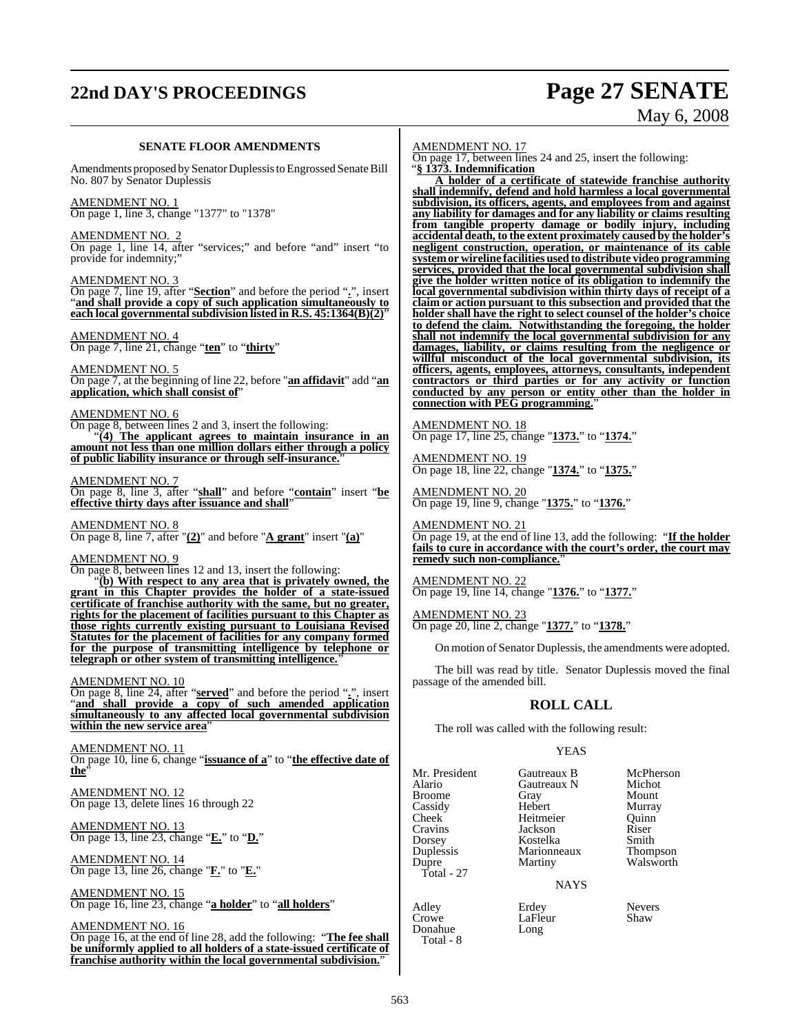**SENATE FLOOR AMENDMENTS**

Amendments proposed by Senator Duplessis to Engrossed Senate Bill No. 807 by Senator Duplessis

AMENDMENT NO. 1
On page 1, line 3, change "1377" to "1378"

AMENDMENT NO. 2
On page 1, line 14, after "services;" and before "and" insert "to provide for indemnity;"

AMENDMENT NO. 3
On page 7, line 19, after "**Section**" and before the period "**.**", insert "**and shall provide a copy of such application simultaneously to each local governmental subdivision listed in R.S. 45:1364(B)(2)**"

AMENDMENT NO. 4
On page 7, line 21, change "**ten**" to "**thirty**"

AMENDMENT NO. 5
On page 7, at the beginning of line 22, before "**an affidavit**" add "**an application, which shall consist of**"

AMENDMENT NO. 6
On page 8, between lines 2 and 3, insert the following:
"**(4) The applicant agrees to maintain insurance in an amount not less than one million dollars either through a policy of public liability insurance or through self-insurance.**"

AMENDMENT NO. 7
On page 8, line 3, after "**shall**" and before "**contain**" insert "**be effective thirty days after issuance and shall**"

AMENDMENT NO. 8
On page 8, line 7, after "**(2)**" and before "**A grant**" insert "**(a)**"

AMENDMENT NO. 9
On page 8, between lines 12 and 13, insert the following:
"**(b) With respect to any area that is privately owned, the grant in this Chapter provides the holder of a state-issued certificate of franchise authority with the same, but no greater, rights for the placement of facilities pursuant to this Chapter as those rights currently existing pursuant to Louisiana Revised Statutes for the placement of facilities for any company formed for the purpose of transmitting intelligence by telephone or telegraph or other system of transmitting intelligence.**"

AMENDMENT NO. 10
On page 8, line 24, after "**served**" and before the period "**.**", insert "**and shall provide a copy of such amended application simultaneously to any affected local governmental subdivision within the new service area**"

AMENDMENT NO. 11
On page 10, line 6, change "**issuance of a**" to "**the effective date of the**"

AMENDMENT NO. 12
On page 13, delete lines 16 through 22

AMENDMENT NO. 13
On page 13, line 23, change "**E.**" to "**D.**"

AMENDMENT NO. 14
On page 13, line 26, change "**F.**" to "**E.**"

AMENDMENT NO. 15
On page 16, line 23, change "**a holder**" to "**all holders**"

AMENDMENT NO. 16
On page 16, at the end of line 28, add the following: "**The fee shall be uniformly applied to all holders of a state-issued certificate of franchise authority within the local governmental subdivision.**"

AMENDMENT NO. 17
On page 17, between lines 24 and 25, insert the following:
"**§ 1373. Indemnification**

**A holder of a certificate of statewide franchise authority shall indemnify, defend and hold harmless a local governmental subdivision, its officers, agents, and employees from and against any liability for damages and for any liability or claims resulting from tangible property damage or bodily injury, including accidental death, to the extent proximately caused by the holder's negligent construction, operation, or maintenance of its cable system or wireline facilities used to distribute video programming services, provided that the local governmental subdivision shall give the holder written notice of its obligation to indemnify the local governmental subdivision within thirty days of receipt of a claim or action pursuant to this subsection and provided that the holder shall have the right to select counsel of the holder's choice to defend the claim. Notwithstanding the foregoing, the holder shall not indemnify the local governmental subdivision for any damages, liability, or claims resulting from the negligence or willful misconduct of the local governmental subdivision, its officers, agents, employees, attorneys, consultants, independent contractors or third parties or for any activity or function conducted by any person or entity other than the holder in connection with PEG programming.**"

AMENDMENT NO. 18
On page 17, line 25, change "**1373.**" to "**1374.**"

AMENDMENT NO. 19
On page 18, line 22, change "**1374.**" to "**1375.**"

AMENDMENT NO. 20
On page 19, line 9, change "**1375.**" to "**1376.**"

AMENDMENT NO. 21
On page 19, at the end of line 13, add the following: "**If the holder fails to cure in accordance with the court's order, the court may remedy such non-compliance.**"

AMENDMENT NO. 22
On page 19, line 14, change "**1376.**" to "**1377.**"

AMENDMENT NO. 23
On page 20, line 2, change "**1377.**" to "**1378.**"

On motion of Senator Duplessis, the amendments were adopted.

The bill was read by title. Senator Duplessis moved the final passage of the amended bill.

## ROLL CALL

The roll was called with the following result:

YEAS

| | | |
|---|---|---|
| Mr. President | Gautreaux B | McPherson |
| Alario | Gautreaux N | Michot |
| Broome | Gray | Mount |
| Cassidy | Hebert | Murray |
| Cheek | Heitmeier | Quinn |
| Cravins | Jackson | Riser |
| Dorsey | Kostelka | Smith |
| Duplessis | Marionneaux | Thompson |
| Dupre | Martiny | Walsworth |
| Total - 27 | | |

NAYS

| | | |
|---|---|---|
| Adley | Erdey | Nevers |
| Crowe | LaFleur | Shaw |
| Donahue | Long | |
| Total - 8 | | |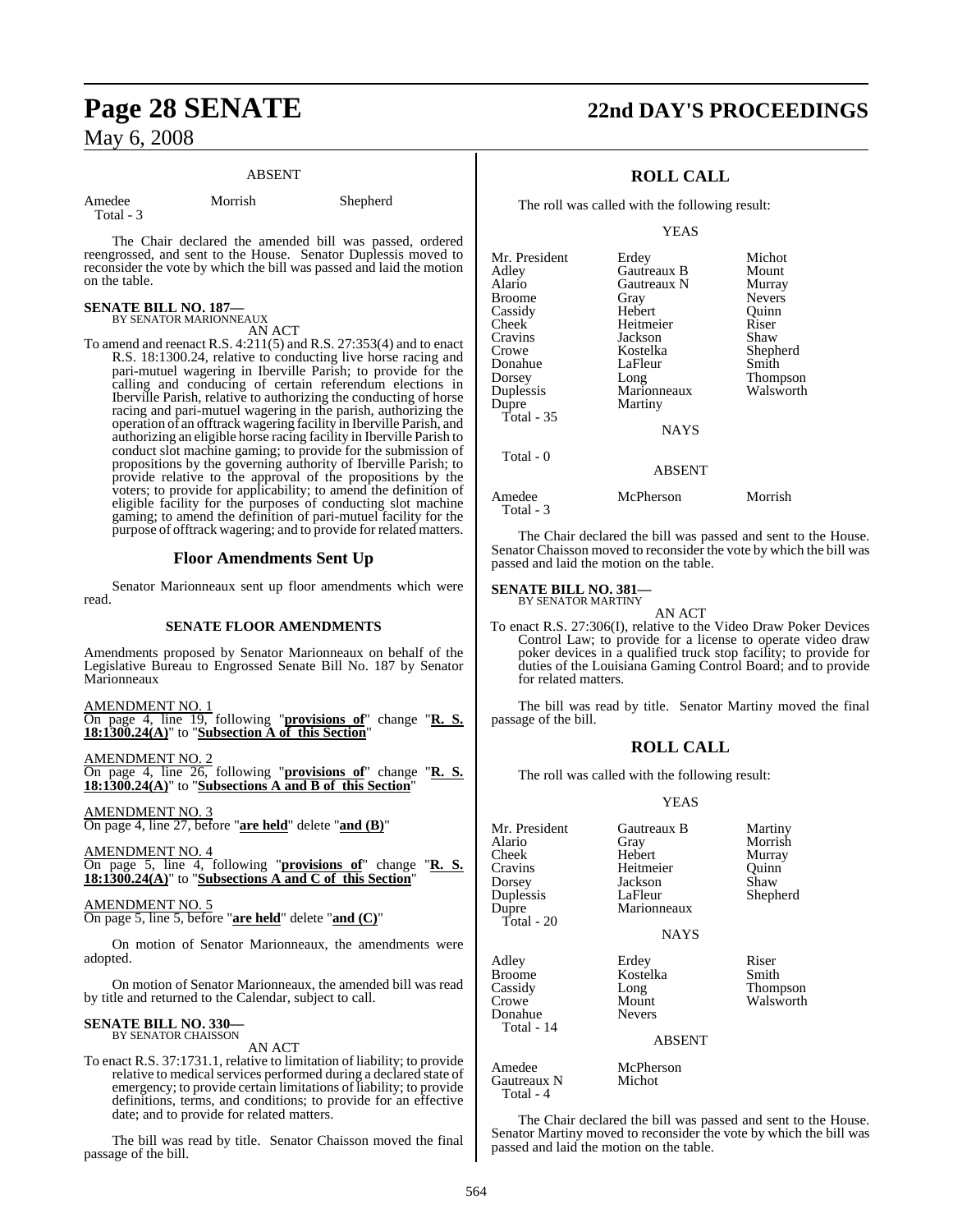ABSENT

| | | |
|---|---|---|
| Amedee | Morrish | Shepherd |
| Total - 3 | | |

The Chair declared the amended bill was passed, ordered reengrossed, and sent to the House. Senator Duplessis moved to reconsider the vote by which the bill was passed and laid the motion on the table.

**SENATE BILL NO. 187—**
BY SENATOR MARIONNEAUX

AN ACT

To amend and reenact R.S. 4:211(5) and R.S. 27:353(4) and to enact R.S. 18:1300.24, relative to conducting live horse racing and pari-mutuel wagering in Iberville Parish; to provide for the calling and conducing of certain referendum elections in Iberville Parish, relative to authorizing the conducting of horse racing and pari-mutuel wagering in the parish, authorizing the operation of an offtrack wagering facility in Iberville Parish, and authorizing an eligible horse racing facility in Iberville Parish to conduct slot machine gaming; to provide for the submission of propositions by the governing authority of Iberville Parish; to provide relative to the approval of the propositions by the voters; to provide for applicability; to amend the definition of eligible facility for the purposes of conducting slot machine gaming; to amend the definition of pari-mutuel facility for the purpose of offtrack wagering; and to provide for related matters.

## Floor Amendments Sent Up

Senator Marionneaux sent up floor amendments which were read.

### SENATE FLOOR AMENDMENTS

Amendments proposed by Senator Marionneaux on behalf of the Legislative Bureau to Engrossed Senate Bill No. 187 by Senator Marionneaux

AMENDMENT NO. 1
On page 4, line 19, following "**provisions of**" change "**R. S. 18:1300.24(A)**" to "**Subsection A of this Section**"

AMENDMENT NO. 2
On page 4, line 26, following "**provisions of**" change "**R. S. 18:1300.24(A)**" to "**Subsections A and B of this Section**"

AMENDMENT NO. 3
On page 4, line 27, before "**are held**" delete "**and (B)**"

AMENDMENT NO. 4
On page 5, line 4, following "**provisions of**" change "**R. S. 18:1300.24(A)**" to "**Subsections A and C of this Section**"

AMENDMENT NO. 5
On page 5, line 5, before "**are held**" delete "**and (C)**"

On motion of Senator Marionneaux, the amendments were adopted.

On motion of Senator Marionneaux, the amended bill was read by title and returned to the Calendar, subject to call.

**SENATE BILL NO. 330—**
BY SENATOR CHAISSON

AN ACT

To enact R.S. 37:1731.1, relative to limitation of liability; to provide relative to medical services performed during a declared state of emergency; to provide certain limitations of liability; to provide definitions, terms, and conditions; to provide for an effective date; and to provide for related matters.

The bill was read by title. Senator Chaisson moved the final passage of the bill.

## ROLL CALL

The roll was called with the following result:

YEAS

| | | |
|---|---|---|
| Mr. President | Erdey | Michot |
| Adley | Gautreaux B | Mount |
| Alario | Gautreaux N | Murray |
| Broome | Gray | Nevers |
| Cassidy | Hebert | Quinn |
| Cheek | Heitmeier | Riser |
| Cravins | Jackson | Shaw |
| Crowe | Kostelka | Shepherd |
| Donahue | LaFleur | Smith |
| Dorsey | Long | Thompson |
| Duplessis | Marionneaux | Walsworth |
| Dupre | Martiny | |
| Total - 35 | | |

NAYS

Total - 0

ABSENT

| | | |
|---|---|---|
| Amedee | McPherson | Morrish |
| Total - 3 | | |

The Chair declared the bill was passed and sent to the House. Senator Chaisson moved to reconsider the vote by which the bill was passed and laid the motion on the table.

**SENATE BILL NO. 381—**
BY SENATOR MARTINY

AN ACT

To enact R.S. 27:306(I), relative to the Video Draw Poker Devices Control Law; to provide for a license to operate video draw poker devices in a qualified truck stop facility; to provide for duties of the Louisiana Gaming Control Board; and to provide for related matters.

The bill was read by title. Senator Martiny moved the final passage of the bill.

## ROLL CALL

The roll was called with the following result:

YEAS

| | | |
|---|---|---|
| Mr. President | Gautreaux B | Martiny |
| Alario | Gray | Morrish |
| Cheek | Hebert | Murray |
| Cravins | Heitmeier | Quinn |
| Dorsey | Jackson | Shaw |
| Duplessis | LaFleur | Shepherd |
| Dupre | Marionneaux | |
| Total - 20 | | |

NAYS

| | | |
|---|---|---|
| Adley | Erdey | Riser |
| Broome | Kostelka | Smith |
| Cassidy | Long | Thompson |
| Crowe | Mount | Walsworth |
| Donahue | Nevers | |
| Total - 14 | | |

ABSENT

| | |
|---|---|
| Amedee | McPherson |
| Gautreaux N | Michot |
| Total - 4 | |

The Chair declared the bill was passed and sent to the House. Senator Martiny moved to reconsider the vote by which the bill was passed and laid the motion on the table.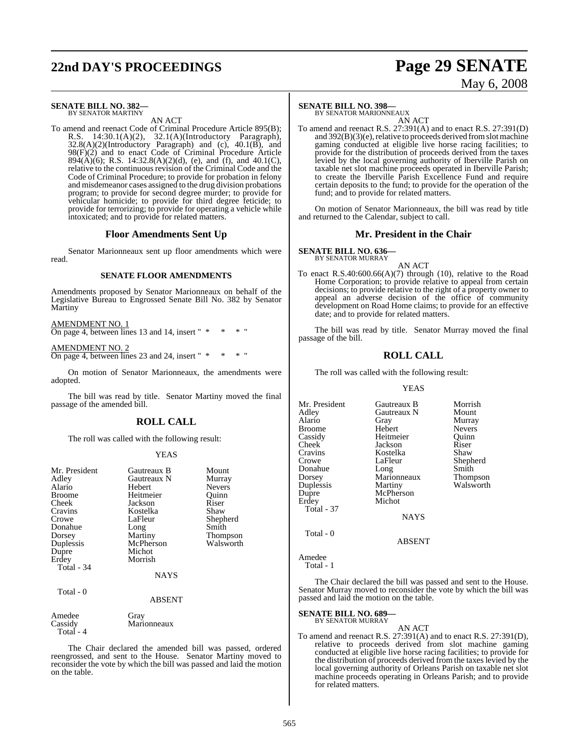**SENATE BILL NO. 382—**
BY SENATOR MARTINY

AN ACT

To amend and reenact Code of Criminal Procedure Article 895(B); R.S. 14:30.1(A)(2), 32.1(A)(Introductory Paragraph), 32.8(A)(2)(Introductory Paragraph) and (c), 40.1(B), and 98(F)(2) and to enact Code of Criminal Procedure Article 894(A)(6); R.S. 14:32.8(A)(2)(d), (e), and (f), and 40.1(C), relative to the continuous revision of the Criminal Code and the Code of Criminal Procedure; to provide for probation in felony and misdemeanor cases assigned to the drug division probations program; to provide for second degree murder; to provide for vehicular homicide; to provide for third degree feticide; to provide for terrorizing; to provide for operating a vehicle while intoxicated; and to provide for related matters.

## Floor Amendments Sent Up

Senator Marionneaux sent up floor amendments which were read.

### SENATE FLOOR AMENDMENTS

Amendments proposed by Senator Marionneaux on behalf of the Legislative Bureau to Engrossed Senate Bill No. 382 by Senator Martiny

AMENDMENT NO. 1
On page 4, between lines 13 and 14, insert " * * * "

AMENDMENT NO. 2
On page 4, between lines 23 and 24, insert " * * * "

On motion of Senator Marionneaux, the amendments were adopted.

The bill was read by title. Senator Martiny moved the final passage of the amended bill.

## ROLL CALL

The roll was called with the following result:

YEAS

| | | |
|---|---|---|
| Mr. President | Gautreaux B | Mount |
| Adley | Gautreaux N | Murray |
| Alario | Hebert | Nevers |
| Broome | Heitmeier | Quinn |
| Cheek | Jackson | Riser |
| Cravins | Kostelka | Shaw |
| Crowe | LaFleur | Shepherd |
| Donahue | Long | Smith |
| Dorsey | Martiny | Thompson |
| Duplessis | McPherson | Walsworth |
| Dupre | Michot | |
| Erdey | Morrish | |
| Total - 34 | | |

NAYS

Total - 0

ABSENT

| | |
|---|---|
| Amedee | Gray |
| Cassidy | Marionneaux |
| Total - 4 | |

The Chair declared the amended bill was passed, ordered reengrossed, and sent to the House. Senator Martiny moved to reconsider the vote by which the bill was passed and laid the motion on the table.

**SENATE BILL NO. 398—**
BY SENATOR MARIONNEAUX

AN ACT

To amend and reenact R.S. 27:391(A) and to enact R.S. 27:391(D) and 392(B)(3)(e), relative to proceeds derived from slot machine gaming conducted at eligible live horse racing facilities; to provide for the distribution of proceeds derived from the taxes levied by the local governing authority of Iberville Parish on taxable net slot machine proceeds operated in Iberville Parish; to create the Iberville Parish Excellence Fund and require certain deposits to the fund; to provide for the operation of the fund; and to provide for related matters.

On motion of Senator Marionneaux, the bill was read by title and returned to the Calendar, subject to call.

## Mr. President in the Chair

**SENATE BILL NO. 636—**
BY SENATOR MURRAY

AN ACT

To enact R.S.40:600.66(A)(7) through (10), relative to the Road Home Corporation; to provide relative to appeal from certain decisions; to provide relative to the right of a property owner to appeal an adverse decision of the office of community development on Road Home claims; to provide for an effective date; and to provide for related matters.

The bill was read by title. Senator Murray moved the final passage of the bill.

## ROLL CALL

The roll was called with the following result:

YEAS

| | | |
|---|---|---|
| Mr. President | Gautreaux B | Morrish |
| Adley | Gautreaux N | Mount |
| Alario | Gray | Murray |
| Broome | Hebert | Nevers |
| Cassidy | Heitmeier | Quinn |
| Cheek | Jackson | Riser |
| Cravins | Kostelka | Shaw |
| Crowe | LaFleur | Shepherd |
| Donahue | Long | Smith |
| Dorsey | Marionneaux | Thompson |
| Duplessis | Martiny | Walsworth |
| Dupre | McPherson | |
| Erdey | Michot | |
| Total - 37 | | |

NAYS

Total - 0

ABSENT

Amedee
Total - 1

The Chair declared the bill was passed and sent to the House. Senator Murray moved to reconsider the vote by which the bill was passed and laid the motion on the table.

**SENATE BILL NO. 689—**
BY SENATOR MURRAY

AN ACT

To amend and reenact R.S. 27:391(A) and to enact R.S. 27:391(D), relative to proceeds derived from slot machine gaming conducted at eligible live horse racing facilities; to provide for the distribution of proceeds derived from the taxes levied by the local governing authority of Orleans Parish on taxable net slot machine proceeds operating in Orleans Parish; and to provide for related matters.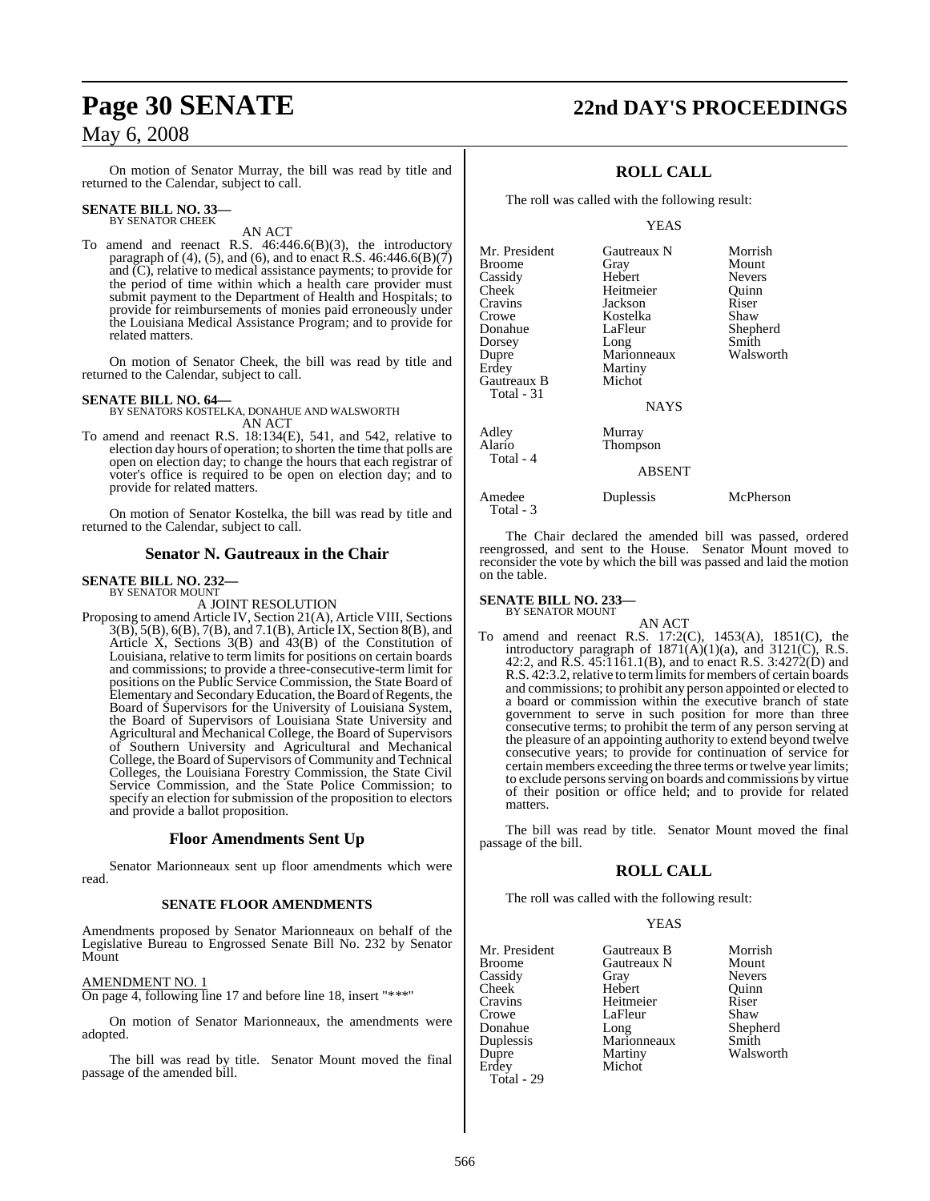On motion of Senator Murray, the bill was read by title and returned to the Calendar, subject to call.

**SENATE BILL NO. 33—**
BY SENATOR CHEEK

AN ACT

To amend and reenact R.S. 46:446.6(B)(3), the introductory paragraph of (4), (5), and (6), and to enact R.S. 46:446.6(B)(7) and (C), relative to medical assistance payments; to provide for the period of time within which a health care provider must submit payment to the Department of Health and Hospitals; to provide for reimbursements of monies paid erroneously under the Louisiana Medical Assistance Program; and to provide for related matters.

On motion of Senator Cheek, the bill was read by title and returned to the Calendar, subject to call.

**SENATE BILL NO. 64—**
BY SENATORS KOSTELKA, DONAHUE AND WALSWORTH

AN ACT

To amend and reenact R.S. 18:134(E), 541, and 542, relative to election day hours of operation; to shorten the time that polls are open on election day; to change the hours that each registrar of voter's office is required to be open on election day; and to provide for related matters.

On motion of Senator Kostelka, the bill was read by title and returned to the Calendar, subject to call.

## Senator N. Gautreaux in the Chair

**SENATE BILL NO. 232—**
BY SENATOR MOUNT

A JOINT RESOLUTION

Proposing to amend Article IV, Section 21(A), Article VIII, Sections 3(B), 5(B), 6(B), 7(B), and 7.1(B), Article IX, Section 8(B), and Article X, Sections 3(B) and 43(B) of the Constitution of Louisiana, relative to term limits for positions on certain boards and commissions; to provide a three-consecutive-term limit for positions on the Public Service Commission, the State Board of Elementary and Secondary Education, the Board of Regents, the Board of Supervisors for the University of Louisiana System, the Board of Supervisors of Louisiana State University and Agricultural and Mechanical College, the Board of Supervisors of Southern University and Agricultural and Mechanical College, the Board of Supervisors of Community and Technical Colleges, the Louisiana Forestry Commission, the State Civil Service Commission, and the State Police Commission; to specify an election for submission of the proposition to electors and provide a ballot proposition.

## Floor Amendments Sent Up

Senator Marionneaux sent up floor amendments which were read.

### SENATE FLOOR AMENDMENTS

Amendments proposed by Senator Marionneaux on behalf of the Legislative Bureau to Engrossed Senate Bill No. 232 by Senator Mount

AMENDMENT NO. 1
On page 4, following line 17 and before line 18, insert "* * *"

On motion of Senator Marionneaux, the amendments were adopted.

The bill was read by title. Senator Mount moved the final passage of the amended bill.

## ROLL CALL

The roll was called with the following result:

YEAS

| | | |
|---|---|---|
| Mr. President | Gautreaux N | Morrish |
| Broome | Gray | Mount |
| Cassidy | Hebert | Nevers |
| Cheek | Heitmeier | Quinn |
| Cravins | Jackson | Riser |
| Crowe | Kostelka | Shaw |
| Donahue | LaFleur | Shepherd |
| Dorsey | Long | Smith |
| Dupre | Marionneaux | Walsworth |
| Erdey | Martiny | |
| Gautreaux B | Michot | |
| Total - 31 | | |

NAYS

| | |
|---|---|
| Adley | Murray |
| Alario | Thompson |
| Total - 4 | |

ABSENT

| | | |
|---|---|---|
| Amedee | Duplessis | McPherson |
| Total - 3 | | |

The Chair declared the amended bill was passed, ordered reengrossed, and sent to the House. Senator Mount moved to reconsider the vote by which the bill was passed and laid the motion on the table.

**SENATE BILL NO. 233—**
BY SENATOR MOUNT

AN ACT

To amend and reenact R.S. 17:2(C), 1453(A), 1851(C), the introductory paragraph of 1871(A)(1)(a), and 3121(C), R.S. 42:2, and R.S. 45:1161.1(B), and to enact R.S. 3:4272(D) and R.S. 42:3.2, relative to term limits for members of certain boards and commissions; to prohibit any person appointed or elected to a board or commission within the executive branch of state government to serve in such position for more than three consecutive terms; to prohibit the term of any person serving at the pleasure of an appointing authority to extend beyond twelve consecutive years; to provide for continuation of service for certain members exceeding the three terms or twelve year limits; to exclude persons serving on boards and commissions by virtue of their position or office held; and to provide for related matters.

The bill was read by title. Senator Mount moved the final passage of the bill.

## ROLL CALL

The roll was called with the following result:

YEAS

| | | |
|---|---|---|
| Mr. President | Gautreaux B | Morrish |
| Broome | Gautreaux N | Mount |
| Cassidy | Gray | Nevers |
| Cheek | Hebert | Quinn |
| Cravins | Heitmeier | Riser |
| Crowe | LaFleur | Shaw |
| Donahue | Long | Shepherd |
| Duplessis | Marionneaux | Smith |
| Dupre | Martiny | Walsworth |
| Erdey | Michot | |
| Total - 29 | | |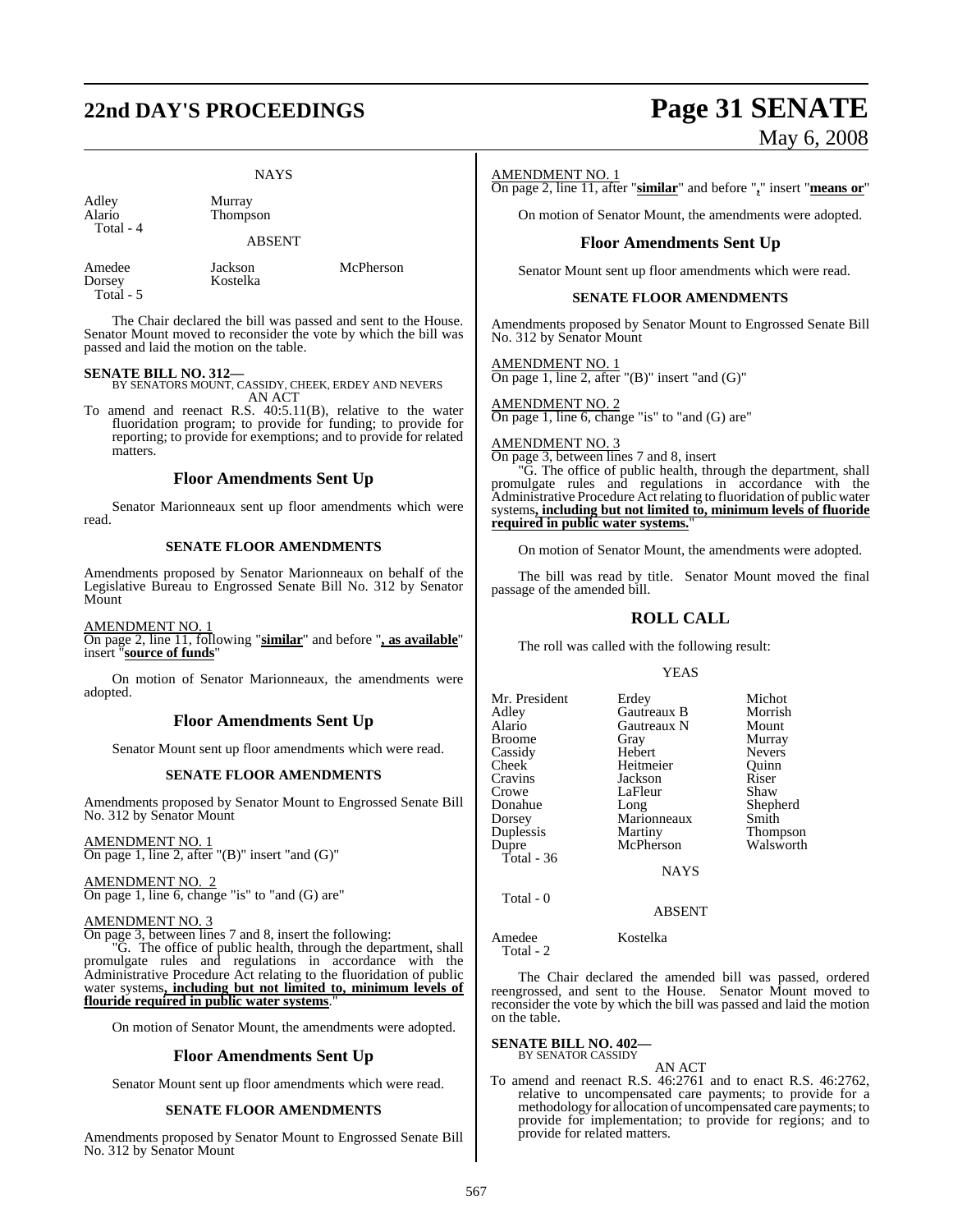NAYS

| | |
|---|---|
| Adley | Murray |
| Alario | Thompson |
| Total - 4 | |

ABSENT

| | | |
|---|---|---|
| Amedee | Jackson | McPherson |
| Dorsey | Kostelka | |
| Total - 5 | | |

The Chair declared the bill was passed and sent to the House. Senator Mount moved to reconsider the vote by which the bill was passed and laid the motion on the table.

**SENATE BILL NO. 312—**
BY SENATORS MOUNT, CASSIDY, CHEEK, ERDEY AND NEVERS
AN ACT

To amend and reenact R.S. 40:5.11(B), relative to the water fluoridation program; to provide for funding; to provide for reporting; to provide for exemptions; and to provide for related matters.

## Floor Amendments Sent Up

Senator Marionneaux sent up floor amendments which were read.

### SENATE FLOOR AMENDMENTS

Amendments proposed by Senator Marionneaux on behalf of the Legislative Bureau to Engrossed Senate Bill No. 312 by Senator Mount

AMENDMENT NO. 1
On page 2, line 11, following "**similar**" and before "**, as available**" insert "**source of funds**"

On motion of Senator Marionneaux, the amendments were adopted.

## Floor Amendments Sent Up

Senator Mount sent up floor amendments which were read.

### SENATE FLOOR AMENDMENTS

Amendments proposed by Senator Mount to Engrossed Senate Bill No. 312 by Senator Mount

AMENDMENT NO. 1
On page 1, line 2, after "(B)" insert "and (G)"

AMENDMENT NO. 2
On page 1, line 6, change "is" to "and (G) are"

AMENDMENT NO. 3
On page 3, between lines 7 and 8, insert the following:

"G. The office of public health, through the department, shall promulgate rules and regulations in accordance with the Administrative Procedure Act relating to the fluoridation of public water systems**, including but not limited to, minimum levels of flouride required in public water systems**."

On motion of Senator Mount, the amendments were adopted.

## Floor Amendments Sent Up

Senator Mount sent up floor amendments which were read.

### SENATE FLOOR AMENDMENTS

Amendments proposed by Senator Mount to Engrossed Senate Bill No. 312 by Senator Mount

AMENDMENT NO. 1
On page 2, line 11, after "**similar**" and before "**,**" insert "**means or**"

On motion of Senator Mount, the amendments were adopted.

## Floor Amendments Sent Up

Senator Mount sent up floor amendments which were read.

### SENATE FLOOR AMENDMENTS

Amendments proposed by Senator Mount to Engrossed Senate Bill No. 312 by Senator Mount

AMENDMENT NO. 1
On page 1, line 2, after "(B)" insert "and (G)"

AMENDMENT NO. 2
On page 1, line 6, change "is" to "and (G) are"

AMENDMENT NO. 3
On page 3, between lines 7 and 8, insert

"G. The office of public health, through the department, shall promulgate rules and regulations in accordance with the Administrative Procedure Act relating to fluoridation of public water systems**, including but not limited to, minimum levels of fluoride required in public water systems.**"

On motion of Senator Mount, the amendments were adopted.

The bill was read by title. Senator Mount moved the final passage of the amended bill.

## ROLL CALL

The roll was called with the following result:

YEAS

| | | |
|---|---|---|
| Mr. President | Erdey | Michot |
| Adley | Gautreaux B | Morrish |
| Alario | Gautreaux N | Mount |
| Broome | Gray | Murray |
| Cassidy | Hebert | Nevers |
| Cheek | Heitmeier | Quinn |
| Cravins | Jackson | Riser |
| Crowe | LaFleur | Shaw |
| Donahue | Long | Shepherd |
| Dorsey | Marionneaux | Smith |
| Duplessis | Martiny | Thompson |
| Dupre | McPherson | Walsworth |
| Total - 36 | | |

NAYS

Total - 0

ABSENT

| | |
|---|---|
| Amedee | Kostelka |
| Total - 2 | |

The Chair declared the amended bill was passed, ordered reengrossed, and sent to the House. Senator Mount moved to reconsider the vote by which the bill was passed and laid the motion on the table.

**SENATE BILL NO. 402—**
BY SENATOR CASSIDY
AN ACT

To amend and reenact R.S. 46:2761 and to enact R.S. 46:2762, relative to uncompensated care payments; to provide for a methodology for allocation of uncompensated care payments; to provide for implementation; to provide for regions; and to provide for related matters.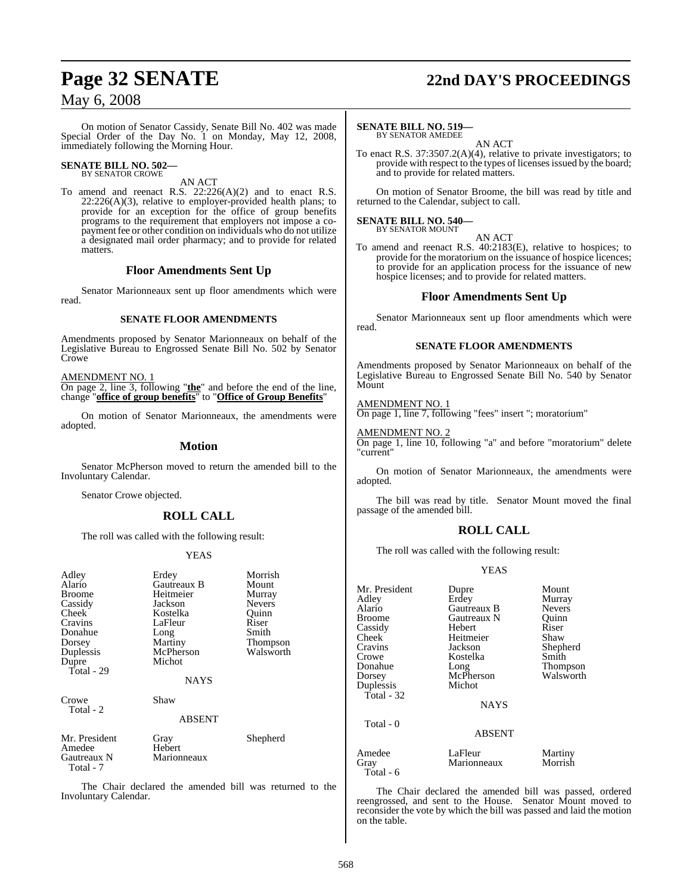On motion of Senator Cassidy, Senate Bill No. 402 was made Special Order of the Day No. 1 on Monday, May 12, 2008, immediately following the Morning Hour.

**SENATE BILL NO. 502—**
BY SENATOR CROWE

AN ACT

To amend and reenact R.S. 22:226(A)(2) and to enact R.S. 22:226(A)(3), relative to employer-provided health plans; to provide for an exception for the office of group benefits programs to the requirement that employers not impose a co-payment fee or other condition on individuals who do not utilize a designated mail order pharmacy; and to provide for related matters.

## Floor Amendments Sent Up

Senator Marionneaux sent up floor amendments which were read.

### SENATE FLOOR AMENDMENTS

Amendments proposed by Senator Marionneaux on behalf of the Legislative Bureau to Engrossed Senate Bill No. 502 by Senator Crowe

AMENDMENT NO. 1
On page 2, line 3, following "**the**" and before the end of the line, change "**office of group benefits**" to "**Office of Group Benefits**"

On motion of Senator Marionneaux, the amendments were adopted.

## Motion

Senator McPherson moved to return the amended bill to the Involuntary Calendar.

Senator Crowe objected.

## ROLL CALL

The roll was called with the following result:

YEAS

| | | |
|---|---|---|
| Adley | Erdey | Morrish |
| Alario | Gautreaux B | Mount |
| Broome | Heitmeier | Murray |
| Cassidy | Jackson | Nevers |
| Cheek | Kostelka | Quinn |
| Cravins | LaFleur | Riser |
| Donahue | Long | Smith |
| Dorsey | Martiny | Thompson |
| Duplessis | McPherson | Walsworth |
| Dupre | Michot | |

Total - 29

NAYS

| | |
|---|---|
| Crowe | Shaw |

Total - 2

ABSENT

| | | |
|---|---|---|
| Mr. President | Gray | Shepherd |
| Amedee | Hebert | |
| Gautreaux N | Marionneaux | |

Total - 7

The Chair declared the amended bill was returned to the Involuntary Calendar.

**SENATE BILL NO. 519—**
BY SENATOR AMEDEE

AN ACT

To enact R.S. 37:3507.2(A)(4), relative to private investigators; to provide with respect to the types of licenses issued by the board; and to provide for related matters.

On motion of Senator Broome, the bill was read by title and returned to the Calendar, subject to call.

**SENATE BILL NO. 540—**
BY SENATOR MOUNT

AN ACT

To amend and reenact R.S. 40:2183(E), relative to hospices; to provide for the moratorium on the issuance of hospice licences; to provide for an application process for the issuance of new hospice licenses; and to provide for related matters.

## Floor Amendments Sent Up

Senator Marionneaux sent up floor amendments which were read.

### SENATE FLOOR AMENDMENTS

Amendments proposed by Senator Marionneaux on behalf of the Legislative Bureau to Engrossed Senate Bill No. 540 by Senator Mount

AMENDMENT NO. 1
On page 1, line 7, following "fees" insert "; moratorium"

AMENDMENT NO. 2
On page 1, line 10, following "a" and before "moratorium" delete "current"

On motion of Senator Marionneaux, the amendments were adopted.

The bill was read by title. Senator Mount moved the final passage of the amended bill.

## ROLL CALL

The roll was called with the following result:

YEAS

| | | |
|---|---|---|
| Mr. President | Dupre | Mount |
| Adley | Erdey | Murray |
| Alario | Gautreaux B | Nevers |
| Broome | Gautreaux N | Quinn |
| Cassidy | Hebert | Riser |
| Cheek | Heitmeier | Shaw |
| Cravins | Jackson | Shepherd |
| Crowe | Kostelka | Smith |
| Donahue | Long | Thompson |
| Dorsey | McPherson | Walsworth |
| Duplessis | Michot | |

Total - 32

NAYS

Total - 0

ABSENT

| | | |
|---|---|---|
| Amedee | LaFleur | Martiny |
| Gray | Marionneaux | Morrish |

Total - 6

The Chair declared the amended bill was passed, ordered reengrossed, and sent to the House. Senator Mount moved to reconsider the vote by which the bill was passed and laid the motion on the table.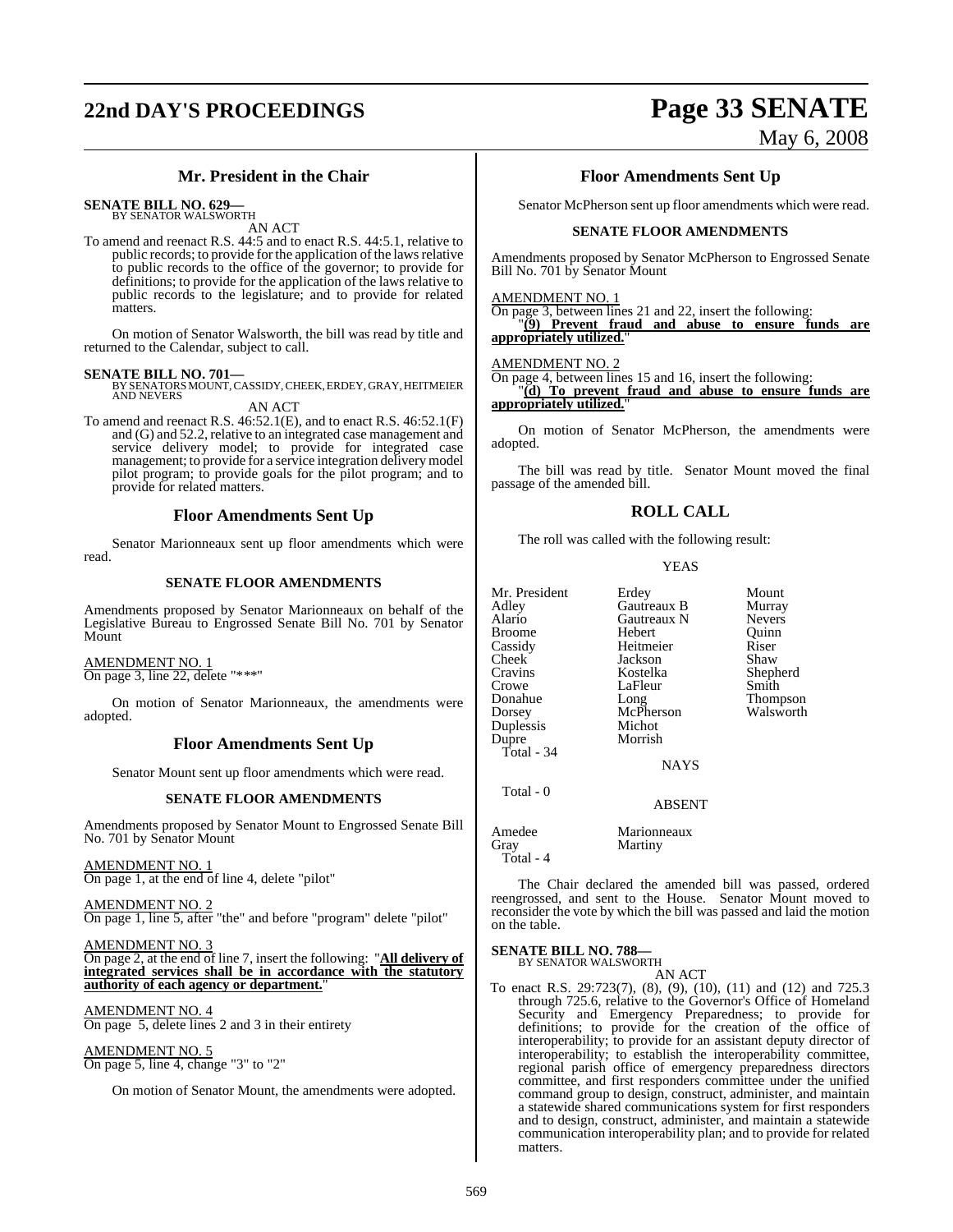## Mr. President in the Chair

**SENATE BILL NO. 629—**
BY SENATOR WALSWORTH

AN ACT

To amend and reenact R.S. 44:5 and to enact R.S. 44:5.1, relative to public records; to provide for the application of the laws relative to public records to the office of the governor; to provide for definitions; to provide for the application of the laws relative to public records to the legislature; and to provide for related matters.

On motion of Senator Walsworth, the bill was read by title and returned to the Calendar, subject to call.

**SENATE BILL NO. 701—**
BY SENATORS MOUNT, CASSIDY, CHEEK, ERDEY, GRAY, HEITMEIER AND NEVERS

AN ACT

To amend and reenact R.S. 46:52.1(E), and to enact R.S. 46:52.1(F) and (G) and 52.2, relative to an integrated case management and service delivery model; to provide for integrated case management; to provide for a service integration delivery model pilot program; to provide goals for the pilot program; and to provide for related matters.

## Floor Amendments Sent Up

Senator Marionneaux sent up floor amendments which were read.

### SENATE FLOOR AMENDMENTS

Amendments proposed by Senator Marionneaux on behalf of the Legislative Bureau to Engrossed Senate Bill No. 701 by Senator Mount

AMENDMENT NO. 1
On page 3, line 22, delete "***"

On motion of Senator Marionneaux, the amendments were adopted.

## Floor Amendments Sent Up

Senator Mount sent up floor amendments which were read.

### SENATE FLOOR AMENDMENTS

Amendments proposed by Senator Mount to Engrossed Senate Bill No. 701 by Senator Mount

AMENDMENT NO. 1
On page 1, at the end of line 4, delete "pilot"

AMENDMENT NO. 2
On page 1, line 5, after "the" and before "program" delete "pilot"

AMENDMENT NO. 3
On page 2, at the end of line 7, insert the following: "**All delivery of integrated services shall be in accordance with the statutory authority of each agency or department.**"

AMENDMENT NO. 4
On page 5, delete lines 2 and 3 in their entirety

AMENDMENT NO. 5
On page 5, line 4, change "3" to "2"

On motion of Senator Mount, the amendments were adopted.

## Floor Amendments Sent Up

Senator McPherson sent up floor amendments which were read.

### SENATE FLOOR AMENDMENTS

Amendments proposed by Senator McPherson to Engrossed Senate Bill No. 701 by Senator Mount

AMENDMENT NO. 1
On page 3, between lines 21 and 22, insert the following:
"**(9) Prevent fraud and abuse to ensure funds are appropriately utilized.**"

AMENDMENT NO. 2
On page 4, between lines 15 and 16, insert the following:
"**(d) To prevent fraud and abuse to ensure funds are appropriately utilized.**"

On motion of Senator McPherson, the amendments were adopted.

The bill was read by title. Senator Mount moved the final passage of the amended bill.

## ROLL CALL

The roll was called with the following result:

YEAS

| | | |
|---|---|---|
| Mr. President | Erdey | Mount |
| Adley | Gautreaux B | Murray |
| Alario | Gautreaux N | Nevers |
| Broome | Hebert | Quinn |
| Cassidy | Heitmeier | Riser |
| Cheek | Jackson | Shaw |
| Cravins | Kostelka | Shepherd |
| Crowe | LaFleur | Smith |
| Donahue | Long | Thompson |
| Dorsey | McPherson | Walsworth |
| Duplessis | Michot | |
| Dupre | Morrish | |

Total - 34

NAYS

Total - 0

ABSENT

| | |
|---|---|
| Amedee | Marionneaux |
| Gray | Martiny |

Total - 4

The Chair declared the amended bill was passed, ordered reengrossed, and sent to the House. Senator Mount moved to reconsider the vote by which the bill was passed and laid the motion on the table.

**SENATE BILL NO. 788—**
BY SENATOR WALSWORTH

AN ACT

To enact R.S. 29:723(7), (8), (9), (10), (11) and (12) and 725.3 through 725.6, relative to the Governor's Office of Homeland Security and Emergency Preparedness; to provide for definitions; to provide for the creation of the office of interoperability; to provide for an assistant deputy director of interoperability; to establish the interoperability committee, regional parish office of emergency preparedness directors committee, and first responders committee under the unified command group to design, construct, administer, and maintain a statewide shared communications system for first responders and to design, construct, administer, and maintain a statewide communication interoperability plan; and to provide for related matters.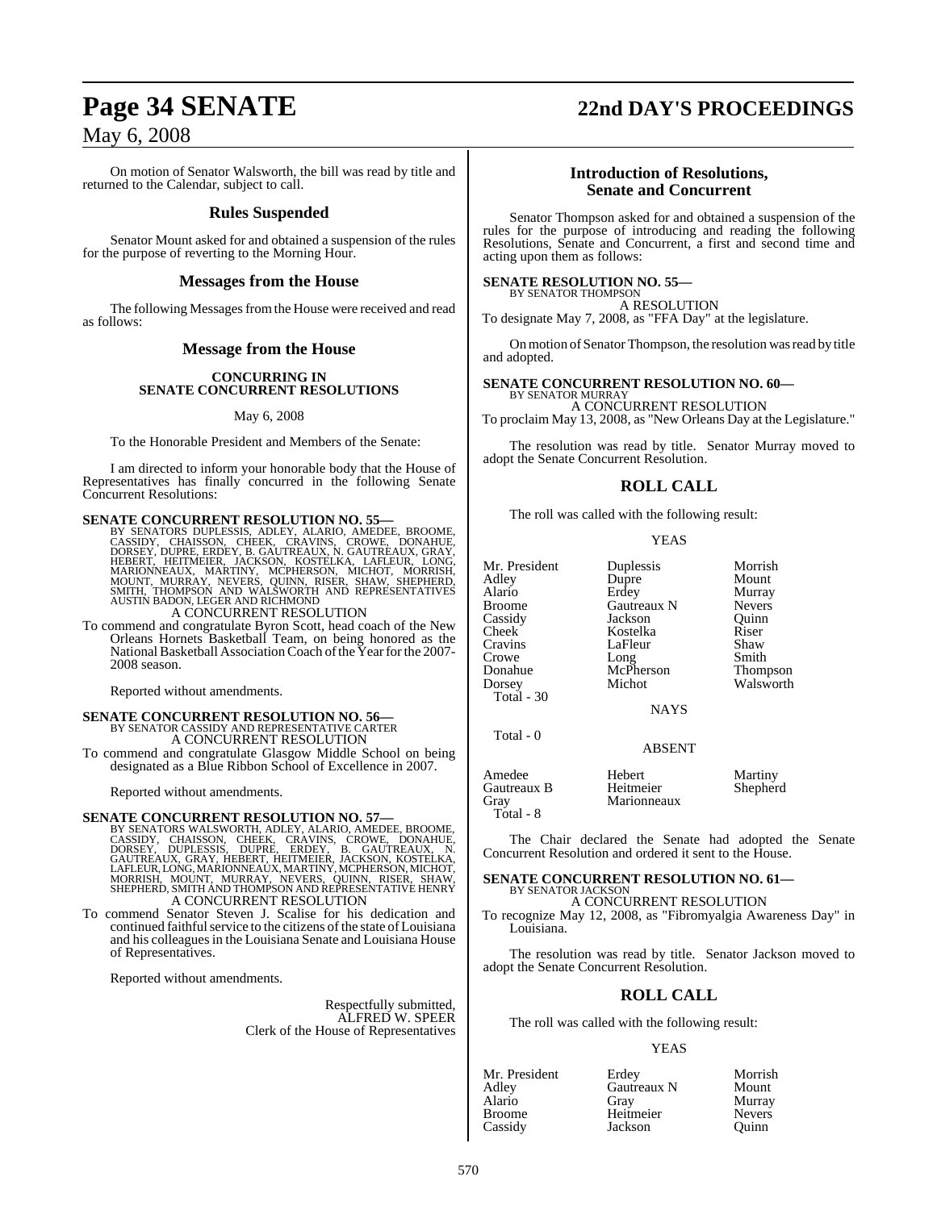On motion of Senator Walsworth, the bill was read by title and returned to the Calendar, subject to call.

## Rules Suspended

Senator Mount asked for and obtained a suspension of the rules for the purpose of reverting to the Morning Hour.

## Messages from the House

The following Messages from the House were received and read as follows:

## Message from the House

### CONCURRING IN SENATE CONCURRENT RESOLUTIONS

May 6, 2008

To the Honorable President and Members of the Senate:

I am directed to inform your honorable body that the House of Representatives has finally concurred in the following Senate Concurrent Resolutions:

**SENATE CONCURRENT RESOLUTION NO. 55—**
BY SENATORS DUPLESSIS, ADLEY, ALARIO, AMEDEE, BROOME, CASSIDY, CHAISSON, CHEEK, CRAVINS, CROWE, DONAHUE, DORSEY, DUPRE, ERDEY, B. GAUTREAUX, N. GAUTREAUX, GRAY, HEBERT, HEITMEIER, JACKSON, KOSTELKA, LAFLEUR, LONG, MARIONNEAUX, MARTINY, MCPHERSON, MICHOT, MORRISH, MOUNT, MURRAY, NEVERS, QUINN, RISER, SHAW, SHEPHERD, SMITH, THOMPSON AND WALSWORTH AND REPRESENTATIVES AUSTIN BADON, LEGER AND RICHMOND
A CONCURRENT RESOLUTION
To commend and congratulate Byron Scott, head coach of the New Orleans Hornets Basketball Team, on being honored as the National Basketball Association Coach of the Year for the 2007-2008 season.

Reported without amendments.

**SENATE CONCURRENT RESOLUTION NO. 56—**
BY SENATOR CASSIDY AND REPRESENTATIVE CARTER
A CONCURRENT RESOLUTION
To commend and congratulate Glasgow Middle School on being designated as a Blue Ribbon School of Excellence in 2007.

Reported without amendments.

**SENATE CONCURRENT RESOLUTION NO. 57—**
BY SENATORS WALSWORTH, ADLEY, ALARIO, AMEDEE, BROOME, CASSIDY, CHAISSON, CHEEK, CRAVINS, CROWE, DONAHUE, DORSEY, DUPLESSIS, DUPRE, ERDEY, B. GAUTREAUX, N. GAUTREAUX, GRAY, HEBERT, HEITMEIER, JACKSON, KOSTELKA, LAFLEUR, LONG, MARIONNEAUX, MARTINY, MCPHERSON, MICHOT, MORRISH, MOUNT, MURRAY, NEVERS, QUINN, RISER, SHAW, SHEPHERD, SMITH AND THOMPSON AND REPRESENTATIVE HENRY
A CONCURRENT RESOLUTION
To commend Senator Steven J. Scalise for his dedication and continued faithful service to the citizens of the state of Louisiana and his colleagues in the Louisiana Senate and Louisiana House of Representatives.

Reported without amendments.

Respectfully submitted,
ALFRED W. SPEER
Clerk of the House of Representatives

## Introduction of Resolutions, Senate and Concurrent

Senator Thompson asked for and obtained a suspension of the rules for the purpose of introducing and reading the following Resolutions, Senate and Concurrent, a first and second time and acting upon them as follows:

**SENATE RESOLUTION NO. 55—**
BY SENATOR THOMPSON
A RESOLUTION
To designate May 7, 2008, as "FFA Day" at the legislature.

On motion of Senator Thompson, the resolution was read by title and adopted.

**SENATE CONCURRENT RESOLUTION NO. 60—**
BY SENATOR MURRAY
A CONCURRENT RESOLUTION
To proclaim May 13, 2008, as "New Orleans Day at the Legislature."

The resolution was read by title. Senator Murray moved to adopt the Senate Concurrent Resolution.

## ROLL CALL

The roll was called with the following result:

YEAS

| | | |
|---|---|---|
| Mr. President | Duplessis | Morrish |
| Adley | Dupre | Mount |
| Alario | Erdey | Murray |
| Broome | Gautreaux N | Nevers |
| Cassidy | Jackson | Quinn |
| Cheek | Kostelka | Riser |
| Cravins | LaFleur | Shaw |
| Crowe | Long | Smith |
| Donahue | McPherson | Thompson |
| Dorsey | Michot | Walsworth |

Total - 30

NAYS

Total - 0

ABSENT

| | | |
|---|---|---|
| Amedee | Hebert | Martiny |
| Gautreaux B | Heitmeier | Shepherd |
| Gray | Marionneaux | |

Total - 8

The Chair declared the Senate had adopted the Senate Concurrent Resolution and ordered it sent to the House.

**SENATE CONCURRENT RESOLUTION NO. 61—**
BY SENATOR JACKSON
A CONCURRENT RESOLUTION
To recognize May 12, 2008, as "Fibromyalgia Awareness Day" in Louisiana.

The resolution was read by title. Senator Jackson moved to adopt the Senate Concurrent Resolution.

## ROLL CALL

The roll was called with the following result:

YEAS

| | | |
|---|---|---|
| Mr. President | Erdey | Morrish |
| Adley | Gautreaux N | Mount |
| Alario | Gray | Murray |
| Broome | Heitmeier | Nevers |
| Cassidy | Jackson | Quinn |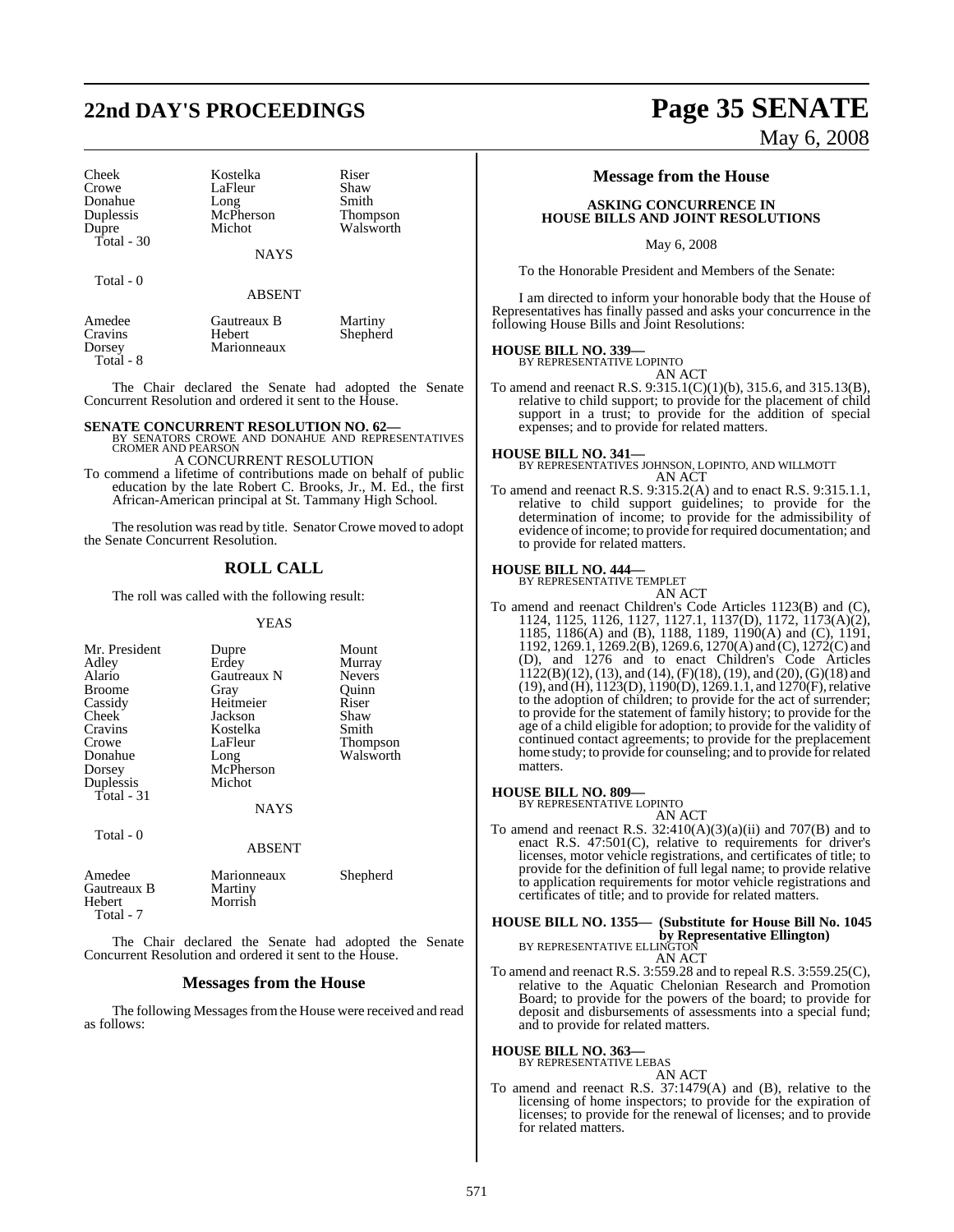| Cheek | Kostelka | Riser |
|---|---|---|
| Crowe | LaFleur | Shaw |
| Donahue | Long | Smith |
| Duplessis | McPherson | Thompson |
| Dupre | Michot | Walsworth |
| Total - 30 | | |

NAYS

Total - 0

ABSENT

| Amedee | Gautreaux B | Martiny |
|---|---|---|
| Cravins | Hebert | Shepherd |
| Dorsey | Marionneaux | |
| Total - 8 | | |

The Chair declared the Senate had adopted the Senate Concurrent Resolution and ordered it sent to the House.

**SENATE CONCURRENT RESOLUTION NO. 62—**
BY SENATORS CROWE AND DONAHUE AND REPRESENTATIVES CROMER AND PEARSON

A CONCURRENT RESOLUTION

To commend a lifetime of contributions made on behalf of public education by the late Robert C. Brooks, Jr., M. Ed., the first African-American principal at St. Tammany High School.

The resolution was read by title. Senator Crowe moved to adopt the Senate Concurrent Resolution.

## ROLL CALL

The roll was called with the following result:

YEAS

| Mr. President | Dupre | Mount |
|---|---|---|
| Adley | Erdey | Murray |
| Alario | Gautreaux N | Nevers |
| Broome | Gray | Quinn |
| Cassidy | Heitmeier | Riser |
| Cheek | Jackson | Shaw |
| Cravins | Kostelka | Smith |
| Crowe | LaFleur | Thompson |
| Donahue | Long | Walsworth |
| Dorsey | McPherson | |
| Duplessis | Michot | |
| Total - 31 | | |

NAYS

Total - 0

ABSENT

| Amedee | Marionneaux | Shepherd |
|---|---|---|
| Gautreaux B | Martiny | |
| Hebert | Morrish | |
| Total - 7 | | |

The Chair declared the Senate had adopted the Senate Concurrent Resolution and ordered it sent to the House.

## Messages from the House

The following Messages from the House were received and read as follows:

## Message from the House

**ASKING CONCURRENCE IN HOUSE BILLS AND JOINT RESOLUTIONS**

May 6, 2008

To the Honorable President and Members of the Senate:

I am directed to inform your honorable body that the House of Representatives has finally passed and asks your concurrence in the following House Bills and Joint Resolutions:

**HOUSE BILL NO. 339—**
BY REPRESENTATIVE LOPINTO

AN ACT

To amend and reenact R.S. 9:315.1(C)(1)(b), 315.6, and 315.13(B), relative to child support; to provide for the placement of child support in a trust; to provide for the addition of special expenses; and to provide for related matters.

**HOUSE BILL NO. 341—**
BY REPRESENTATIVES JOHNSON, LOPINTO, AND WILLMOTT

AN ACT

To amend and reenact R.S. 9:315.2(A) and to enact R.S. 9:315.1.1, relative to child support guidelines; to provide for the determination of income; to provide for the admissibility of evidence of income; to provide for required documentation; and to provide for related matters.

**HOUSE BILL NO. 444—**
BY REPRESENTATIVE TEMPLET

AN ACT

To amend and reenact Children's Code Articles 1123(B) and (C), 1124, 1125, 1126, 1127, 1127.1, 1137(D), 1172, 1173(A)(2), 1185, 1186(A) and (B), 1188, 1189, 1190(A) and (C), 1191, 1192, 1269.1, 1269.2(B), 1269.6, 1270(A) and (C), 1272(C) and (D), and 1276 and to enact Children's Code Articles 1122(B)(12), (13), and (14), (F)(18), (19), and (20), (G)(18) and (19), and (H), 1123(D), 1190(D), 1269.1.1, and 1270(F), relative to the adoption of children; to provide for the act of surrender; to provide for the statement of family history; to provide for the age of a child eligible for adoption; to provide for the validity of continued contact agreements; to provide for the preplacement home study; to provide for counseling; and to provide for related matters.

**HOUSE BILL NO. 809—**
BY REPRESENTATIVE LOPINTO

AN ACT

To amend and reenact R.S. 32:410(A)(3)(a)(ii) and 707(B) and to enact R.S. 47:501(C), relative to requirements for driver's licenses, motor vehicle registrations, and certificates of title; to provide for the definition of full legal name; to provide relative to application requirements for motor vehicle registrations and certificates of title; and to provide for related matters.

**HOUSE BILL NO. 1355— (Substitute for House Bill No. 1045 by Representative Ellington)**
BY REPRESENTATIVE ELLINGTON

AN ACT

To amend and reenact R.S. 3:559.28 and to repeal R.S. 3:559.25(C), relative to the Aquatic Chelonian Research and Promotion Board; to provide for the powers of the board; to provide for deposit and disbursements of assessments into a special fund; and to provide for related matters.

**HOUSE BILL NO. 363—**
BY REPRESENTATIVE LEBAS

AN ACT

To amend and reenact R.S. 37:1479(A) and (B), relative to the licensing of home inspectors; to provide for the expiration of licenses; to provide for the renewal of licenses; and to provide for related matters.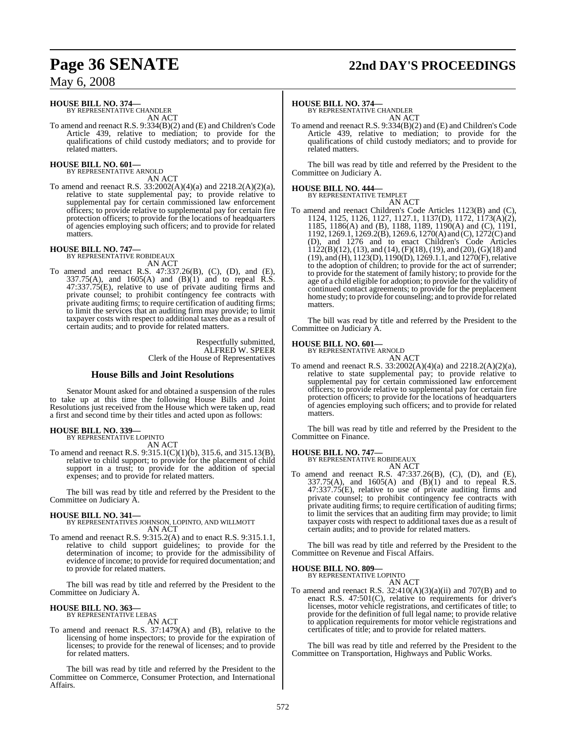**HOUSE BILL NO. 374—**
BY REPRESENTATIVE CHANDLER
AN ACT

To amend and reenact R.S. 9:334(B)(2) and (E) and Children's Code Article 439, relative to mediation; to provide for the qualifications of child custody mediators; and to provide for related matters.

**HOUSE BILL NO. 601—**
BY REPRESENTATIVE ARNOLD
AN ACT

To amend and reenact R.S. 33:2002(A)(4)(a) and 2218.2(A)(2)(a), relative to state supplemental pay; to provide relative to supplemental pay for certain commissioned law enforcement officers; to provide relative to supplemental pay for certain fire protection officers; to provide for the locations of headquarters of agencies employing such officers; and to provide for related matters.

**HOUSE BILL NO. 747—**
BY REPRESENTATIVE ROBIDEAUX
AN ACT

To amend and reenact R.S. 47:337.26(B), (C), (D), and (E), 337.75(A), and 1605(A) and (B)(1) and to repeal R.S. 47:337.75(E), relative to use of private auditing firms and private counsel; to prohibit contingency fee contracts with private auditing firms; to require certification of auditing firms; to limit the services that an auditing firm may provide; to limit taxpayer costs with respect to additional taxes due as a result of certain audits; and to provide for related matters.

Respectfully submitted,
ALFRED W. SPEER
Clerk of the House of Representatives

## House Bills and Joint Resolutions

Senator Mount asked for and obtained a suspension of the rules to take up at this time the following House Bills and Joint Resolutions just received from the House which were taken up, read a first and second time by their titles and acted upon as follows:

**HOUSE BILL NO. 339—**
BY REPRESENTATIVE LOPINTO
AN ACT

To amend and reenact R.S. 9:315.1(C)(1)(b), 315.6, and 315.13(B), relative to child support; to provide for the placement of child support in a trust; to provide for the addition of special expenses; and to provide for related matters.

The bill was read by title and referred by the President to the Committee on Judiciary A.

**HOUSE BILL NO. 341—**
BY REPRESENTATIVES JOHNSON, LOPINTO, AND WILLMOTT
AN ACT

To amend and reenact R.S. 9:315.2(A) and to enact R.S. 9:315.1.1, relative to child support guidelines; to provide for the determination of income; to provide for the admissibility of evidence of income; to provide for required documentation; and to provide for related matters.

The bill was read by title and referred by the President to the Committee on Judiciary A.

**HOUSE BILL NO. 363—**
BY REPRESENTATIVE LEBAS
AN ACT

To amend and reenact R.S. 37:1479(A) and (B), relative to the licensing of home inspectors; to provide for the expiration of licenses; to provide for the renewal of licenses; and to provide for related matters.

The bill was read by title and referred by the President to the Committee on Commerce, Consumer Protection, and International Affairs.

**HOUSE BILL NO. 374—**
BY REPRESENTATIVE CHANDLER
AN ACT

To amend and reenact R.S. 9:334(B)(2) and (E) and Children's Code Article 439, relative to mediation; to provide for the qualifications of child custody mediators; and to provide for related matters.

The bill was read by title and referred by the President to the Committee on Judiciary A.

**HOUSE BILL NO. 444—**
BY REPRESENTATIVE TEMPLET
AN ACT

To amend and reenact Children's Code Articles 1123(B) and (C), 1124, 1125, 1126, 1127, 1127.1, 1137(D), 1172, 1173(A)(2), 1185, 1186(A) and (B), 1188, 1189, 1190(A) and (C), 1191, 1192, 1269.1, 1269.2(B), 1269.6, 1270(A) and (C), 1272(C) and (D), and 1276 and to enact Children's Code Articles 1122(B)(12), (13), and (14), (F)(18), (19), and (20), (G)(18) and (19), and (H), 1123(D), 1190(D), 1269.1.1, and 1270(F), relative to the adoption of children; to provide for the act of surrender; to provide for the statement of family history; to provide for the age of a child eligible for adoption; to provide for the validity of continued contact agreements; to provide for the preplacement home study; to provide for counseling; and to provide for related matters.

The bill was read by title and referred by the President to the Committee on Judiciary A.

**HOUSE BILL NO. 601—**
BY REPRESENTATIVE ARNOLD
AN ACT

To amend and reenact R.S. 33:2002(A)(4)(a) and 2218.2(A)(2)(a), relative to state supplemental pay; to provide relative to supplemental pay for certain commissioned law enforcement officers; to provide relative to supplemental pay for certain fire protection officers; to provide for the locations of headquarters of agencies employing such officers; and to provide for related matters.

The bill was read by title and referred by the President to the Committee on Finance.

**HOUSE BILL NO. 747—**
BY REPRESENTATIVE ROBIDEAUX
AN ACT

To amend and reenact R.S. 47:337.26(B), (C), (D), and (E), 337.75(A), and 1605(A) and (B)(1) and to repeal R.S. 47:337.75(E), relative to use of private auditing firms and private counsel; to prohibit contingency fee contracts with private auditing firms; to require certification of auditing firms; to limit the services that an auditing firm may provide; to limit taxpayer costs with respect to additional taxes due as a result of certain audits; and to provide for related matters.

The bill was read by title and referred by the President to the Committee on Revenue and Fiscal Affairs.

**HOUSE BILL NO. 809—**
BY REPRESENTATIVE LOPINTO
AN ACT

To amend and reenact R.S. 32:410(A)(3)(a)(ii) and 707(B) and to enact R.S. 47:501(C), relative to requirements for driver's licenses, motor vehicle registrations, and certificates of title; to provide for the definition of full legal name; to provide relative to application requirements for motor vehicle registrations and certificates of title; and to provide for related matters.

The bill was read by title and referred by the President to the Committee on Transportation, Highways and Public Works.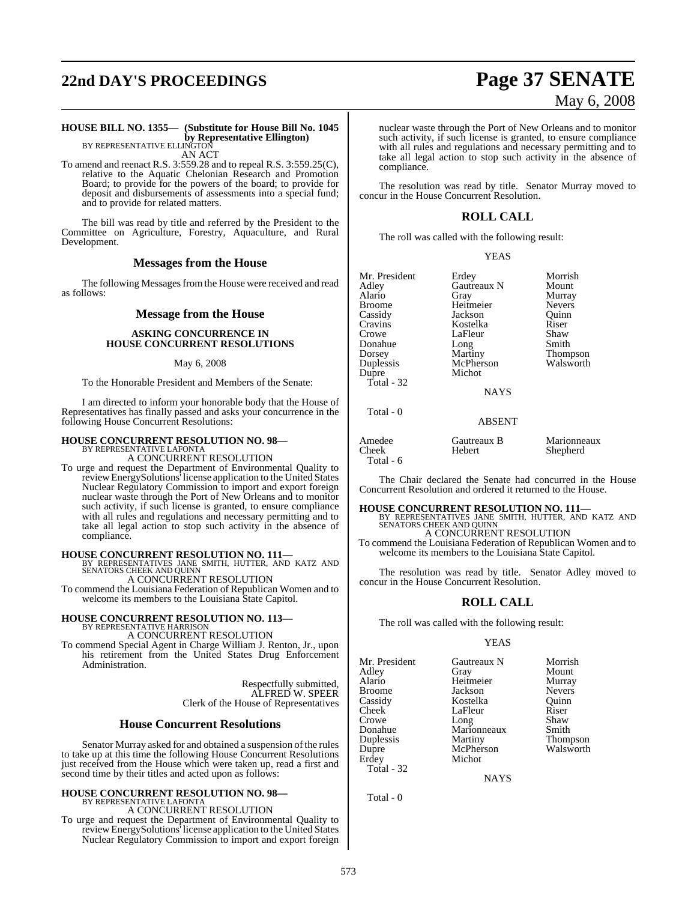**HOUSE BILL NO. 1355— (Substitute for House Bill No. 1045 by Representative Ellington)**
BY REPRESENTATIVE ELLINGTON

AN ACT

To amend and reenact R.S. 3:559.28 and to repeal R.S. 3:559.25(C), relative to the Aquatic Chelonian Research and Promotion Board; to provide for the powers of the board; to provide for deposit and disbursements of assessments into a special fund; and to provide for related matters.

The bill was read by title and referred by the President to the Committee on Agriculture, Forestry, Aquaculture, and Rural Development.

## Messages from the House

The following Messages from the House were received and read as follows:

## Message from the House

**ASKING CONCURRENCE IN HOUSE CONCURRENT RESOLUTIONS**

May 6, 2008

To the Honorable President and Members of the Senate:

I am directed to inform your honorable body that the House of Representatives has finally passed and asks your concurrence in the following House Concurrent Resolutions:

**HOUSE CONCURRENT RESOLUTION NO. 98—**
BY REPRESENTATIVE LAFONTA

A CONCURRENT RESOLUTION

To urge and request the Department of Environmental Quality to review EnergySolutions' license application to the United States Nuclear Regulatory Commission to import and export foreign nuclear waste through the Port of New Orleans and to monitor such activity, if such license is granted, to ensure compliance with all rules and regulations and necessary permitting and to take all legal action to stop such activity in the absence of compliance.

**HOUSE CONCURRENT RESOLUTION NO. 111—**
BY REPRESENTATIVES JANE SMITH, HUTTER, AND KATZ AND SENATORS CHEEK AND QUINN

A CONCURRENT RESOLUTION

To commend the Louisiana Federation of Republican Women and to welcome its members to the Louisiana State Capitol.

**HOUSE CONCURRENT RESOLUTION NO. 113—**
BY REPRESENTATIVE HARRISON

A CONCURRENT RESOLUTION

To commend Special Agent in Charge William J. Renton, Jr., upon his retirement from the United States Drug Enforcement Administration.

Respectfully submitted,
ALFRED W. SPEER
Clerk of the House of Representatives

## House Concurrent Resolutions

Senator Murray asked for and obtained a suspension of the rules to take up at this time the following House Concurrent Resolutions just received from the House which were taken up, read a first and second time by their titles and acted upon as follows:

**HOUSE CONCURRENT RESOLUTION NO. 98—**
BY REPRESENTATIVE LAFONTA

A CONCURRENT RESOLUTION

To urge and request the Department of Environmental Quality to review EnergySolutions' license application to the United States Nuclear Regulatory Commission to import and export foreign nuclear waste through the Port of New Orleans and to monitor such activity, if such license is granted, to ensure compliance with all rules and regulations and necessary permitting and to take all legal action to stop such activity in the absence of compliance.

The resolution was read by title. Senator Murray moved to concur in the House Concurrent Resolution.

## ROLL CALL

The roll was called with the following result:

YEAS

| | | |
|---|---|---|
| Mr. President | Erdey | Morrish |
| Adley | Gautreaux N | Mount |
| Alario | Gray | Murray |
| Broome | Heitmeier | Nevers |
| Cassidy | Jackson | Quinn |
| Cravins | Kostelka | Riser |
| Crowe | LaFleur | Shaw |
| Donahue | Long | Smith |
| Dorsey | Martiny | Thompson |
| Duplessis | McPherson | Walsworth |
| Dupre | Michot | |

Total - 32

NAYS

Total - 0

ABSENT

| | | |
|---|---|---|
| Amedee | Gautreaux B | Marionneaux |
| Cheek | Hebert | Shepherd |

Total - 6

The Chair declared the Senate had concurred in the House Concurrent Resolution and ordered it returned to the House.

**HOUSE CONCURRENT RESOLUTION NO. 111—**
BY REPRESENTATIVES JANE SMITH, HUTTER, AND KATZ AND SENATORS CHEEK AND QUINN

A CONCURRENT RESOLUTION

To commend the Louisiana Federation of Republican Women and to welcome its members to the Louisiana State Capitol.

The resolution was read by title. Senator Adley moved to concur in the House Concurrent Resolution.

## ROLL CALL

The roll was called with the following result:

YEAS

| | | |
|---|---|---|
| Mr. President | Gautreaux N | Morrish |
| Adley | Gray | Mount |
| Alario | Heitmeier | Murray |
| Broome | Jackson | Nevers |
| Cassidy | Kostelka | Quinn |
| Cheek | LaFleur | Riser |
| Crowe | Long | Shaw |
| Donahue | Marionneaux | Smith |
| Duplessis | Martiny | Thompson |
| Dupre | McPherson | Walsworth |
| Erdey | Michot | |

Total - 32

NAYS

Total - 0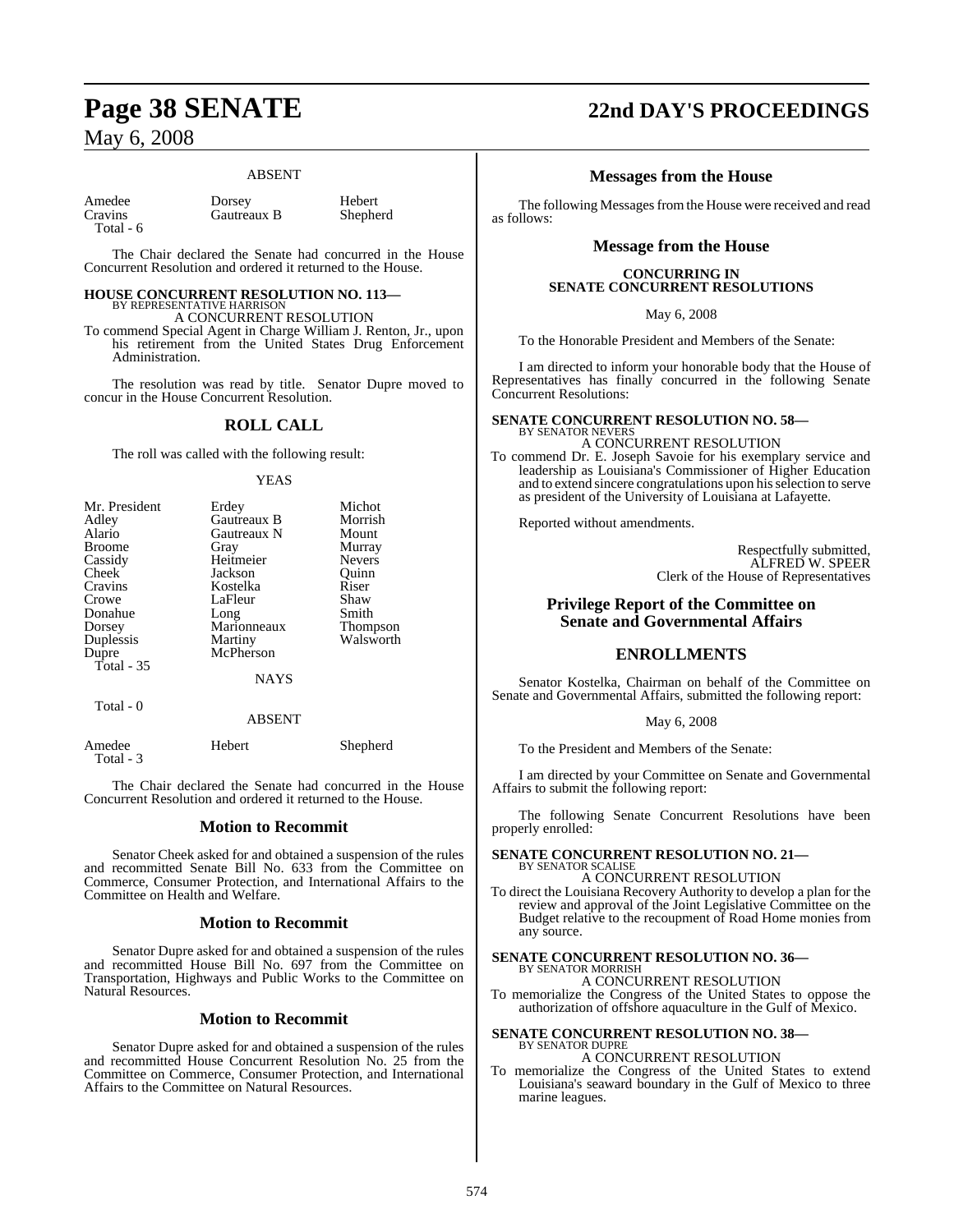ABSENT

| Amedee | Dorsey | Hebert |
|---|---|---|
| Cravins | Gautreaux B | Shepherd |

Total - 6

The Chair declared the Senate had concurred in the House Concurrent Resolution and ordered it returned to the House.

**HOUSE CONCURRENT RESOLUTION NO. 113—**
BY REPRESENTATIVE HARRISON
A CONCURRENT RESOLUTION

To commend Special Agent in Charge William J. Renton, Jr., upon his retirement from the United States Drug Enforcement Administration.

The resolution was read by title. Senator Dupre moved to concur in the House Concurrent Resolution.

## ROLL CALL

The roll was called with the following result:

YEAS

| Mr. President | Erdey | Michot |
|---|---|---|
| Adley | Gautreaux B | Morrish |
| Alario | Gautreaux N | Mount |
| Broome | Gray | Murray |
| Cassidy | Heitmeier | Nevers |
| Cheek | Jackson | Quinn |
| Cravins | Kostelka | Riser |
| Crowe | LaFleur | Shaw |
| Donahue | Long | Smith |
| Dorsey | Marionneaux | Thompson |
| Duplessis | Martiny | Walsworth |
| Dupre | McPherson | |

Total - 35

NAYS

Total - 0

ABSENT

| Amedee | Hebert | Shepherd |
|---|---|---|

Total - 3

The Chair declared the Senate had concurred in the House Concurrent Resolution and ordered it returned to the House.

## Motion to Recommit

Senator Cheek asked for and obtained a suspension of the rules and recommitted Senate Bill No. 633 from the Committee on Commerce, Consumer Protection, and International Affairs to the Committee on Health and Welfare.

## Motion to Recommit

Senator Dupre asked for and obtained a suspension of the rules and recommitted House Bill No. 697 from the Committee on Transportation, Highways and Public Works to the Committee on Natural Resources.

## Motion to Recommit

Senator Dupre asked for and obtained a suspension of the rules and recommitted House Concurrent Resolution No. 25 from the Committee on Commerce, Consumer Protection, and International Affairs to the Committee on Natural Resources.

## Messages from the House

The following Messages from the House were received and read as follows:

## Message from the House

### CONCURRING IN SENATE CONCURRENT RESOLUTIONS

May 6, 2008

To the Honorable President and Members of the Senate:

I am directed to inform your honorable body that the House of Representatives has finally concurred in the following Senate Concurrent Resolutions:

**SENATE CONCURRENT RESOLUTION NO. 58—**
BY SENATOR NEVERS
A CONCURRENT RESOLUTION

To commend Dr. E. Joseph Savoie for his exemplary service and leadership as Louisiana's Commissioner of Higher Education and to extend sincere congratulations upon his selection to serve as president of the University of Louisiana at Lafayette.

Reported without amendments.

Respectfully submitted,
ALFRED W. SPEER
Clerk of the House of Representatives

## Privilege Report of the Committee on Senate and Governmental Affairs

## ENROLLMENTS

Senator Kostelka, Chairman on behalf of the Committee on Senate and Governmental Affairs, submitted the following report:

May 6, 2008

To the President and Members of the Senate:

I am directed by your Committee on Senate and Governmental Affairs to submit the following report:

The following Senate Concurrent Resolutions have been properly enrolled:

**SENATE CONCURRENT RESOLUTION NO. 21—**
BY SENATOR SCALISE
A CONCURRENT RESOLUTION

To direct the Louisiana Recovery Authority to develop a plan for the review and approval of the Joint Legislative Committee on the Budget relative to the recoupment of Road Home monies from any source.

**SENATE CONCURRENT RESOLUTION NO. 36—**
BY SENATOR MORRISH
A CONCURRENT RESOLUTION

To memorialize the Congress of the United States to oppose the authorization of offshore aquaculture in the Gulf of Mexico.

**SENATE CONCURRENT RESOLUTION NO. 38—**
BY SENATOR DUPRE
A CONCURRENT RESOLUTION

To memorialize the Congress of the United States to extend Louisiana's seaward boundary in the Gulf of Mexico to three marine leagues.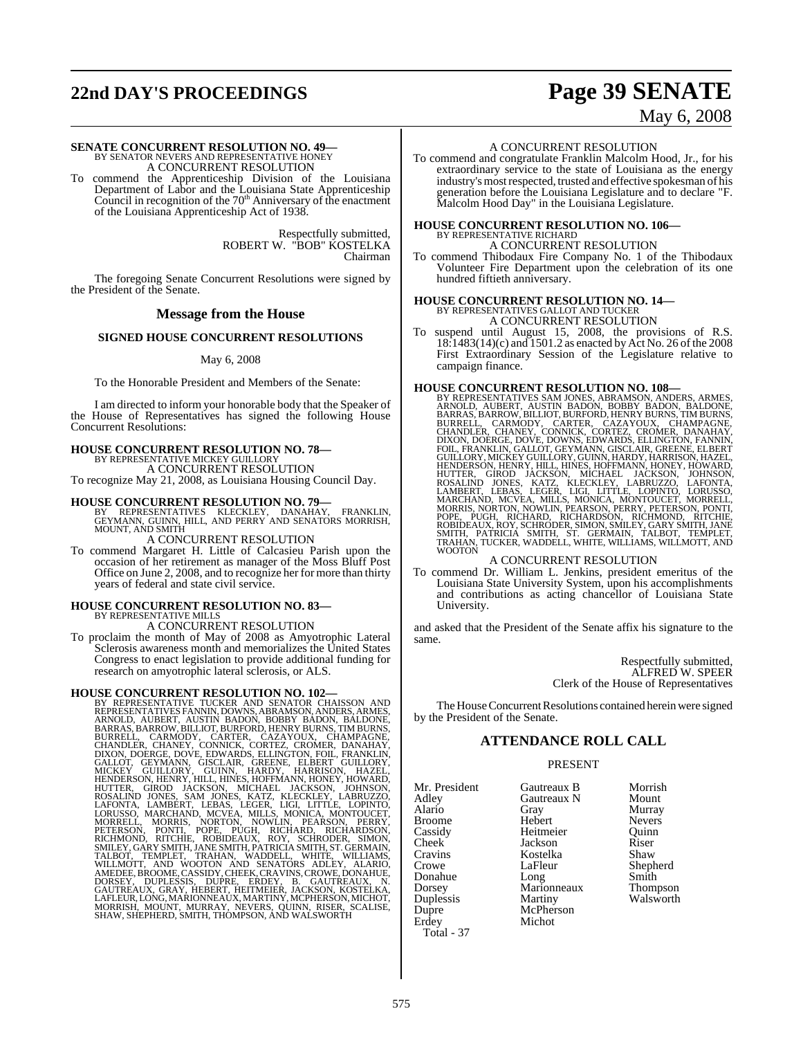**SENATE CONCURRENT RESOLUTION NO. 49—**
BY SENATOR NEVERS AND REPRESENTATIVE HONEY
A CONCURRENT RESOLUTION

To commend the Apprenticeship Division of the Louisiana Department of Labor and the Louisiana State Apprenticeship Council in recognition of the 70th Anniversary of the enactment of the Louisiana Apprenticeship Act of 1938.

Respectfully submitted,
ROBERT W. "BOB" KOSTELKA
Chairman

The foregoing Senate Concurrent Resolutions were signed by the President of the Senate.

## Message from the House

### SIGNED HOUSE CONCURRENT RESOLUTIONS

May 6, 2008

To the Honorable President and Members of the Senate:

I am directed to inform your honorable body that the Speaker of the House of Representatives has signed the following House Concurrent Resolutions:

**HOUSE CONCURRENT RESOLUTION NO. 78—**
BY REPRESENTATIVE MICKEY GUILLORY
A CONCURRENT RESOLUTION

To recognize May 21, 2008, as Louisiana Housing Council Day.

**HOUSE CONCURRENT RESOLUTION NO. 79—**
BY REPRESENTATIVES KLECKLEY, DANAHAY, FRANKLIN, GEYMANN, GUINN, HILL, AND PERRY AND SENATORS MORRISH, MOUNT, AND SMITH
A CONCURRENT RESOLUTION

To commend Margaret H. Little of Calcasieu Parish upon the occasion of her retirement as manager of the Moss Bluff Post Office on June 2, 2008, and to recognize her for more than thirty years of federal and state civil service.

**HOUSE CONCURRENT RESOLUTION NO. 83—**
BY REPRESENTATIVE MILLS
A CONCURRENT RESOLUTION

To proclaim the month of May of 2008 as Amyotrophic Lateral Sclerosis awareness month and memorializes the United States Congress to enact legislation to provide additional funding for research on amyotrophic lateral sclerosis, or ALS.

**HOUSE CONCURRENT RESOLUTION NO. 102—**
BY REPRESENTATIVE TUCKER AND SENATOR CHAISSON AND REPRESENTATIVES FANNIN, DOWNS, ABRAMSON, ANDERS, ARMES, ARNOLD, AUBERT, AUSTIN BADON, BOBBY BADON, BALDONE, BARRAS, BARROW, BILLIOT, BURFORD, HENRY BURNS, TIM BURNS, BURRELL, CARMODY, CARTER, CAZAYOUX, CHAMPAGNE, CHANDLER, CHANEY, CONNICK, CORTEZ, CROMER, DANAHAY, DIXON, DOERGE, DOVE, EDWARDS, ELLINGTON, FOIL, FRANKLIN, GALLOT, GEYMANN, GISCLAIR, GREENE, ELBERT GUILLORY, MICKEY GUILLORY, GUINN, HARDY, HARRISON, HAZEL, HENDERSON, HENRY, HILL, HINES, HOFFMANN, HONEY, HOWARD, HUTTER, GIROD JACKSON, MICHAEL JACKSON, JOHNSON, ROSALIND JONES, SAM JONES, KATZ, KLECKLEY, LABRUZZO, LAFONTA, LAMBERT, LEBAS, LEGER, LIGI, LITTLE, LOPINTO, LORUSSO, MARCHAND, MCVEA, MILLS, MONICA, MONTOUCET, MORRELL, MORRIS, NORTON, NOWLIN, PEARSON, PERRY, PETERSON, PONTI, POPE, PUGH, RICHARD, RICHARDSON, RICHMOND, RITCHIE, ROBIDEAUX, ROY, SCHRODER, SIMON, SMILEY, GARY SMITH, JANE SMITH, PATRICIA SMITH, ST. GERMAIN, TALBOT, TEMPLET, TRAHAN, WADDELL, WHITE, WILLIAMS, WILLMOTT, AND WOOTON AND SENATORS ADLEY, ALARIO, AMEDEE, BROOME, CASSIDY, CHEEK, CRAVINS, CROWE, DONAHUE, DORSEY, DUPLESSIS, DUPRE, ERDEY, B. GAUTREAUX, N. GAUTREAUX, GRAY, HEBERT, HEITMEIER, JACKSON, KOSTELKA, LAFLEUR, LONG, MARIONNEAUX, MARTINY, MCPHERSON, MICHOT, MORRISH, MOUNT, MURRAY, NEVERS, QUINN, RISER, SCALISE, SHAW, SHEPHERD, SMITH, THOMPSON, AND WALSWORTH
A CONCURRENT RESOLUTION

To commend and congratulate Franklin Malcolm Hood, Jr., for his extraordinary service to the state of Louisiana as the energy industry's most respected, trusted and effective spokesman of his generation before the Louisiana Legislature and to declare "F. Malcolm Hood Day" in the Louisiana Legislature.

**HOUSE CONCURRENT RESOLUTION NO. 106—**
BY REPRESENTATIVE RICHARD
A CONCURRENT RESOLUTION

To commend Thibodaux Fire Company No. 1 of the Thibodaux Volunteer Fire Department upon the celebration of its one hundred fiftieth anniversary.

**HOUSE CONCURRENT RESOLUTION NO. 14—**
BY REPRESENTATIVES GALLOT AND TUCKER
A CONCURRENT RESOLUTION

To suspend until August 15, 2008, the provisions of R.S. 18:1483(14)(c) and 1501.2 as enacted by Act No. 26 of the 2008 First Extraordinary Session of the Legislature relative to campaign finance.

**HOUSE CONCURRENT RESOLUTION NO. 108—**
BY REPRESENTATIVES SAM JONES, ABRAMSON, ANDERS, ARMES, ARNOLD, AUBERT, AUSTIN BADON, BOBBY BADON, BALDONE, BARRAS, BARROW, BILLIOT, BURFORD, HENRY BURNS, TIM BURNS, BURRELL, CARMODY, CARTER, CAZAYOUX, CHAMPAGNE, CHANDLER, CHANEY, CONNICK, CORTEZ, CROMER, DANAHAY, DIXON, DOERGE, DOVE, DOWNS, EDWARDS, ELLINGTON, FANNIN, FOIL, FRANKLIN, GALLOT, GEYMANN, GISCLAIR, GREENE, ELBERT GUILLORY, MICKEY GUILLORY, GUINN, HARDY, HARRISON, HAZEL, HENDERSON, HENRY, HILL, HINES, HOFFMANN, HONEY, HOWARD, HUTTER, GIROD JACKSON, MICHAEL JACKSON, JOHNSON, ROSALIND JONES, KATZ, KLECKLEY, LABRUZZO, LAFONTA, LAMBERT, LEBAS, LEGER, LIGI, LITTLE, LOPINTO, LORUSSO, MARCHAND, MCVEA, MILLS, MONICA, MONTOUCET, MORRELL, MORRIS, NORTON, NOWLIN, PEARSON, PERRY, PETERSON, PONTI, POPE, PUGH, RICHARD, RICHARDSON, RICHMOND, RITCHIE, ROBIDEAUX, ROY, SCHRODER, SIMON, SMILEY, GARY SMITH, JANE SMITH, PATRICIA SMITH, ST. GERMAIN, TALBOT, TEMPLET, TRAHAN, TUCKER, WADDELL, WHITE, WILLIAMS, WILLMOTT, AND WOOTON
A CONCURRENT RESOLUTION

To commend Dr. William L. Jenkins, president emeritus of the Louisiana State University System, upon his accomplishments and contributions as acting chancellor of Louisiana State University.

and asked that the President of the Senate affix his signature to the same.

Respectfully submitted,
ALFRED W. SPEER
Clerk of the House of Representatives

The House Concurrent Resolutions contained herein were signed by the President of the Senate.

## ATTENDANCE ROLL CALL

PRESENT

| | | |
|---|---|---|
| Mr. President | Gautreaux B | Morrish |
| Adley | Gautreaux N | Mount |
| Alario | Gray | Murray |
| Broome | Hebert | Nevers |
| Cassidy | Heitmeier | Quinn |
| Cheek | Jackson | Riser |
| Cravins | Kostelka | Shaw |
| Crowe | LaFleur | Shepherd |
| Donahue | Long | Smith |
| Dorsey | Marionneaux | Thompson |
| Duplessis | Martiny | Walsworth |
| Dupre | McPherson | |
| Erdey | Michot | |

Total - 37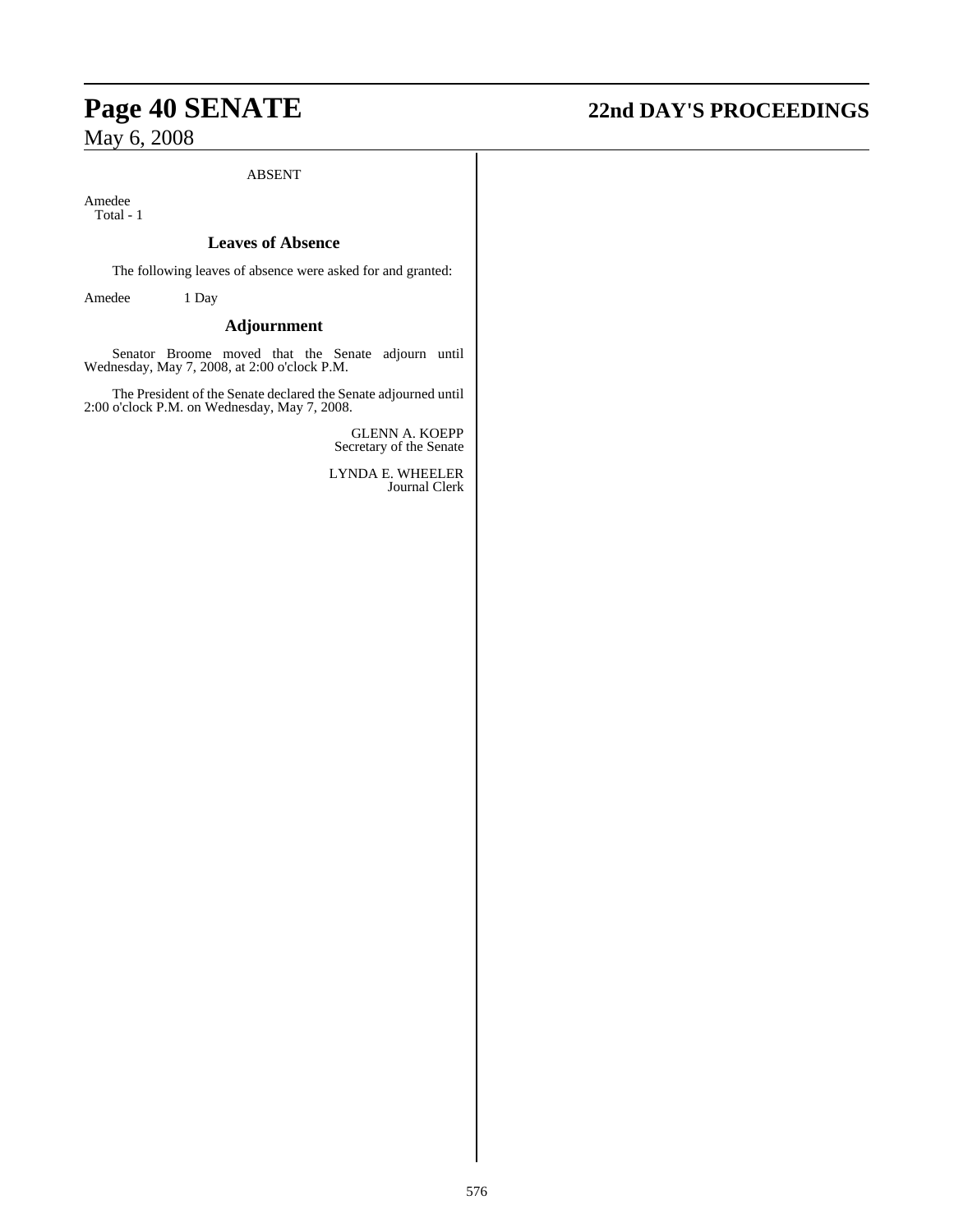ABSENT

Amedee
Total - 1

## Leaves of Absence

The following leaves of absence were asked for and granted:

Amedee 1 Day

## Adjournment

Senator Broome moved that the Senate adjourn until Wednesday, May 7, 2008, at 2:00 o'clock P.M.

The President of the Senate declared the Senate adjourned until 2:00 o'clock P.M. on Wednesday, May 7, 2008.

GLENN A. KOEPP
Secretary of the Senate

LYNDA E. WHEELER
Journal Clerk